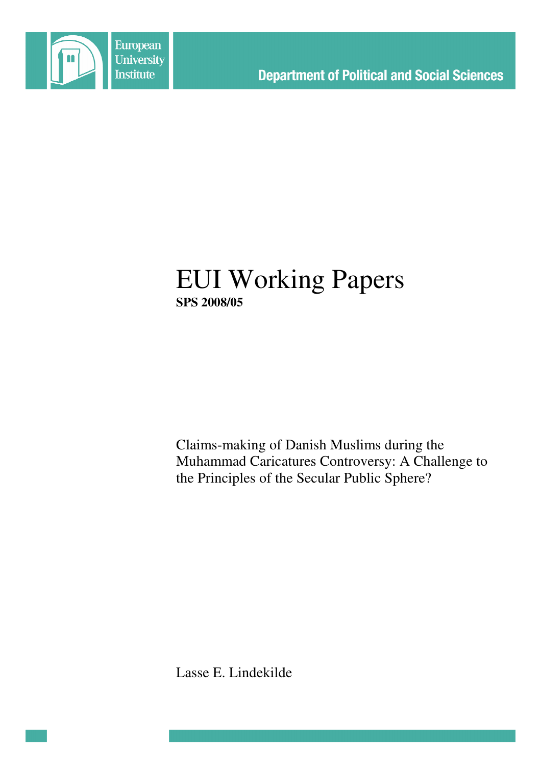European University Institute

Department of Political and Social Sciences

# EUI Working Papers

**SPS 2008/05**

Claims-making of Danish Muslims during the Muhammad Caricatures Controversy: A Challenge to the Principles of the Secular Public Sphere?

Lasse E. Lindekilde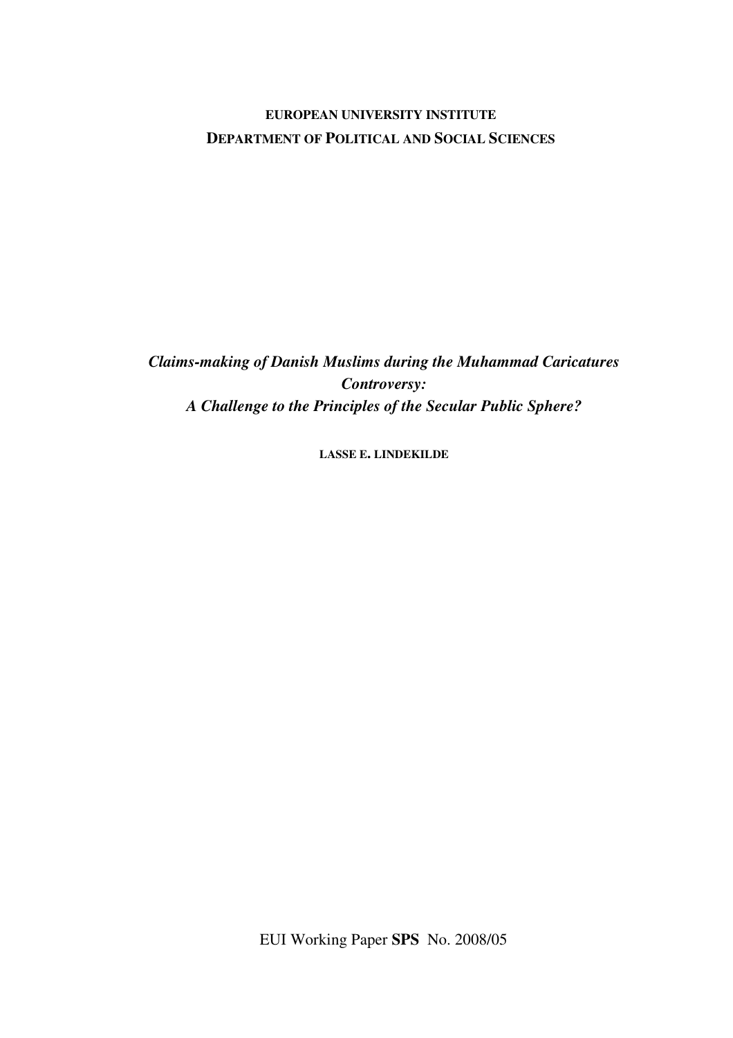**EUROPEAN UNIVERSITY INSTITUTE**

**DEPARTMENT OF POLITICAL AND SOCIAL SCIENCES**

***Claims-making of Danish Muslims during the Muhammad Caricatures Controversy:***

***A Challenge to the Principles of the Secular Public Sphere?***

**LASSE E. LINDEKILDE**

EUI Working Paper **SPS** No. 2008/05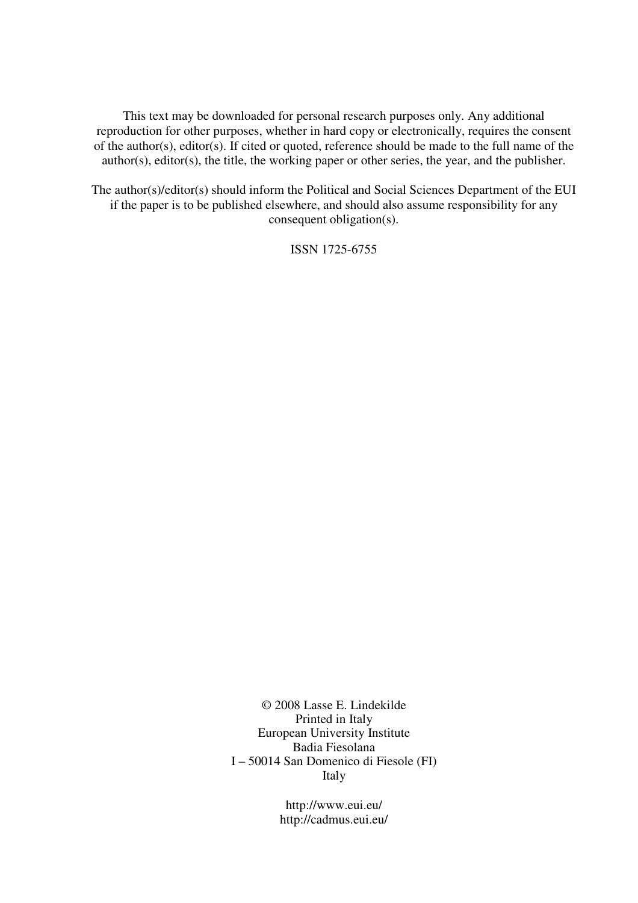This text may be downloaded for personal research purposes only. Any additional reproduction for other purposes, whether in hard copy or electronically, requires the consent of the author(s), editor(s). If cited or quoted, reference should be made to the full name of the author(s), editor(s), the title, the working paper or other series, the year, and the publisher.

The author(s)/editor(s) should inform the Political and Social Sciences Department of the EUI if the paper is to be published elsewhere, and should also assume responsibility for any consequent obligation(s).

ISSN 1725-6755

© 2008 Lasse E. Lindekilde
Printed in Italy
European University Institute
Badia Fiesolana
I – 50014 San Domenico di Fiesole (FI)
Italy

http://www.eui.eu/
http://cadmus.eui.eu/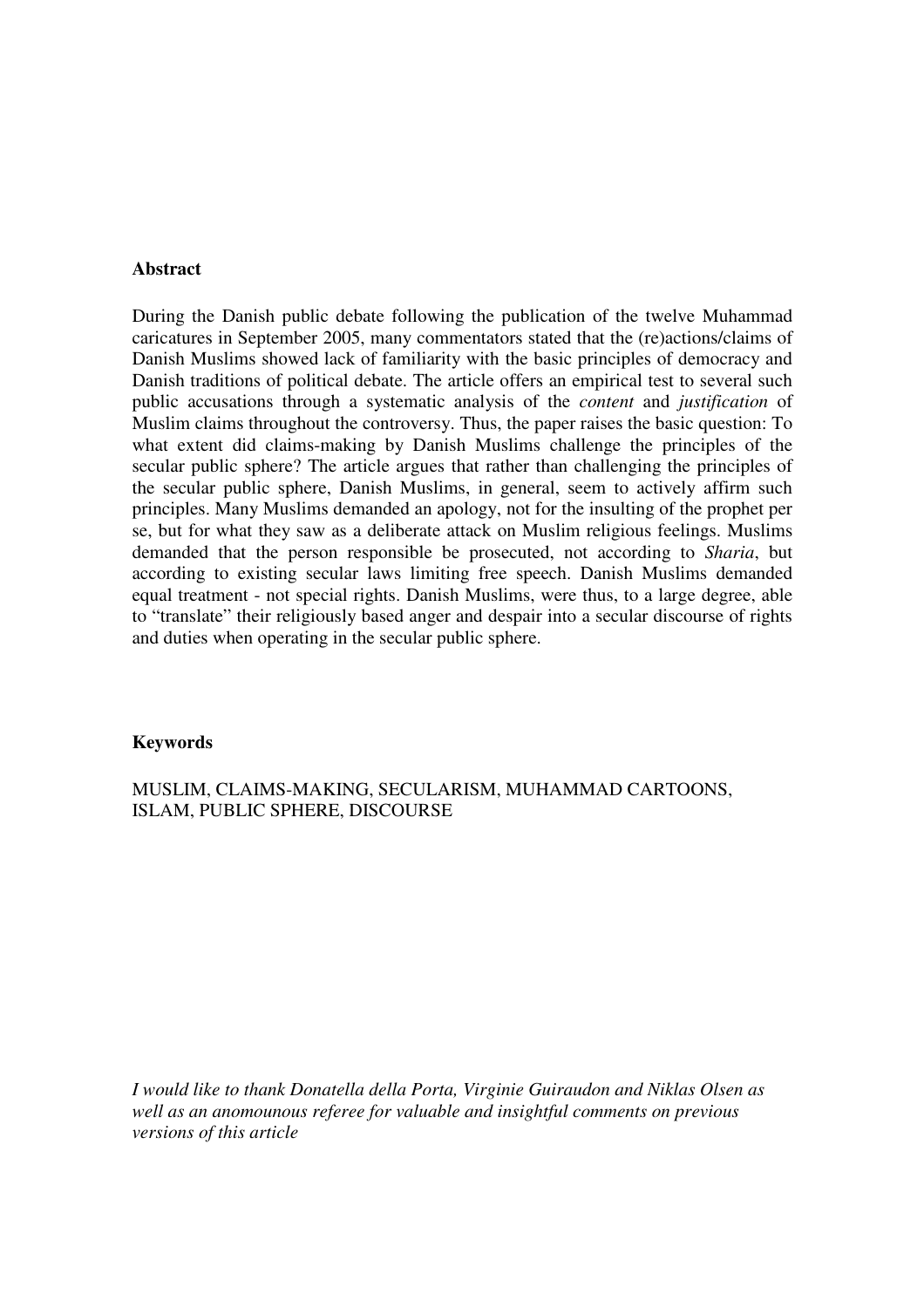**Abstract**

During the Danish public debate following the publication of the twelve Muhammad caricatures in September 2005, many commentators stated that the (re)actions/claims of Danish Muslims showed lack of familiarity with the basic principles of democracy and Danish traditions of political debate. The article offers an empirical test to several such public accusations through a systematic analysis of the *content* and *justification* of Muslim claims throughout the controversy. Thus, the paper raises the basic question: To what extent did claims-making by Danish Muslims challenge the principles of the secular public sphere? The article argues that rather than challenging the principles of the secular public sphere, Danish Muslims, in general, seem to actively affirm such principles. Many Muslims demanded an apology, not for the insulting of the prophet per se, but for what they saw as a deliberate attack on Muslim religious feelings. Muslims demanded that the person responsible be prosecuted, not according to *Sharia*, but according to existing secular laws limiting free speech. Danish Muslims demanded equal treatment - not special rights. Danish Muslims, were thus, to a large degree, able to "translate" their religiously based anger and despair into a secular discourse of rights and duties when operating in the secular public sphere.

**Keywords**

MUSLIM, CLAIMS-MAKING, SECULARISM, MUHAMMAD CARTOONS, ISLAM, PUBLIC SPHERE, DISCOURSE

*I would like to thank Donatella della Porta, Virginie Guiraudon and Niklas Olsen as well as an anomounous referee for valuable and insightful comments on previous versions of this article*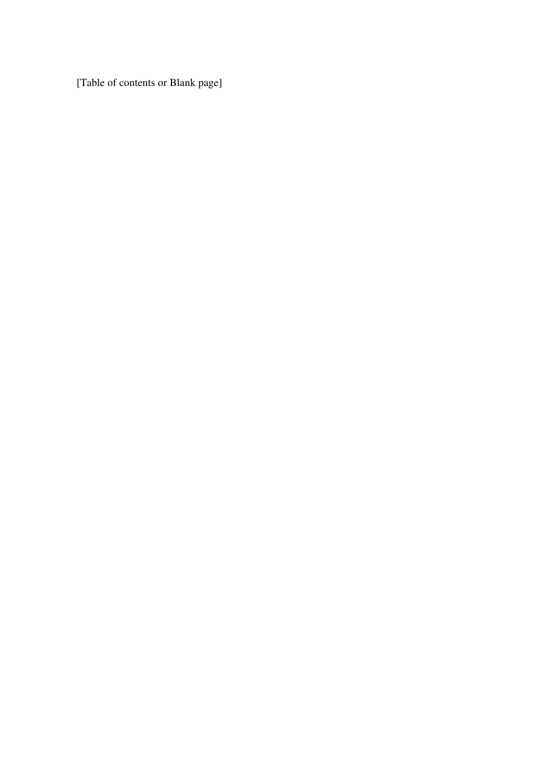[Table of contents or Blank page]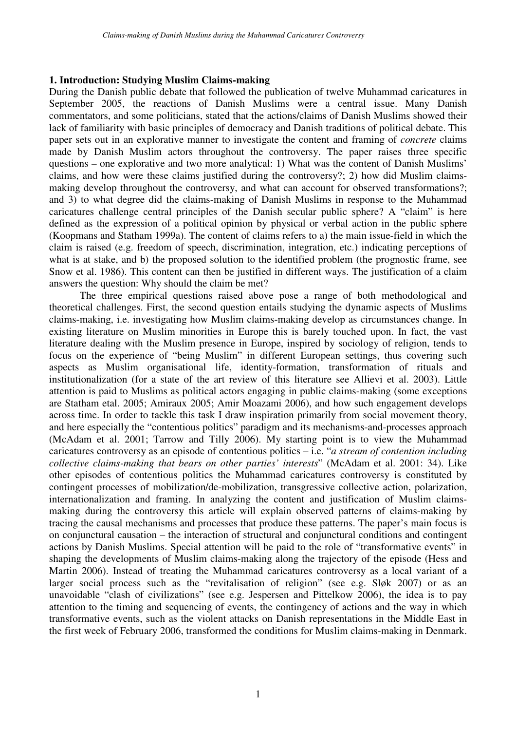## 1. Introduction: Studying Muslim Claims-making

During the Danish public debate that followed the publication of twelve Muhammad caricatures in September 2005, the reactions of Danish Muslims were a central issue. Many Danish commentators, and some politicians, stated that the actions/claims of Danish Muslims showed their lack of familiarity with basic principles of democracy and Danish traditions of political debate. This paper sets out in an explorative manner to investigate the content and framing of *concrete* claims made by Danish Muslim actors throughout the controversy. The paper raises three specific questions – one explorative and two more analytical: 1) What was the content of Danish Muslims' claims, and how were these claims justified during the controversy?; 2) how did Muslim claims-making develop throughout the controversy, and what can account for observed transformations?; and 3) to what degree did the claims-making of Danish Muslims in response to the Muhammad caricatures challenge central principles of the Danish secular public sphere? A "claim" is here defined as the expression of a political opinion by physical or verbal action in the public sphere (Koopmans and Statham 1999a). The content of claims refers to a) the main issue-field in which the claim is raised (e.g. freedom of speech, discrimination, integration, etc.) indicating perceptions of what is at stake, and b) the proposed solution to the identified problem (the prognostic frame, see Snow et al. 1986). This content can then be justified in different ways. The justification of a claim answers the question: Why should the claim be met?

The three empirical questions raised above pose a range of both methodological and theoretical challenges. First, the second question entails studying the dynamic aspects of Muslims claims-making, i.e. investigating how Muslim claims-making develop as circumstances change. In existing literature on Muslim minorities in Europe this is barely touched upon. In fact, the vast literature dealing with the Muslim presence in Europe, inspired by sociology of religion, tends to focus on the experience of "being Muslim" in different European settings, thus covering such aspects as Muslim organisational life, identity-formation, transformation of rituals and institutionalization (for a state of the art review of this literature see Allievi et al. 2003). Little attention is paid to Muslims as political actors engaging in public claims-making (some exceptions are Statham etal. 2005; Amiraux 2005; Amir Moazami 2006), and how such engagement develops across time. In order to tackle this task I draw inspiration primarily from social movement theory, and here especially the "contentious politics" paradigm and its mechanisms-and-processes approach (McAdam et al. 2001; Tarrow and Tilly 2006). My starting point is to view the Muhammad caricatures controversy as an episode of contentious politics – i.e. "*a stream of contention including collective claims-making that bears on other parties' interests*" (McAdam et al. 2001: 34). Like other episodes of contentious politics the Muhammad caricatures controversy is constituted by contingent processes of mobilization/de-mobilization, transgressive collective action, polarization, internationalization and framing. In analyzing the content and justification of Muslim claims-making during the controversy this article will explain observed patterns of claims-making by tracing the causal mechanisms and processes that produce these patterns. The paper's main focus is on conjunctural causation – the interaction of structural and conjunctural conditions and contingent actions by Danish Muslims. Special attention will be paid to the role of "transformative events" in shaping the developments of Muslim claims-making along the trajectory of the episode (Hess and Martin 2006). Instead of treating the Muhammad caricatures controversy as a local variant of a larger social process such as the "revitalisation of religion" (see e.g. Sløk 2007) or as an unavoidable "clash of civilizations" (see e.g. Jespersen and Pittelkow 2006), the idea is to pay attention to the timing and sequencing of events, the contingency of actions and the way in which transformative events, such as the violent attacks on Danish representations in the Middle East in the first week of February 2006, transformed the conditions for Muslim claims-making in Denmark.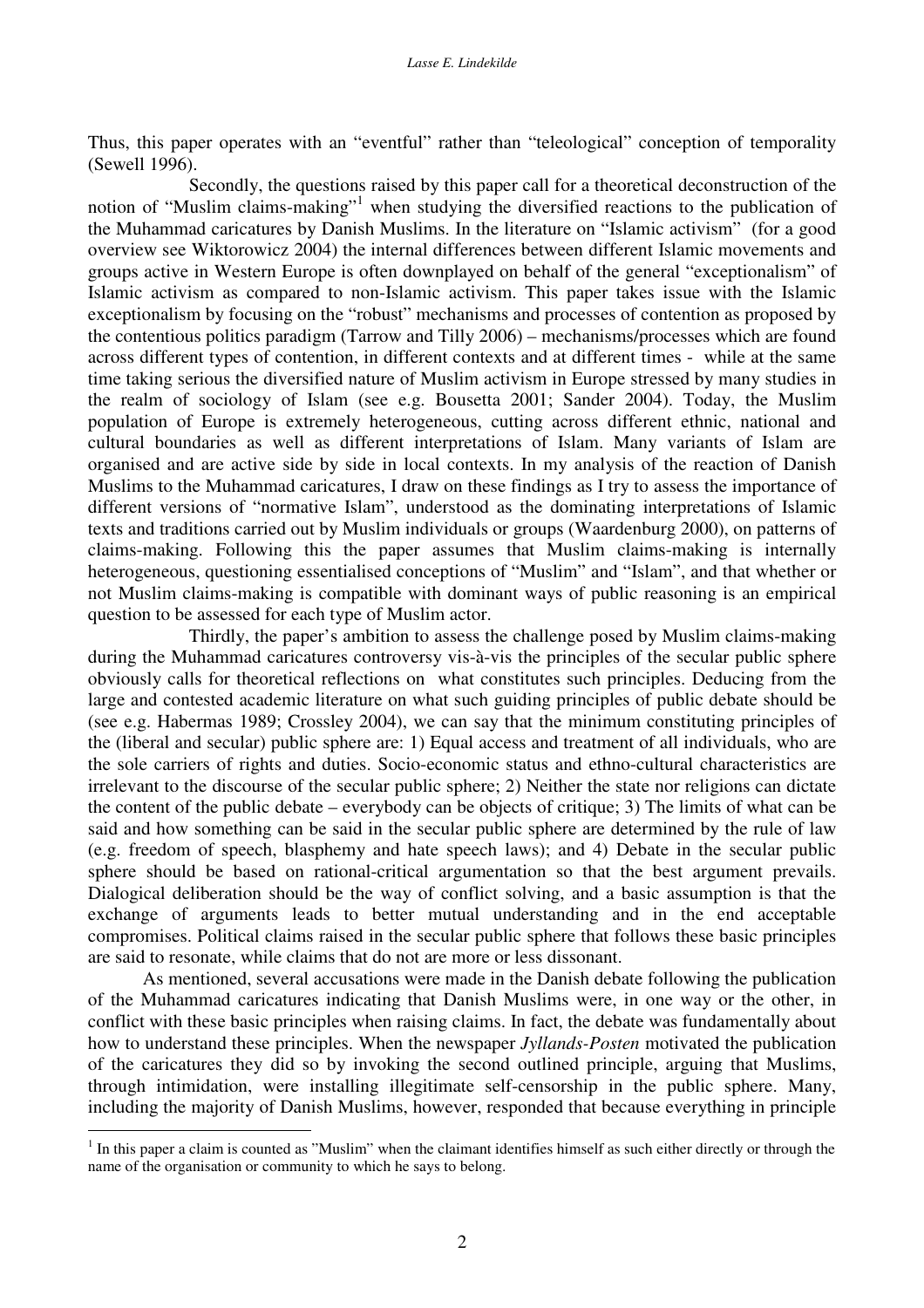Thus, this paper operates with an "eventful" rather than "teleological" conception of temporality (Sewell 1996).

Secondly, the questions raised by this paper call for a theoretical deconstruction of the notion of "Muslim claims-making"[1] when studying the diversified reactions to the publication of the Muhammad caricatures by Danish Muslims. In the literature on "Islamic activism" (for a good overview see Wiktorowicz 2004) the internal differences between different Islamic movements and groups active in Western Europe is often downplayed on behalf of the general "exceptionalism" of Islamic activism as compared to non-Islamic activism. This paper takes issue with the Islamic exceptionalism by focusing on the "robust" mechanisms and processes of contention as proposed by the contentious politics paradigm (Tarrow and Tilly 2006) – mechanisms/processes which are found across different types of contention, in different contexts and at different times - while at the same time taking serious the diversified nature of Muslim activism in Europe stressed by many studies in the realm of sociology of Islam (see e.g. Bousetta 2001; Sander 2004). Today, the Muslim population of Europe is extremely heterogeneous, cutting across different ethnic, national and cultural boundaries as well as different interpretations of Islam. Many variants of Islam are organised and are active side by side in local contexts. In my analysis of the reaction of Danish Muslims to the Muhammad caricatures, I draw on these findings as I try to assess the importance of different versions of "normative Islam", understood as the dominating interpretations of Islamic texts and traditions carried out by Muslim individuals or groups (Waardenburg 2000), on patterns of claims-making. Following this the paper assumes that Muslim claims-making is internally heterogeneous, questioning essentialised conceptions of "Muslim" and "Islam", and that whether or not Muslim claims-making is compatible with dominant ways of public reasoning is an empirical question to be assessed for each type of Muslim actor.

Thirdly, the paper's ambition to assess the challenge posed by Muslim claims-making during the Muhammad caricatures controversy vis-à-vis the principles of the secular public sphere obviously calls for theoretical reflections on what constitutes such principles. Deducing from the large and contested academic literature on what such guiding principles of public debate should be (see e.g. Habermas 1989; Crossley 2004), we can say that the minimum constituting principles of the (liberal and secular) public sphere are: 1) Equal access and treatment of all individuals, who are the sole carriers of rights and duties. Socio-economic status and ethno-cultural characteristics are irrelevant to the discourse of the secular public sphere; 2) Neither the state nor religions can dictate the content of the public debate – everybody can be objects of critique; 3) The limits of what can be said and how something can be said in the secular public sphere are determined by the rule of law (e.g. freedom of speech, blasphemy and hate speech laws); and 4) Debate in the secular public sphere should be based on rational-critical argumentation so that the best argument prevails. Dialogical deliberation should be the way of conflict solving, and a basic assumption is that the exchange of arguments leads to better mutual understanding and in the end acceptable compromises. Political claims raised in the secular public sphere that follows these basic principles are said to resonate, while claims that do not are more or less dissonant.

As mentioned, several accusations were made in the Danish debate following the publication of the Muhammad caricatures indicating that Danish Muslims were, in one way or the other, in conflict with these basic principles when raising claims. In fact, the debate was fundamentally about how to understand these principles. When the newspaper *Jyllands-Posten* motivated the publication of the caricatures they did so by invoking the second outlined principle, arguing that Muslims, through intimidation, were installing illegitimate self-censorship in the public sphere. Many, including the majority of Danish Muslims, however, responded that because everything in principle

[1] In this paper a claim is counted as "Muslim" when the claimant identifies himself as such either directly or through the name of the organisation or community to which he says to belong.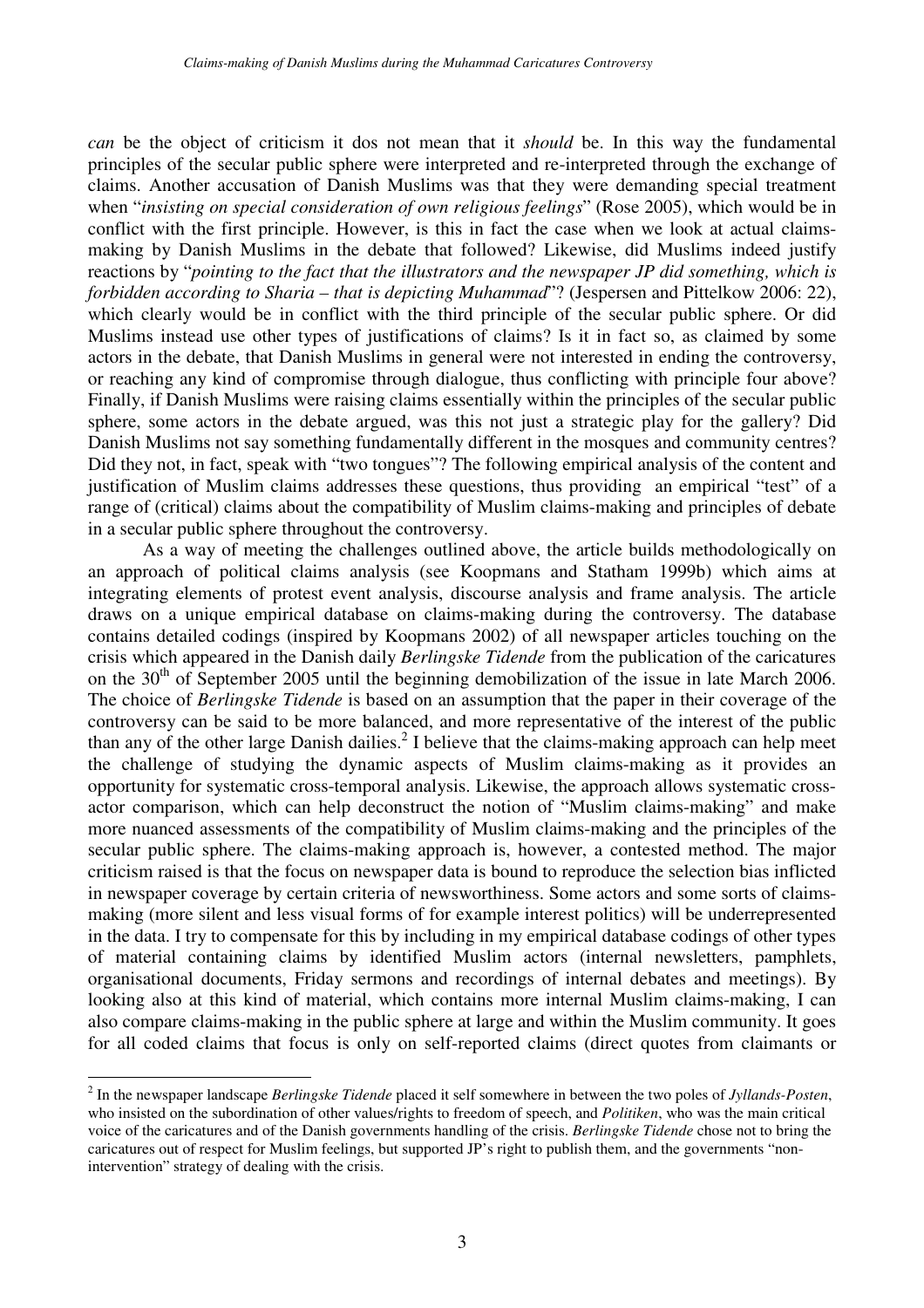*can* be the object of criticism it dos not mean that it *should* be. In this way the fundamental principles of the secular public sphere were interpreted and re-interpreted through the exchange of claims. Another accusation of Danish Muslims was that they were demanding special treatment when "*insisting on special consideration of own religious feelings*" (Rose 2005), which would be in conflict with the first principle. However, is this in fact the case when we look at actual claims-making by Danish Muslims in the debate that followed? Likewise, did Muslims indeed justify reactions by "*pointing to the fact that the illustrators and the newspaper JP did something, which is forbidden according to Sharia – that is depicting Muhammad*"? (Jespersen and Pittelkow 2006: 22), which clearly would be in conflict with the third principle of the secular public sphere. Or did Muslims instead use other types of justifications of claims? Is it in fact so, as claimed by some actors in the debate, that Danish Muslims in general were not interested in ending the controversy, or reaching any kind of compromise through dialogue, thus conflicting with principle four above? Finally, if Danish Muslims were raising claims essentially within the principles of the secular public sphere, some actors in the debate argued, was this not just a strategic play for the gallery? Did Danish Muslims not say something fundamentally different in the mosques and community centres? Did they not, in fact, speak with "two tongues"? The following empirical analysis of the content and justification of Muslim claims addresses these questions, thus providing an empirical "test" of a range of (critical) claims about the compatibility of Muslim claims-making and principles of debate in a secular public sphere throughout the controversy.

As a way of meeting the challenges outlined above, the article builds methodologically on an approach of political claims analysis (see Koopmans and Statham 1999b) which aims at integrating elements of protest event analysis, discourse analysis and frame analysis. The article draws on a unique empirical database on claims-making during the controversy. The database contains detailed codings (inspired by Koopmans 2002) of all newspaper articles touching on the crisis which appeared in the Danish daily *Berlingske Tidende* from the publication of the caricatures on the 30th of September 2005 until the beginning demobilization of the issue in late March 2006. The choice of *Berlingske Tidende* is based on an assumption that the paper in their coverage of the controversy can be said to be more balanced, and more representative of the interest of the public than any of the other large Danish dailies.[2] I believe that the claims-making approach can help meet the challenge of studying the dynamic aspects of Muslim claims-making as it provides an opportunity for systematic cross-temporal analysis. Likewise, the approach allows systematic cross-actor comparison, which can help deconstruct the notion of "Muslim claims-making" and make more nuanced assessments of the compatibility of Muslim claims-making and the principles of the secular public sphere. The claims-making approach is, however, a contested method. The major criticism raised is that the focus on newspaper data is bound to reproduce the selection bias inflicted in newspaper coverage by certain criteria of newsworthiness. Some actors and some sorts of claims-making (more silent and less visual forms of for example interest politics) will be underrepresented in the data. I try to compensate for this by including in my empirical database codings of other types of material containing claims by identified Muslim actors (internal newsletters, pamphlets, organisational documents, Friday sermons and recordings of internal debates and meetings). By looking also at this kind of material, which contains more internal Muslim claims-making, I can also compare claims-making in the public sphere at large and within the Muslim community. It goes for all coded claims that focus is only on self-reported claims (direct quotes from claimants or

---

[2] In the newspaper landscape *Berlingske Tidende* placed it self somewhere in between the two poles of *Jyllands-Posten*, who insisted on the subordination of other values/rights to freedom of speech, and *Politiken*, who was the main critical voice of the caricatures and of the Danish governments handling of the crisis. *Berlingske Tidende* chose not to bring the caricatures out of respect for Muslim feelings, but supported JP's right to publish them, and the governments "non-intervention" strategy of dealing with the crisis.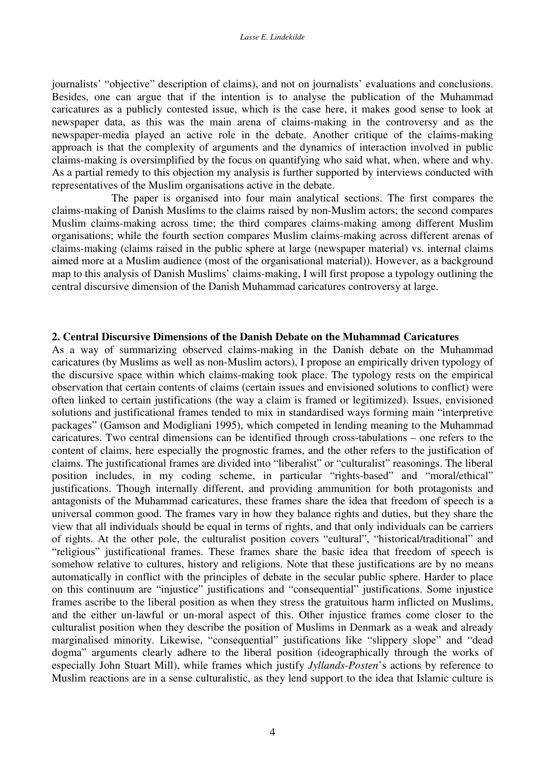journalists' "objective" description of claims), and not on journalists' evaluations and conclusions. Besides, one can argue that if the intention is to analyse the publication of the Muhammad caricatures as a publicly contested issue, which is the case here, it makes good sense to look at newspaper data, as this was the main arena of claims-making in the controversy and as the newspaper-media played an active role in the debate. Another critique of the claims-making approach is that the complexity of arguments and the dynamics of interaction involved in public claims-making is oversimplified by the focus on quantifying who said what, when, where and why. As a partial remedy to this objection my analysis is further supported by interviews conducted with representatives of the Muslim organisations active in the debate.

The paper is organised into four main analytical sections. The first compares the claims-making of Danish Muslims to the claims raised by non-Muslim actors; the second compares Muslim claims-making across time; the third compares claims-making among different Muslim organisations; while the fourth section compares Muslim claims-making across different arenas of claims-making (claims raised in the public sphere at large (newspaper material) vs. internal claims aimed more at a Muslim audience (most of the organisational material)). However, as a background map to this analysis of Danish Muslims' claims-making, I will first propose a typology outlining the central discursive dimension of the Danish Muhammad caricatures controversy at large.

## 2. Central Discursive Dimensions of the Danish Debate on the Muhammad Caricatures

As a way of summarizing observed claims-making in the Danish debate on the Muhammad caricatures (by Muslims as well as non-Muslim actors), I propose an empirically driven typology of the discursive space within which claims-making took place. The typology rests on the empirical observation that certain contents of claims (certain issues and envisioned solutions to conflict) were often linked to certain justifications (the way a claim is framed or legitimized). Issues, envisioned solutions and justificational frames tended to mix in standardised ways forming main "interpretive packages" (Gamson and Modigliani 1995), which competed in lending meaning to the Muhammad caricatures. Two central dimensions can be identified through cross-tabulations – one refers to the content of claims, here especially the prognostic frames, and the other refers to the justification of claims. The justificational frames are divided into "liberalist" or "culturalist" reasonings. The liberal position includes, in my coding scheme, in particular "rights-based" and "moral/ethical" justifications. Though internally different, and providing ammunition for both protagonists and antagonists of the Muhammad caricatures, these frames share the idea that freedom of speech is a universal common good. The frames vary in how they balance rights and duties, but they share the view that all individuals should be equal in terms of rights, and that only individuals can be carriers of rights. At the other pole, the culturalist position covers "cultural", "historical/traditional" and "religious" justificational frames. These frames share the basic idea that freedom of speech is somehow relative to cultures, history and religions. Note that these justifications are by no means automatically in conflict with the principles of debate in the secular public sphere. Harder to place on this continuum are "injustice" justifications and "consequential" justifications. Some injustice frames ascribe to the liberal position as when they stress the gratuitous harm inflicted on Muslims, and the either un-lawful or un-moral aspect of this. Other injustice frames come closer to the culturalist position when they describe the position of Muslims in Denmark as a weak and already marginalised minority. Likewise, "consequential" justifications like "slippery slope" and "dead dogma" arguments clearly adhere to the liberal position (ideographically through the works of especially John Stuart Mill), while frames which justify *Jyllands-Posten*'s actions by reference to Muslim reactions are in a sense culturalistic, as they lend support to the idea that Islamic culture is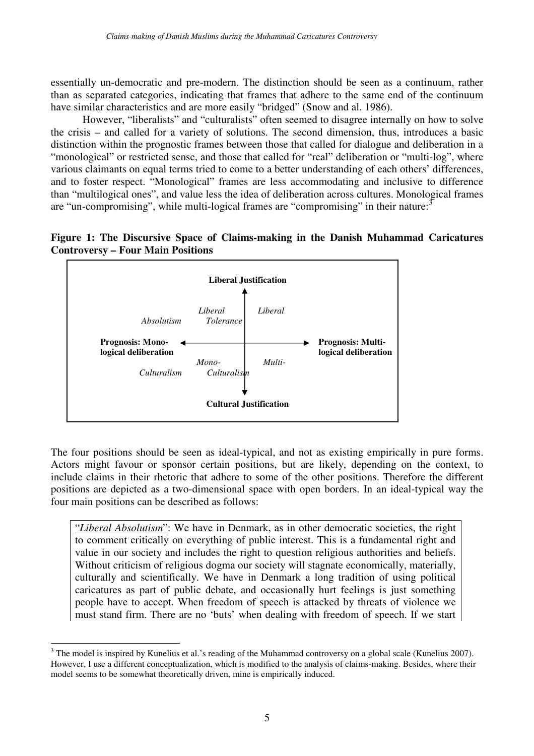essentially un-democratic and pre-modern. The distinction should be seen as a continuum, rather than as separated categories, indicating that frames that adhere to the same end of the continuum have similar characteristics and are more easily "bridged" (Snow and al. 1986).

However, "liberalists" and "culturalists" often seemed to disagree internally on how to solve the crisis – and called for a variety of solutions. The second dimension, thus, introduces a basic distinction within the prognostic frames between those that called for dialogue and deliberation in a "monological" or restricted sense, and those that called for "real" deliberation or "multi-log", where various claimants on equal terms tried to come to a better understanding of each others' differences, and to foster respect. "Monological" frames are less accommodating and inclusive to difference than "multilogical ones", and value less the idea of deliberation across cultures. Monological frames are "un-compromising", while multi-logical frames are "compromising" in their nature:[3]

**Figure 1: The Discursive Space of Claims-making in the Danish Muhammad Caricatures Controversy – Four Main Positions**

| | **Liberal Justification** (↑) | |
|---|---|---|
| **Prognosis: Mono-logical deliberation** (←) | *Absolutism* / *Liberal Tolerance* ‖ *Liberal* | **Prognosis: Multi-logical deliberation** (→) |
| | *Culturalism* / *Mono-Culturalism* ‖ *Multi-* | |
| | **Cultural Justification** (↓) | |

The four positions should be seen as ideal-typical, and not as existing empirically in pure forms. Actors might favour or sponsor certain positions, but are likely, depending on the context, to include claims in their rhetoric that adhere to some of the other positions. Therefore the different positions are depicted as a two-dimensional space with open borders. In an ideal-typical way the four main positions can be described as follows:

"*Liberal Absolutism*": We have in Denmark, as in other democratic societies, the right to comment critically on everything of public interest. This is a fundamental right and value in our society and includes the right to question religious authorities and beliefs. Without criticism of religious dogma our society will stagnate economically, materially, culturally and scientifically. We have in Denmark a long tradition of using political caricatures as part of public debate, and occasionally hurt feelings is just something people have to accept. When freedom of speech is attacked by threats of violence we must stand firm. There are no 'buts' when dealing with freedom of speech. If we start

---

[3] The model is inspired by Kunelius et al.'s reading of the Muhammad controversy on a global scale (Kunelius 2007). However, I use a different conceptualization, which is modified to the analysis of claims-making. Besides, where their model seems to be somewhat theoretically driven, mine is empirically induced.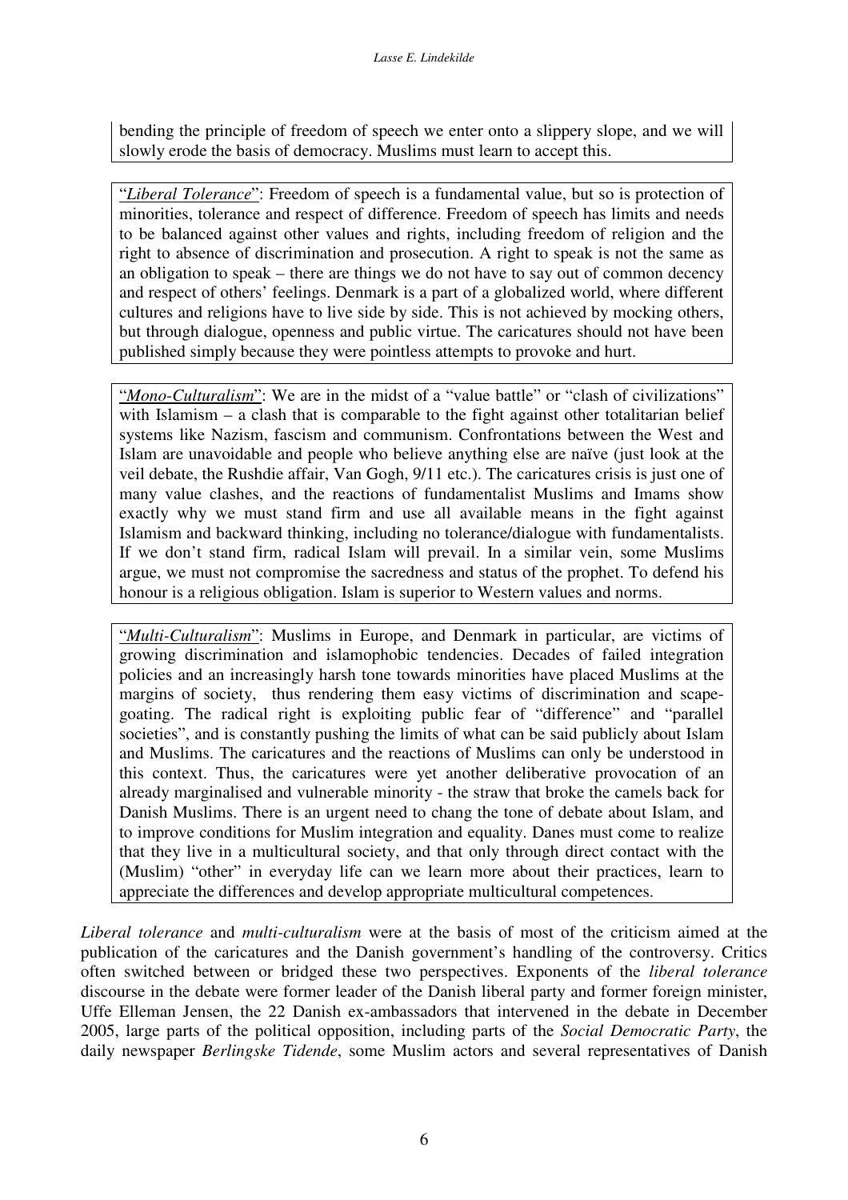bending the principle of freedom of speech we enter onto a slippery slope, and we will slowly erode the basis of democracy. Muslims must learn to accept this.

"*Liberal Tolerance*": Freedom of speech is a fundamental value, but so is protection of minorities, tolerance and respect of difference. Freedom of speech has limits and needs to be balanced against other values and rights, including freedom of religion and the right to absence of discrimination and prosecution. A right to speak is not the same as an obligation to speak – there are things we do not have to say out of common decency and respect of others' feelings. Denmark is a part of a globalized world, where different cultures and religions have to live side by side. This is not achieved by mocking others, but through dialogue, openness and public virtue. The caricatures should not have been published simply because they were pointless attempts to provoke and hurt.

"*Mono-Culturalism*": We are in the midst of a "value battle" or "clash of civilizations" with Islamism – a clash that is comparable to the fight against other totalitarian belief systems like Nazism, fascism and communism. Confrontations between the West and Islam are unavoidable and people who believe anything else are naïve (just look at the veil debate, the Rushdie affair, Van Gogh, 9/11 etc.). The caricatures crisis is just one of many value clashes, and the reactions of fundamentalist Muslims and Imams show exactly why we must stand firm and use all available means in the fight against Islamism and backward thinking, including no tolerance/dialogue with fundamentalists. If we don't stand firm, radical Islam will prevail. In a similar vein, some Muslims argue, we must not compromise the sacredness and status of the prophet. To defend his honour is a religious obligation. Islam is superior to Western values and norms.

"*Multi-Culturalism*": Muslims in Europe, and Denmark in particular, are victims of growing discrimination and islamophobic tendencies. Decades of failed integration policies and an increasingly harsh tone towards minorities have placed Muslims at the margins of society, thus rendering them easy victims of discrimination and scape-goating. The radical right is exploiting public fear of "difference" and "parallel societies", and is constantly pushing the limits of what can be said publicly about Islam and Muslims. The caricatures and the reactions of Muslims can only be understood in this context. Thus, the caricatures were yet another deliberative provocation of an already marginalised and vulnerable minority - the straw that broke the camels back for Danish Muslims. There is an urgent need to chang the tone of debate about Islam, and to improve conditions for Muslim integration and equality. Danes must come to realize that they live in a multicultural society, and that only through direct contact with the (Muslim) "other" in everyday life can we learn more about their practices, learn to appreciate the differences and develop appropriate multicultural competences.

*Liberal tolerance* and *multi-culturalism* were at the basis of most of the criticism aimed at the publication of the caricatures and the Danish government's handling of the controversy. Critics often switched between or bridged these two perspectives. Exponents of the *liberal tolerance* discourse in the debate were former leader of the Danish liberal party and former foreign minister, Uffe Elleman Jensen, the 22 Danish ex-ambassadors that intervened in the debate in December 2005, large parts of the political opposition, including parts of the *Social Democratic Party*, the daily newspaper *Berlingske Tidende*, some Muslim actors and several representatives of Danish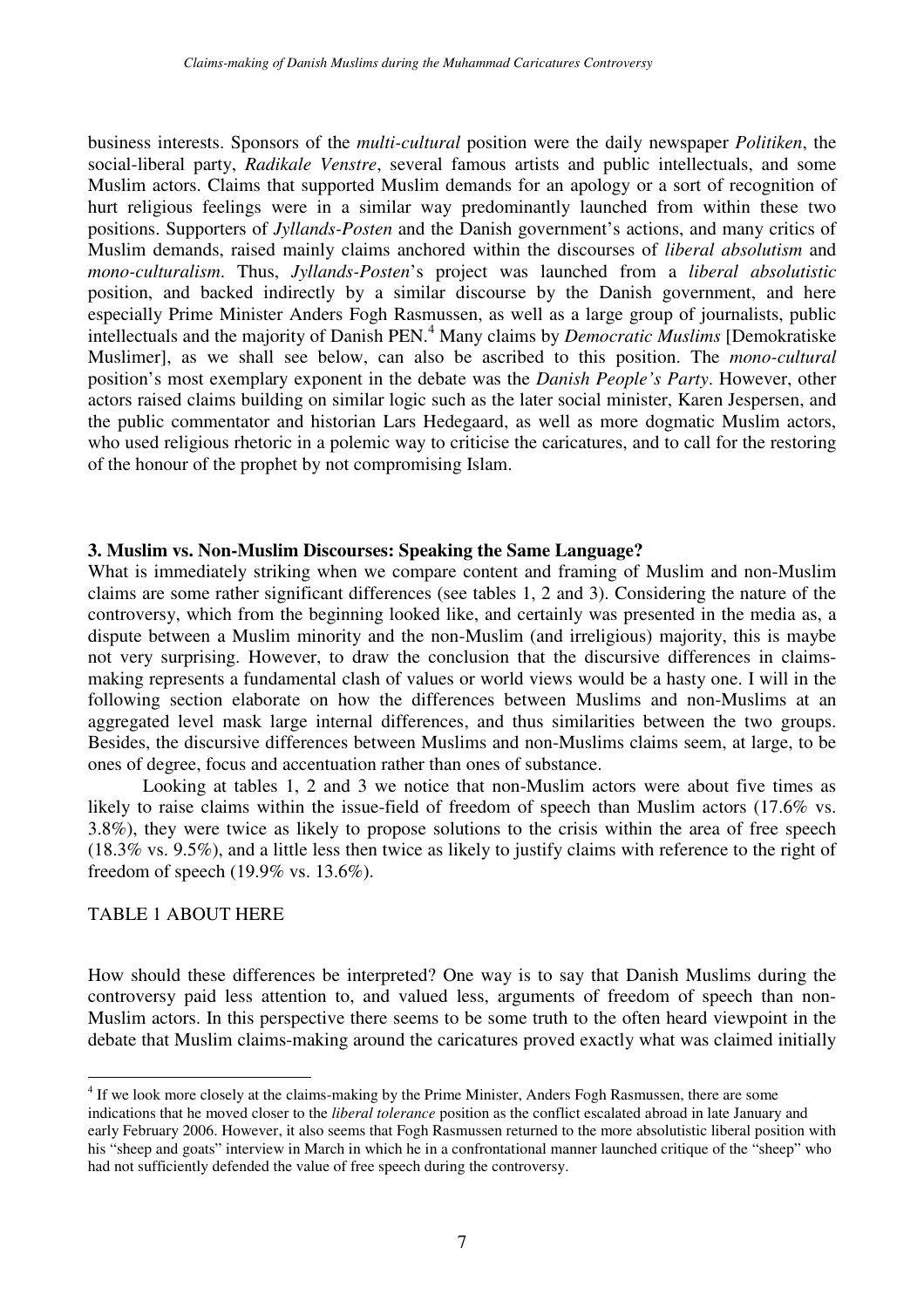business interests. Sponsors of the *multi-cultural* position were the daily newspaper *Politiken*, the social-liberal party, *Radikale Venstre*, several famous artists and public intellectuals, and some Muslim actors. Claims that supported Muslim demands for an apology or a sort of recognition of hurt religious feelings were in a similar way predominantly launched from within these two positions. Supporters of *Jyllands-Posten* and the Danish government's actions, and many critics of Muslim demands, raised mainly claims anchored within the discourses of *liberal absolutism* and *mono-culturalism*. Thus, *Jyllands-Posten*'s project was launched from a *liberal absolutistic* position, and backed indirectly by a similar discourse by the Danish government, and here especially Prime Minister Anders Fogh Rasmussen, as well as a large group of journalists, public intellectuals and the majority of Danish PEN.[4] Many claims by *Democratic Muslims* [Demokratiske Muslimer], as we shall see below, can also be ascribed to this position. The *mono-cultural* position's most exemplary exponent in the debate was the *Danish People's Party*. However, other actors raised claims building on similar logic such as the later social minister, Karen Jespersen, and the public commentator and historian Lars Hedegaard, as well as more dogmatic Muslim actors, who used religious rhetoric in a polemic way to criticise the caricatures, and to call for the restoring of the honour of the prophet by not compromising Islam.

### 3. Muslim vs. Non-Muslim Discourses: Speaking the Same Language?

What is immediately striking when we compare content and framing of Muslim and non-Muslim claims are some rather significant differences (see tables 1, 2 and 3). Considering the nature of the controversy, which from the beginning looked like, and certainly was presented in the media as, a dispute between a Muslim minority and the non-Muslim (and irreligious) majority, this is maybe not very surprising. However, to draw the conclusion that the discursive differences in claims-making represents a fundamental clash of values or world views would be a hasty one. I will in the following section elaborate on how the differences between Muslims and non-Muslims at an aggregated level mask large internal differences, and thus similarities between the two groups. Besides, the discursive differences between Muslims and non-Muslims claims seem, at large, to be ones of degree, focus and accentuation rather than ones of substance.

Looking at tables 1, 2 and 3 we notice that non-Muslim actors were about five times as likely to raise claims within the issue-field of freedom of speech than Muslim actors (17.6% vs. 3.8%), they were twice as likely to propose solutions to the crisis within the area of free speech (18.3% vs. 9.5%), and a little less then twice as likely to justify claims with reference to the right of freedom of speech (19.9% vs. 13.6%).

TABLE 1 ABOUT HERE

How should these differences be interpreted? One way is to say that Danish Muslims during the controversy paid less attention to, and valued less, arguments of freedom of speech than non-Muslim actors. In this perspective there seems to be some truth to the often heard viewpoint in the debate that Muslim claims-making around the caricatures proved exactly what was claimed initially

[4] If we look more closely at the claims-making by the Prime Minister, Anders Fogh Rasmussen, there are some indications that he moved closer to the *liberal tolerance* position as the conflict escalated abroad in late January and early February 2006. However, it also seems that Fogh Rasmussen returned to the more absolutistic liberal position with his "sheep and goats" interview in March in which he in a confrontational manner launched critique of the "sheep" who had not sufficiently defended the value of free speech during the controversy.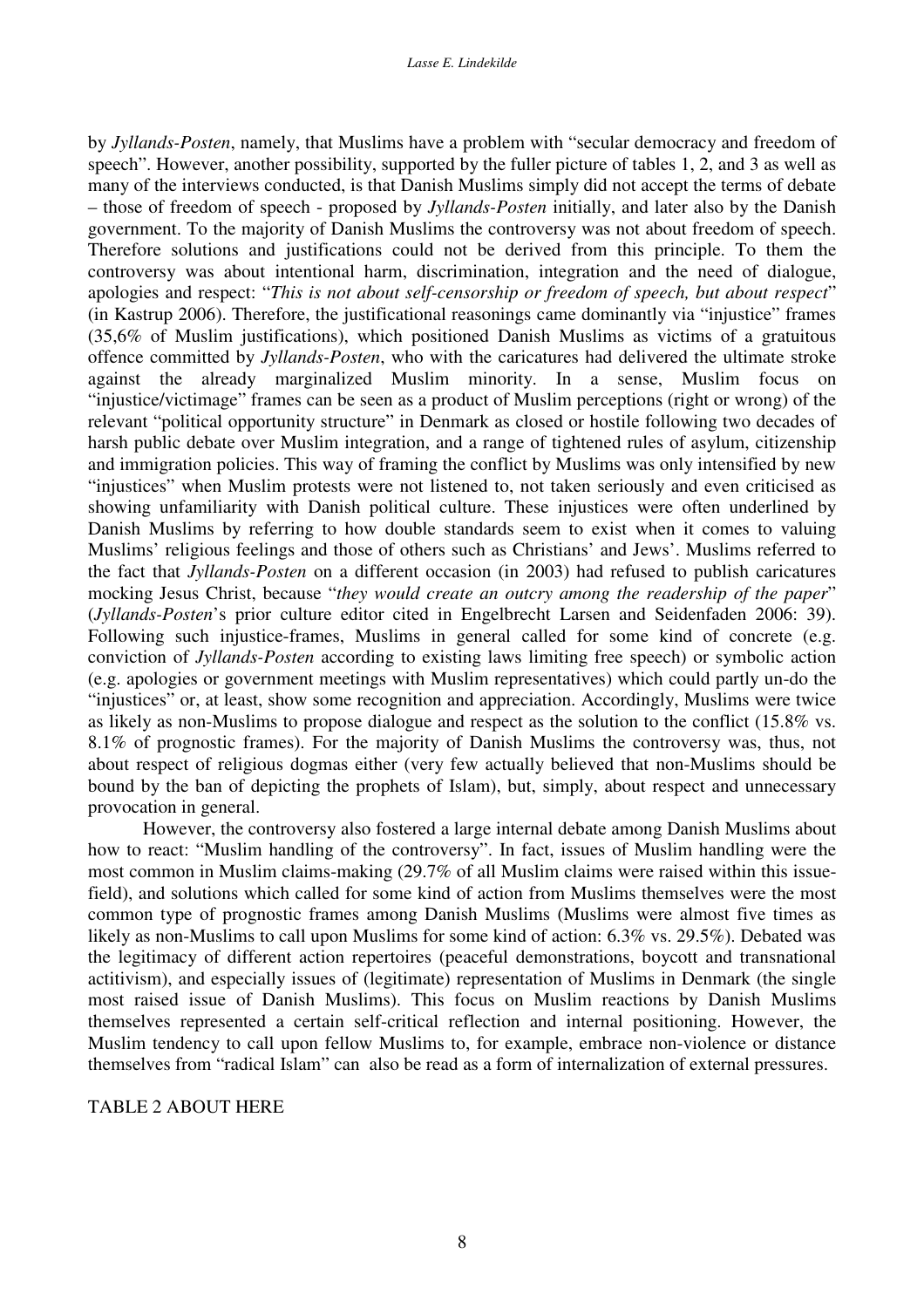by *Jyllands-Posten*, namely, that Muslims have a problem with "secular democracy and freedom of speech". However, another possibility, supported by the fuller picture of tables 1, 2, and 3 as well as many of the interviews conducted, is that Danish Muslims simply did not accept the terms of debate – those of freedom of speech - proposed by *Jyllands-Posten* initially, and later also by the Danish government. To the majority of Danish Muslims the controversy was not about freedom of speech. Therefore solutions and justifications could not be derived from this principle. To them the controversy was about intentional harm, discrimination, integration and the need of dialogue, apologies and respect: "*This is not about self-censorship or freedom of speech, but about respect*" (in Kastrup 2006). Therefore, the justificational reasonings came dominantly via "injustice" frames (35,6% of Muslim justifications), which positioned Danish Muslims as victims of a gratuitous offence committed by *Jyllands-Posten*, who with the caricatures had delivered the ultimate stroke against the already marginalized Muslim minority. In a sense, Muslim focus on "injustice/victimage" frames can be seen as a product of Muslim perceptions (right or wrong) of the relevant "political opportunity structure" in Denmark as closed or hostile following two decades of harsh public debate over Muslim integration, and a range of tightened rules of asylum, citizenship and immigration policies. This way of framing the conflict by Muslims was only intensified by new "injustices" when Muslim protests were not listened to, not taken seriously and even criticised as showing unfamiliarity with Danish political culture. These injustices were often underlined by Danish Muslims by referring to how double standards seem to exist when it comes to valuing Muslims' religious feelings and those of others such as Christians' and Jews'. Muslims referred to the fact that *Jyllands-Posten* on a different occasion (in 2003) had refused to publish caricatures mocking Jesus Christ, because "*they would create an outcry among the readership of the paper*" (*Jyllands-Posten*'s prior culture editor cited in Engelbrecht Larsen and Seidenfaden 2006: 39). Following such injustice-frames, Muslims in general called for some kind of concrete (e.g. conviction of *Jyllands-Posten* according to existing laws limiting free speech) or symbolic action (e.g. apologies or government meetings with Muslim representatives) which could partly un-do the "injustices" or, at least, show some recognition and appreciation. Accordingly, Muslims were twice as likely as non-Muslims to propose dialogue and respect as the solution to the conflict (15.8% vs. 8.1% of prognostic frames). For the majority of Danish Muslims the controversy was, thus, not about respect of religious dogmas either (very few actually believed that non-Muslims should be bound by the ban of depicting the prophets of Islam), but, simply, about respect and unnecessary provocation in general.

However, the controversy also fostered a large internal debate among Danish Muslims about how to react: "Muslim handling of the controversy". In fact, issues of Muslim handling were the most common in Muslim claims-making (29.7% of all Muslim claims were raised within this issue-field), and solutions which called for some kind of action from Muslims themselves were the most common type of prognostic frames among Danish Muslims (Muslims were almost five times as likely as non-Muslims to call upon Muslims for some kind of action: 6.3% vs. 29.5%). Debated was the legitimacy of different action repertoires (peaceful demonstrations, boycott and transnational actitivism), and especially issues of (legitimate) representation of Muslims in Denmark (the single most raised issue of Danish Muslims). This focus on Muslim reactions by Danish Muslims themselves represented a certain self-critical reflection and internal positioning. However, the Muslim tendency to call upon fellow Muslims to, for example, embrace non-violence or distance themselves from "radical Islam" can also be read as a form of internalization of external pressures.

TABLE 2 ABOUT HERE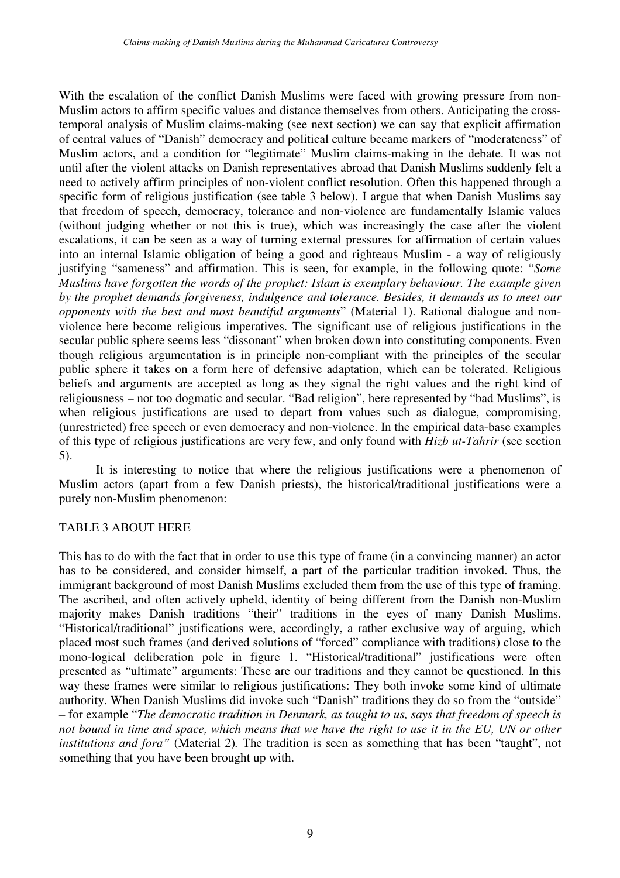With the escalation of the conflict Danish Muslims were faced with growing pressure from non-Muslim actors to affirm specific values and distance themselves from others. Anticipating the cross-temporal analysis of Muslim claims-making (see next section) we can say that explicit affirmation of central values of "Danish" democracy and political culture became markers of "moderateness" of Muslim actors, and a condition for "legitimate" Muslim claims-making in the debate. It was not until after the violent attacks on Danish representatives abroad that Danish Muslims suddenly felt a need to actively affirm principles of non-violent conflict resolution. Often this happened through a specific form of religious justification (see table 3 below). I argue that when Danish Muslims say that freedom of speech, democracy, tolerance and non-violence are fundamentally Islamic values (without judging whether or not this is true), which was increasingly the case after the violent escalations, it can be seen as a way of turning external pressures for affirmation of certain values into an internal Islamic obligation of being a good and righteaus Muslim - a way of religiously justifying "sameness" and affirmation. This is seen, for example, in the following quote: "*Some Muslims have forgotten the words of the prophet: Islam is exemplary behaviour. The example given by the prophet demands forgiveness, indulgence and tolerance. Besides, it demands us to meet our opponents with the best and most beautiful arguments*" (Material 1). Rational dialogue and non-violence here become religious imperatives. The significant use of religious justifications in the secular public sphere seems less "dissonant" when broken down into constituting components. Even though religious argumentation is in principle non-compliant with the principles of the secular public sphere it takes on a form here of defensive adaptation, which can be tolerated. Religious beliefs and arguments are accepted as long as they signal the right values and the right kind of religiousness – not too dogmatic and secular. "Bad religion", here represented by "bad Muslims", is when religious justifications are used to depart from values such as dialogue, compromising, (unrestricted) free speech or even democracy and non-violence. In the empirical data-base examples of this type of religious justifications are very few, and only found with *Hizb ut-Tahrir* (see section 5).

It is interesting to notice that where the religious justifications were a phenomenon of Muslim actors (apart from a few Danish priests), the historical/traditional justifications were a purely non-Muslim phenomenon:

TABLE 3 ABOUT HERE

This has to do with the fact that in order to use this type of frame (in a convincing manner) an actor has to be considered, and consider himself, a part of the particular tradition invoked. Thus, the immigrant background of most Danish Muslims excluded them from the use of this type of framing. The ascribed, and often actively upheld, identity of being different from the Danish non-Muslim majority makes Danish traditions "their" traditions in the eyes of many Danish Muslims. "Historical/traditional" justifications were, accordingly, a rather exclusive way of arguing, which placed most such frames (and derived solutions of "forced" compliance with traditions) close to the mono-logical deliberation pole in figure 1. "Historical/traditional" justifications were often presented as "ultimate" arguments: These are our traditions and they cannot be questioned. In this way these frames were similar to religious justifications: They both invoke some kind of ultimate authority. When Danish Muslims did invoke such "Danish" traditions they do so from the "outside" – for example "*The democratic tradition in Denmark, as taught to us, says that freedom of speech is not bound in time and space, which means that we have the right to use it in the EU, UN or other institutions and fora"* (Material 2). The tradition is seen as something that has been "taught", not something that you have been brought up with.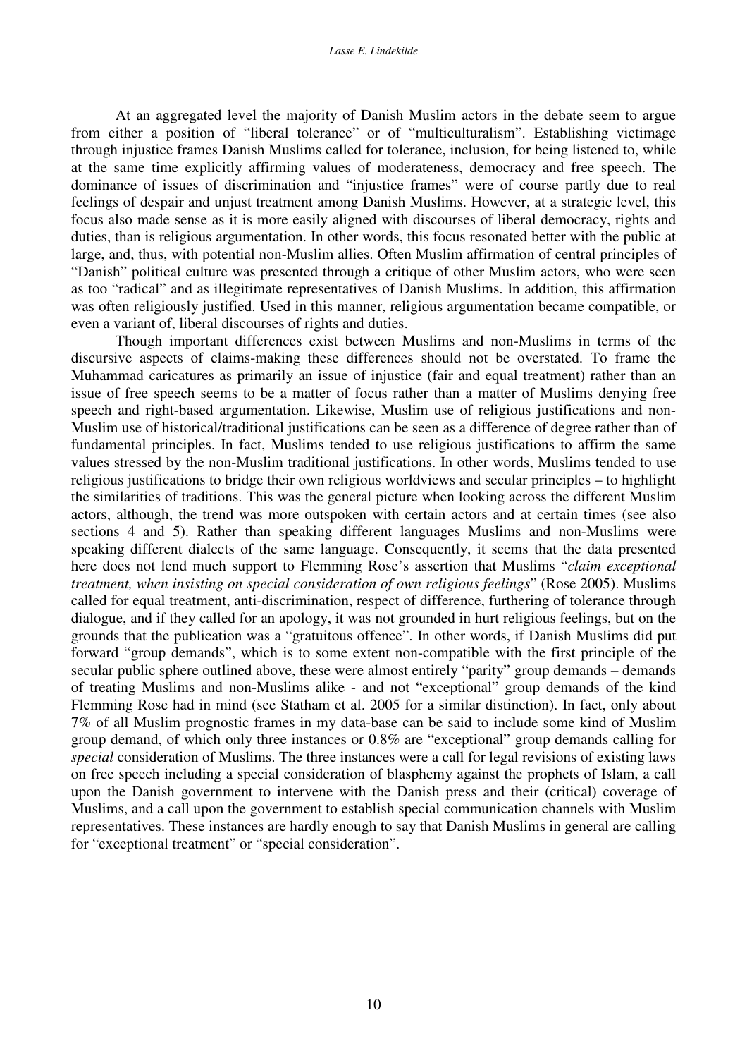At an aggregated level the majority of Danish Muslim actors in the debate seem to argue from either a position of "liberal tolerance" or of "multiculturalism". Establishing victimage through injustice frames Danish Muslims called for tolerance, inclusion, for being listened to, while at the same time explicitly affirming values of moderateness, democracy and free speech. The dominance of issues of discrimination and "injustice frames" were of course partly due to real feelings of despair and unjust treatment among Danish Muslims. However, at a strategic level, this focus also made sense as it is more easily aligned with discourses of liberal democracy, rights and duties, than is religious argumentation. In other words, this focus resonated better with the public at large, and, thus, with potential non-Muslim allies. Often Muslim affirmation of central principles of "Danish" political culture was presented through a critique of other Muslim actors, who were seen as too "radical" and as illegitimate representatives of Danish Muslims. In addition, this affirmation was often religiously justified. Used in this manner, religious argumentation became compatible, or even a variant of, liberal discourses of rights and duties.

Though important differences exist between Muslims and non-Muslims in terms of the discursive aspects of claims-making these differences should not be overstated. To frame the Muhammad caricatures as primarily an issue of injustice (fair and equal treatment) rather than an issue of free speech seems to be a matter of focus rather than a matter of Muslims denying free speech and right-based argumentation. Likewise, Muslim use of religious justifications and non-Muslim use of historical/traditional justifications can be seen as a difference of degree rather than of fundamental principles. In fact, Muslims tended to use religious justifications to affirm the same values stressed by the non-Muslim traditional justifications. In other words, Muslims tended to use religious justifications to bridge their own religious worldviews and secular principles – to highlight the similarities of traditions. This was the general picture when looking across the different Muslim actors, although, the trend was more outspoken with certain actors and at certain times (see also sections 4 and 5). Rather than speaking different languages Muslims and non-Muslims were speaking different dialects of the same language. Consequently, it seems that the data presented here does not lend much support to Flemming Rose's assertion that Muslims "*claim exceptional treatment, when insisting on special consideration of own religious feelings*" (Rose 2005). Muslims called for equal treatment, anti-discrimination, respect of difference, furthering of tolerance through dialogue, and if they called for an apology, it was not grounded in hurt religious feelings, but on the grounds that the publication was a "gratuitous offence". In other words, if Danish Muslims did put forward "group demands", which is to some extent non-compatible with the first principle of the secular public sphere outlined above, these were almost entirely "parity" group demands – demands of treating Muslims and non-Muslims alike - and not "exceptional" group demands of the kind Flemming Rose had in mind (see Statham et al. 2005 for a similar distinction). In fact, only about 7% of all Muslim prognostic frames in my data-base can be said to include some kind of Muslim group demand, of which only three instances or 0.8% are "exceptional" group demands calling for *special* consideration of Muslims. The three instances were a call for legal revisions of existing laws on free speech including a special consideration of blasphemy against the prophets of Islam, a call upon the Danish government to intervene with the Danish press and their (critical) coverage of Muslims, and a call upon the government to establish special communication channels with Muslim representatives. These instances are hardly enough to say that Danish Muslims in general are calling for "exceptional treatment" or "special consideration".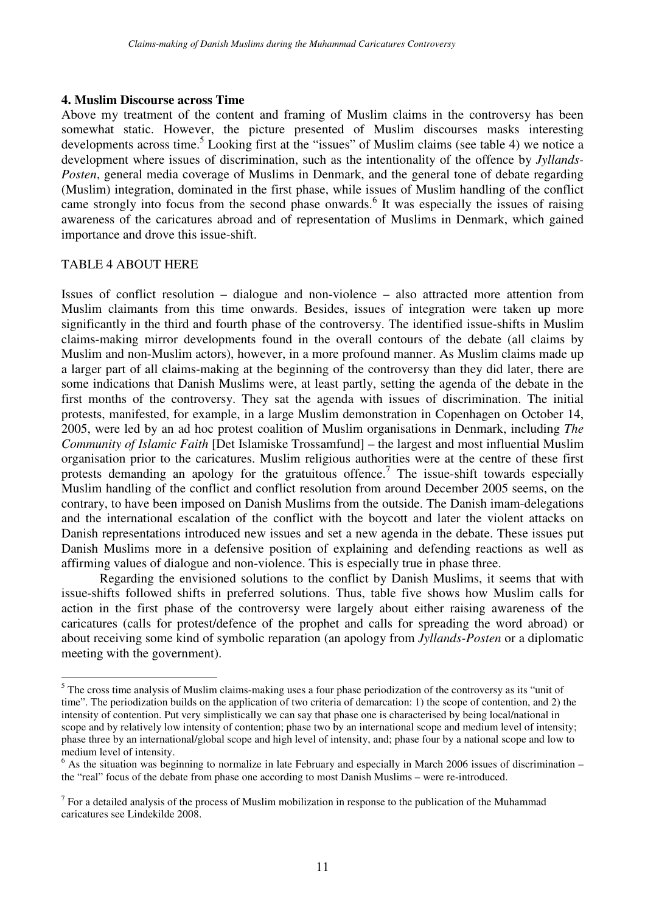## 4. Muslim Discourse across Time

Above my treatment of the content and framing of Muslim claims in the controversy has been somewhat static. However, the picture presented of Muslim discourses masks interesting developments across time.[5] Looking first at the "issues" of Muslim claims (see table 4) we notice a development where issues of discrimination, such as the intentionality of the offence by *Jyllands-Posten*, general media coverage of Muslims in Denmark, and the general tone of debate regarding (Muslim) integration, dominated in the first phase, while issues of Muslim handling of the conflict came strongly into focus from the second phase onwards.[6] It was especially the issues of raising awareness of the caricatures abroad and of representation of Muslims in Denmark, which gained importance and drove this issue-shift.

TABLE 4 ABOUT HERE

Issues of conflict resolution – dialogue and non-violence – also attracted more attention from Muslim claimants from this time onwards. Besides, issues of integration were taken up more significantly in the third and fourth phase of the controversy. The identified issue-shifts in Muslim claims-making mirror developments found in the overall contours of the debate (all claims by Muslim and non-Muslim actors), however, in a more profound manner. As Muslim claims made up a larger part of all claims-making at the beginning of the controversy than they did later, there are some indications that Danish Muslims were, at least partly, setting the agenda of the debate in the first months of the controversy. They sat the agenda with issues of discrimination. The initial protests, manifested, for example, in a large Muslim demonstration in Copenhagen on October 14, 2005, were led by an ad hoc protest coalition of Muslim organisations in Denmark, including *The Community of Islamic Faith* [Det Islamiske Trossamfund] – the largest and most influential Muslim organisation prior to the caricatures. Muslim religious authorities were at the centre of these first protests demanding an apology for the gratuitous offence.[7] The issue-shift towards especially Muslim handling of the conflict and conflict resolution from around December 2005 seems, on the contrary, to have been imposed on Danish Muslims from the outside. The Danish imam-delegations and the international escalation of the conflict with the boycott and later the violent attacks on Danish representations introduced new issues and set a new agenda in the debate. These issues put Danish Muslims more in a defensive position of explaining and defending reactions as well as affirming values of dialogue and non-violence. This is especially true in phase three.

Regarding the envisioned solutions to the conflict by Danish Muslims, it seems that with issue-shifts followed shifts in preferred solutions. Thus, table five shows how Muslim calls for action in the first phase of the controversy were largely about either raising awareness of the caricatures (calls for protest/defence of the prophet and calls for spreading the word abroad) or about receiving some kind of symbolic reparation (an apology from *Jyllands-Posten* or a diplomatic meeting with the government).

---

[5] The cross time analysis of Muslim claims-making uses a four phase periodization of the controversy as its "unit of time". The periodization builds on the application of two criteria of demarcation: 1) the scope of contention, and 2) the intensity of contention. Put very simplistically we can say that phase one is characterised by being local/national in scope and by relatively low intensity of contention; phase two by an international scope and medium level of intensity; phase three by an international/global scope and high level of intensity, and; phase four by a national scope and low to medium level of intensity.

[6] As the situation was beginning to normalize in late February and especially in March 2006 issues of discrimination – the "real" focus of the debate from phase one according to most Danish Muslims – were re-introduced.

[7] For a detailed analysis of the process of Muslim mobilization in response to the publication of the Muhammad caricatures see Lindekilde 2008.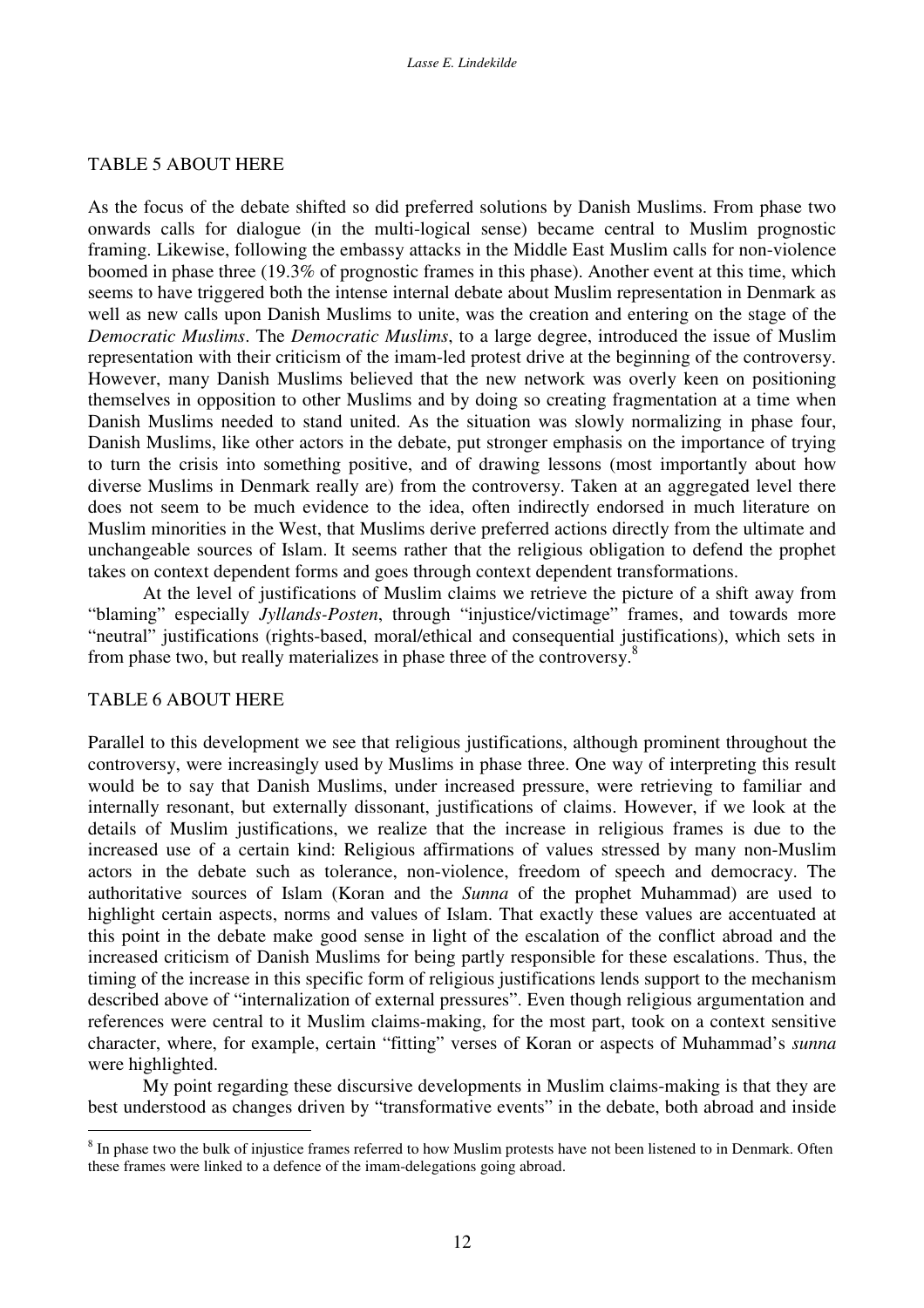TABLE 5 ABOUT HERE

As the focus of the debate shifted so did preferred solutions by Danish Muslims. From phase two onwards calls for dialogue (in the multi-logical sense) became central to Muslim prognostic framing. Likewise, following the embassy attacks in the Middle East Muslim calls for non-violence boomed in phase three (19.3% of prognostic frames in this phase). Another event at this time, which seems to have triggered both the intense internal debate about Muslim representation in Denmark as well as new calls upon Danish Muslims to unite, was the creation and entering on the stage of the *Democratic Muslims*. The *Democratic Muslims*, to a large degree, introduced the issue of Muslim representation with their criticism of the imam-led protest drive at the beginning of the controversy. However, many Danish Muslims believed that the new network was overly keen on positioning themselves in opposition to other Muslims and by doing so creating fragmentation at a time when Danish Muslims needed to stand united. As the situation was slowly normalizing in phase four, Danish Muslims, like other actors in the debate, put stronger emphasis on the importance of trying to turn the crisis into something positive, and of drawing lessons (most importantly about how diverse Muslims in Denmark really are) from the controversy. Taken at an aggregated level there does not seem to be much evidence to the idea, often indirectly endorsed in much literature on Muslim minorities in the West, that Muslims derive preferred actions directly from the ultimate and unchangeable sources of Islam. It seems rather that the religious obligation to defend the prophet takes on context dependent forms and goes through context dependent transformations.

At the level of justifications of Muslim claims we retrieve the picture of a shift away from "blaming" especially *Jyllands-Posten*, through "injustice/victimage" frames, and towards more "neutral" justifications (rights-based, moral/ethical and consequential justifications), which sets in from phase two, but really materializes in phase three of the controversy.[8]

TABLE 6 ABOUT HERE

Parallel to this development we see that religious justifications, although prominent throughout the controversy, were increasingly used by Muslims in phase three. One way of interpreting this result would be to say that Danish Muslims, under increased pressure, were retrieving to familiar and internally resonant, but externally dissonant, justifications of claims. However, if we look at the details of Muslim justifications, we realize that the increase in religious frames is due to the increased use of a certain kind: Religious affirmations of values stressed by many non-Muslim actors in the debate such as tolerance, non-violence, freedom of speech and democracy. The authoritative sources of Islam (Koran and the *Sunna* of the prophet Muhammad) are used to highlight certain aspects, norms and values of Islam. That exactly these values are accentuated at this point in the debate make good sense in light of the escalation of the conflict abroad and the increased criticism of Danish Muslims for being partly responsible for these escalations. Thus, the timing of the increase in this specific form of religious justifications lends support to the mechanism described above of "internalization of external pressures". Even though religious argumentation and references were central to it Muslim claims-making, for the most part, took on a context sensitive character, where, for example, certain "fitting" verses of Koran or aspects of Muhammad's *sunna* were highlighted.

My point regarding these discursive developments in Muslim claims-making is that they are best understood as changes driven by "transformative events" in the debate, both abroad and inside

[8] In phase two the bulk of injustice frames referred to how Muslim protests have not been listened to in Denmark. Often these frames were linked to a defence of the imam-delegations going abroad.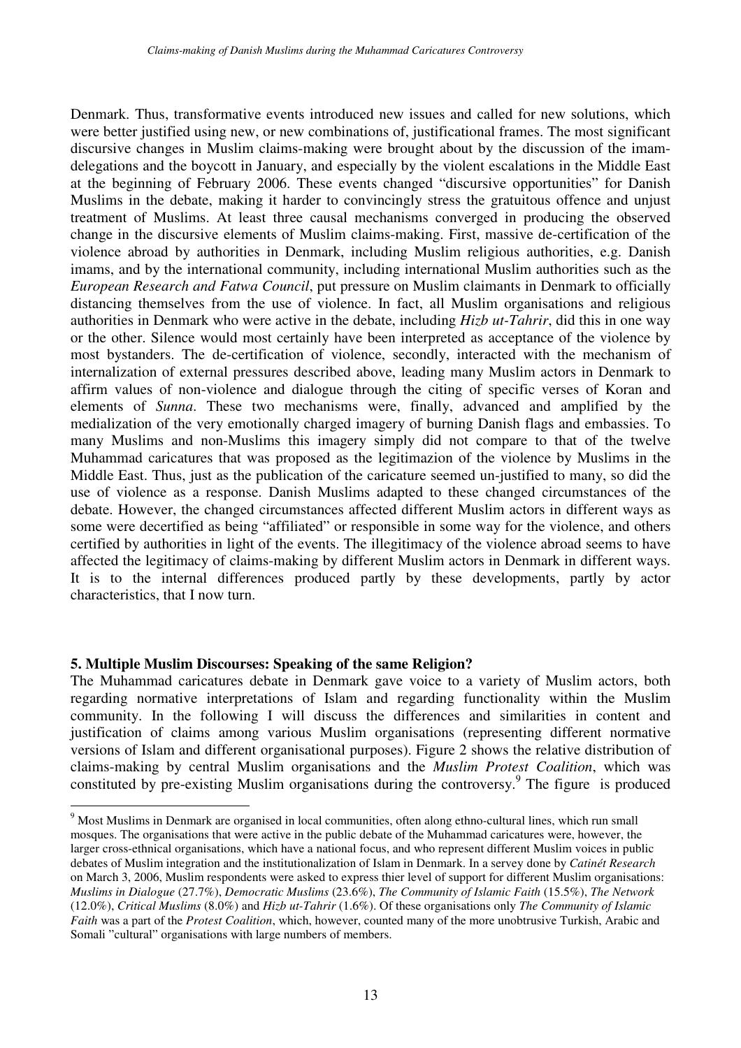Denmark. Thus, transformative events introduced new issues and called for new solutions, which were better justified using new, or new combinations of, justificational frames. The most significant discursive changes in Muslim claims-making were brought about by the discussion of the imam-delegations and the boycott in January, and especially by the violent escalations in the Middle East at the beginning of February 2006. These events changed "discursive opportunities" for Danish Muslims in the debate, making it harder to convincingly stress the gratuitous offence and unjust treatment of Muslims. At least three causal mechanisms converged in producing the observed change in the discursive elements of Muslim claims-making. First, massive de-certification of the violence abroad by authorities in Denmark, including Muslim religious authorities, e.g. Danish imams, and by the international community, including international Muslim authorities such as the *European Research and Fatwa Council*, put pressure on Muslim claimants in Denmark to officially distancing themselves from the use of violence. In fact, all Muslim organisations and religious authorities in Denmark who were active in the debate, including *Hizb ut-Tahrir*, did this in one way or the other. Silence would most certainly have been interpreted as acceptance of the violence by most bystanders. The de-certification of violence, secondly, interacted with the mechanism of internalization of external pressures described above, leading many Muslim actors in Denmark to affirm values of non-violence and dialogue through the citing of specific verses of Koran and elements of *Sunna*. These two mechanisms were, finally, advanced and amplified by the medialization of the very emotionally charged imagery of burning Danish flags and embassies. To many Muslims and non-Muslims this imagery simply did not compare to that of the twelve Muhammad caricatures that was proposed as the legitimazion of the violence by Muslims in the Middle East. Thus, just as the publication of the caricature seemed un-justified to many, so did the use of violence as a response. Danish Muslims adapted to these changed circumstances of the debate. However, the changed circumstances affected different Muslim actors in different ways as some were decertified as being "affiliated" or responsible in some way for the violence, and others certified by authorities in light of the events. The illegitimacy of the violence abroad seems to have affected the legitimacy of claims-making by different Muslim actors in Denmark in different ways. It is to the internal differences produced partly by these developments, partly by actor characteristics, that I now turn.

## 5. Multiple Muslim Discourses: Speaking of the same Religion?

The Muhammad caricatures debate in Denmark gave voice to a variety of Muslim actors, both regarding normative interpretations of Islam and regarding functionality within the Muslim community. In the following I will discuss the differences and similarities in content and justification of claims among various Muslim organisations (representing different normative versions of Islam and different organisational purposes). Figure 2 shows the relative distribution of claims-making by central Muslim organisations and the *Muslim Protest Coalition*, which was constituted by pre-existing Muslim organisations during the controversy.[9] The figure is produced

[9] Most Muslims in Denmark are organised in local communities, often along ethno-cultural lines, which run small mosques. The organisations that were active in the public debate of the Muhammad caricatures were, however, the larger cross-ethnical organisations, which have a national focus, and who represent different Muslim voices in public debates of Muslim integration and the institutionalization of Islam in Denmark. In a servey done by *Catinét Research* on March 3, 2006, Muslim respondents were asked to express thier level of support for different Muslim organisations: *Muslims in Dialogue* (27.7%), *Democratic Muslims* (23.6%), *The Community of Islamic Faith* (15.5%), *The Network* (12.0%), *Critical Muslims* (8.0%) and *Hizb ut-Tahrir* (1.6%). Of these organisations only *The Community of Islamic Faith* was a part of the *Protest Coalition*, which, however, counted many of the more unobtrusive Turkish, Arabic and Somali "cultural" organisations with large numbers of members.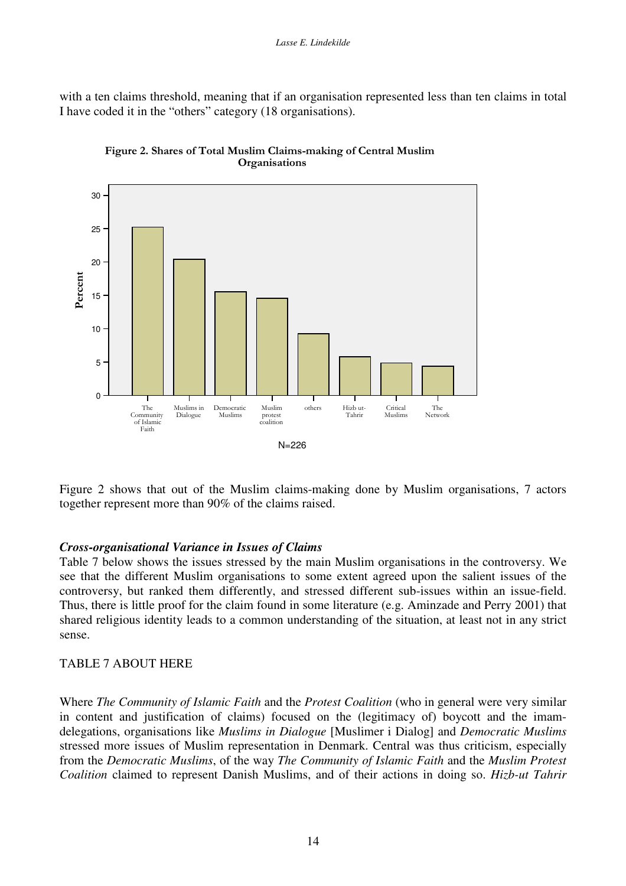with a ten claims threshold, meaning that if an organisation represented less than ten claims in total I have coded it in the "others" category (18 organisations).

**Figure 2. Shares of Total Muslim Claims-making of Central Muslim Organisations**

Figure 2 shows that out of the Muslim claims-making done by Muslim organisations, 7 actors together represent more than 90% of the claims raised.

### *Cross-organisational Variance in Issues of Claims*

Table 7 below shows the issues stressed by the main Muslim organisations in the controversy. We see that the different Muslim organisations to some extent agreed upon the salient issues of the controversy, but ranked them differently, and stressed different sub-issues within an issue-field. Thus, there is little proof for the claim found in some literature (e.g. Aminzade and Perry 2001) that shared religious identity leads to a common understanding of the situation, at least not in any strict sense.

TABLE 7 ABOUT HERE

Where *The Community of Islamic Faith* and the *Protest Coalition* (who in general were very similar in content and justification of claims) focused on the (legitimacy of) boycott and the imam-delegations, organisations like *Muslims in Dialogue* [Muslimer i Dialog] and *Democratic Muslims* stressed more issues of Muslim representation in Denmark. Central was thus criticism, especially from the *Democratic Muslims*, of the way *The Community of Islamic Faith* and the *Muslim Protest Coalition* claimed to represent Danish Muslims, and of their actions in doing so. *Hizb-ut Tahrir*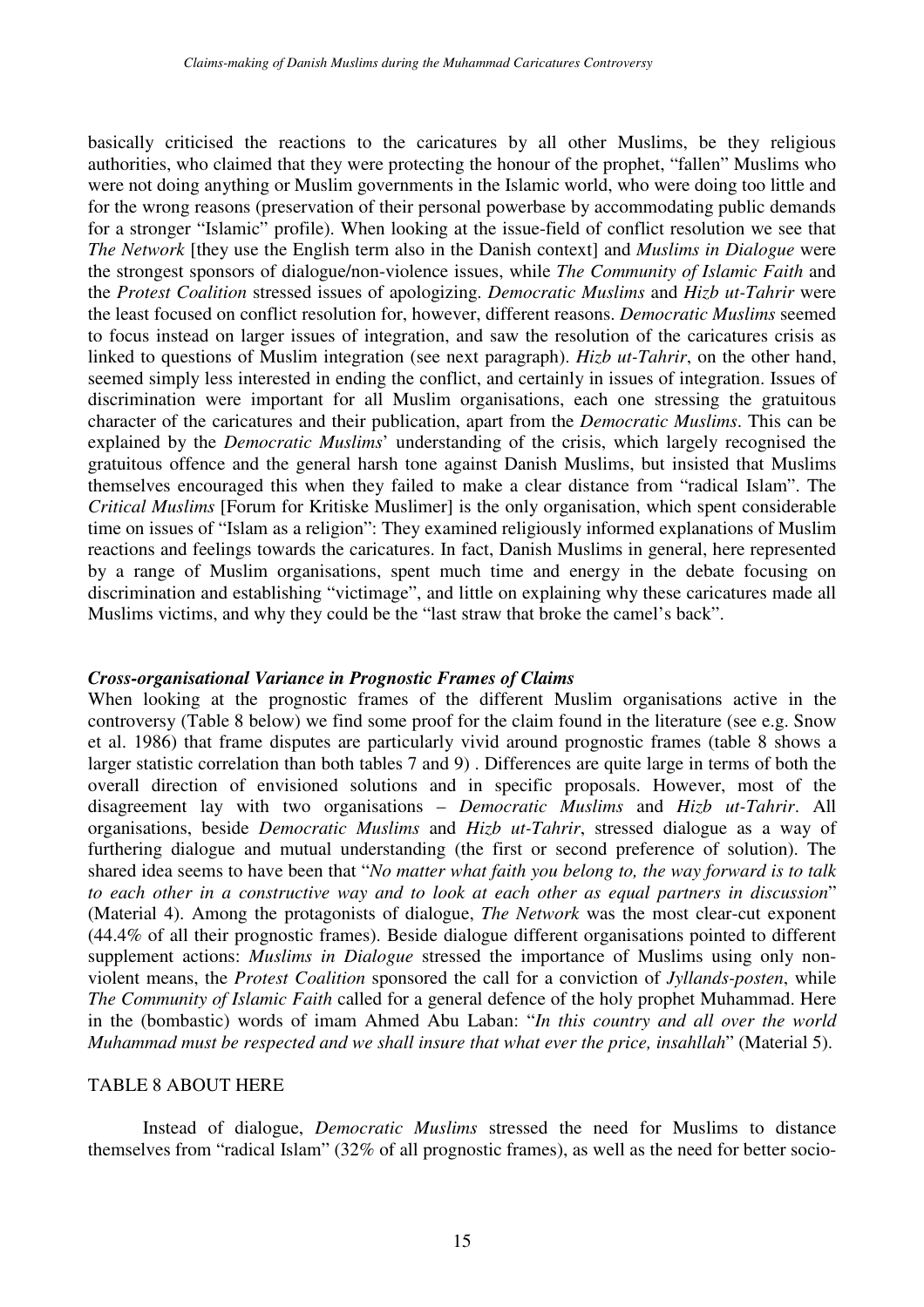basically criticised the reactions to the caricatures by all other Muslims, be they religious authorities, who claimed that they were protecting the honour of the prophet, "fallen" Muslims who were not doing anything or Muslim governments in the Islamic world, who were doing too little and for the wrong reasons (preservation of their personal powerbase by accommodating public demands for a stronger "Islamic" profile). When looking at the issue-field of conflict resolution we see that *The Network* [they use the English term also in the Danish context] and *Muslims in Dialogue* were the strongest sponsors of dialogue/non-violence issues, while *The Community of Islamic Faith* and the *Protest Coalition* stressed issues of apologizing. *Democratic Muslims* and *Hizb ut-Tahrir* were the least focused on conflict resolution for, however, different reasons. *Democratic Muslims* seemed to focus instead on larger issues of integration, and saw the resolution of the caricatures crisis as linked to questions of Muslim integration (see next paragraph). *Hizb ut-Tahrir*, on the other hand, seemed simply less interested in ending the conflict, and certainly in issues of integration. Issues of discrimination were important for all Muslim organisations, each one stressing the gratuitous character of the caricatures and their publication, apart from the *Democratic Muslims*. This can be explained by the *Democratic Muslims*' understanding of the crisis, which largely recognised the gratuitous offence and the general harsh tone against Danish Muslims, but insisted that Muslims themselves encouraged this when they failed to make a clear distance from "radical Islam". The *Critical Muslims* [Forum for Kritiske Muslimer] is the only organisation, which spent considerable time on issues of "Islam as a religion": They examined religiously informed explanations of Muslim reactions and feelings towards the caricatures. In fact, Danish Muslims in general, here represented by a range of Muslim organisations, spent much time and energy in the debate focusing on discrimination and establishing "victimage", and little on explaining why these caricatures made all Muslims victims, and why they could be the "last straw that broke the camel's back".

### *Cross-organisational Variance in Prognostic Frames of Claims*

When looking at the prognostic frames of the different Muslim organisations active in the controversy (Table 8 below) we find some proof for the claim found in the literature (see e.g. Snow et al. 1986) that frame disputes are particularly vivid around prognostic frames (table 8 shows a larger statistic correlation than both tables 7 and 9) . Differences are quite large in terms of both the overall direction of envisioned solutions and in specific proposals. However, most of the disagreement lay with two organisations – *Democratic Muslims* and *Hizb ut-Tahrir*. All organisations, beside *Democratic Muslims* and *Hizb ut-Tahrir*, stressed dialogue as a way of furthering dialogue and mutual understanding (the first or second preference of solution). The shared idea seems to have been that "*No matter what faith you belong to, the way forward is to talk to each other in a constructive way and to look at each other as equal partners in discussion*" (Material 4). Among the protagonists of dialogue, *The Network* was the most clear-cut exponent (44.4% of all their prognostic frames). Beside dialogue different organisations pointed to different supplement actions: *Muslims in Dialogue* stressed the importance of Muslims using only non-violent means, the *Protest Coalition* sponsored the call for a conviction of *Jyllands-posten*, while *The Community of Islamic Faith* called for a general defence of the holy prophet Muhammad. Here in the (bombastic) words of imam Ahmed Abu Laban: "*In this country and all over the world Muhammad must be respected and we shall insure that what ever the price, insahllah*" (Material 5).

TABLE 8 ABOUT HERE

Instead of dialogue, *Democratic Muslims* stressed the need for Muslims to distance themselves from "radical Islam" (32% of all prognostic frames), as well as the need for better socio-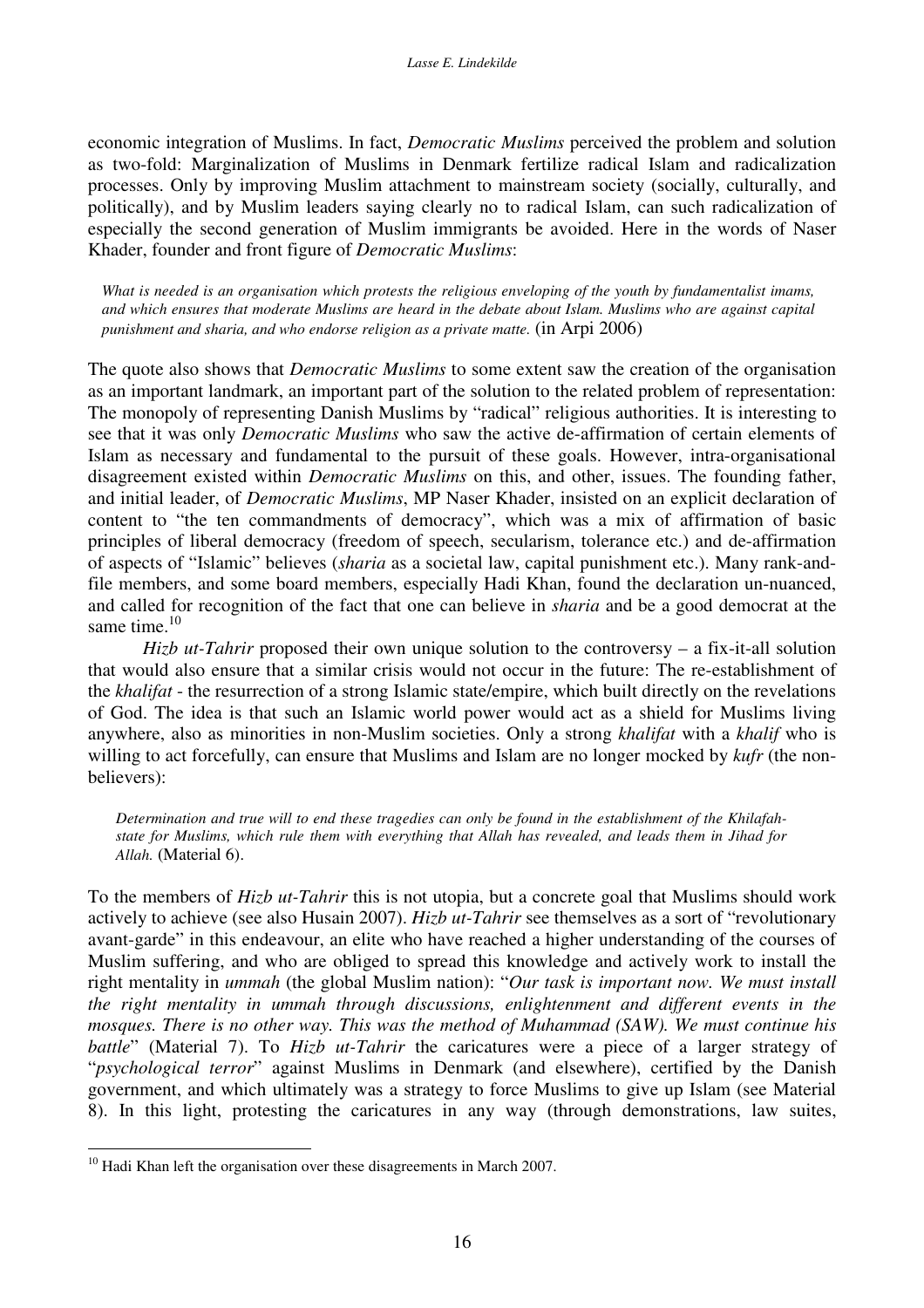economic integration of Muslims. In fact, *Democratic Muslims* perceived the problem and solution as two-fold: Marginalization of Muslims in Denmark fertilize radical Islam and radicalization processes. Only by improving Muslim attachment to mainstream society (socially, culturally, and politically), and by Muslim leaders saying clearly no to radical Islam, can such radicalization of especially the second generation of Muslim immigrants be avoided. Here in the words of Naser Khader, founder and front figure of *Democratic Muslims*:

> *What is needed is an organisation which protests the religious enveloping of the youth by fundamentalist imams, and which ensures that moderate Muslims are heard in the debate about Islam. Muslims who are against capital punishment and sharia, and who endorse religion as a private matte.* (in Arpi 2006)

The quote also shows that *Democratic Muslims* to some extent saw the creation of the organisation as an important landmark, an important part of the solution to the related problem of representation: The monopoly of representing Danish Muslims by "radical" religious authorities. It is interesting to see that it was only *Democratic Muslims* who saw the active de-affirmation of certain elements of Islam as necessary and fundamental to the pursuit of these goals. However, intra-organisational disagreement existed within *Democratic Muslims* on this, and other, issues. The founding father, and initial leader, of *Democratic Muslims*, MP Naser Khader, insisted on an explicit declaration of content to "the ten commandments of democracy", which was a mix of affirmation of basic principles of liberal democracy (freedom of speech, secularism, tolerance etc.) and de-affirmation of aspects of "Islamic" believes (*sharia* as a societal law, capital punishment etc.). Many rank-and-file members, and some board members, especially Hadi Khan, found the declaration un-nuanced, and called for recognition of the fact that one can believe in *sharia* and be a good democrat at the same time.[10]

*Hizb ut-Tahrir* proposed their own unique solution to the controversy – a fix-it-all solution that would also ensure that a similar crisis would not occur in the future: The re-establishment of the *khalifat* - the resurrection of a strong Islamic state/empire, which built directly on the revelations of God. The idea is that such an Islamic world power would act as a shield for Muslims living anywhere, also as minorities in non-Muslim societies. Only a strong *khalifat* with a *khalif* who is willing to act forcefully, can ensure that Muslims and Islam are no longer mocked by *kufr* (the non-believers):

> *Determination and true will to end these tragedies can only be found in the establishment of the Khilafah-state for Muslims, which rule them with everything that Allah has revealed, and leads them in Jihad for Allah.* (Material 6).

To the members of *Hizb ut-Tahrir* this is not utopia, but a concrete goal that Muslims should work actively to achieve (see also Husain 2007). *Hizb ut-Tahrir* see themselves as a sort of "revolutionary avant-garde" in this endeavour, an elite who have reached a higher understanding of the courses of Muslim suffering, and who are obliged to spread this knowledge and actively work to install the right mentality in *ummah* (the global Muslim nation): "*Our task is important now. We must install the right mentality in ummah through discussions, enlightenment and different events in the mosques. There is no other way. This was the method of Muhammad (SAW). We must continue his battle*" (Material 7). To *Hizb ut-Tahrir* the caricatures were a piece of a larger strategy of "*psychological terror*" against Muslims in Denmark (and elsewhere), certified by the Danish government, and which ultimately was a strategy to force Muslims to give up Islam (see Material 8). In this light, protesting the caricatures in any way (through demonstrations, law suites,

[10] Hadi Khan left the organisation over these disagreements in March 2007.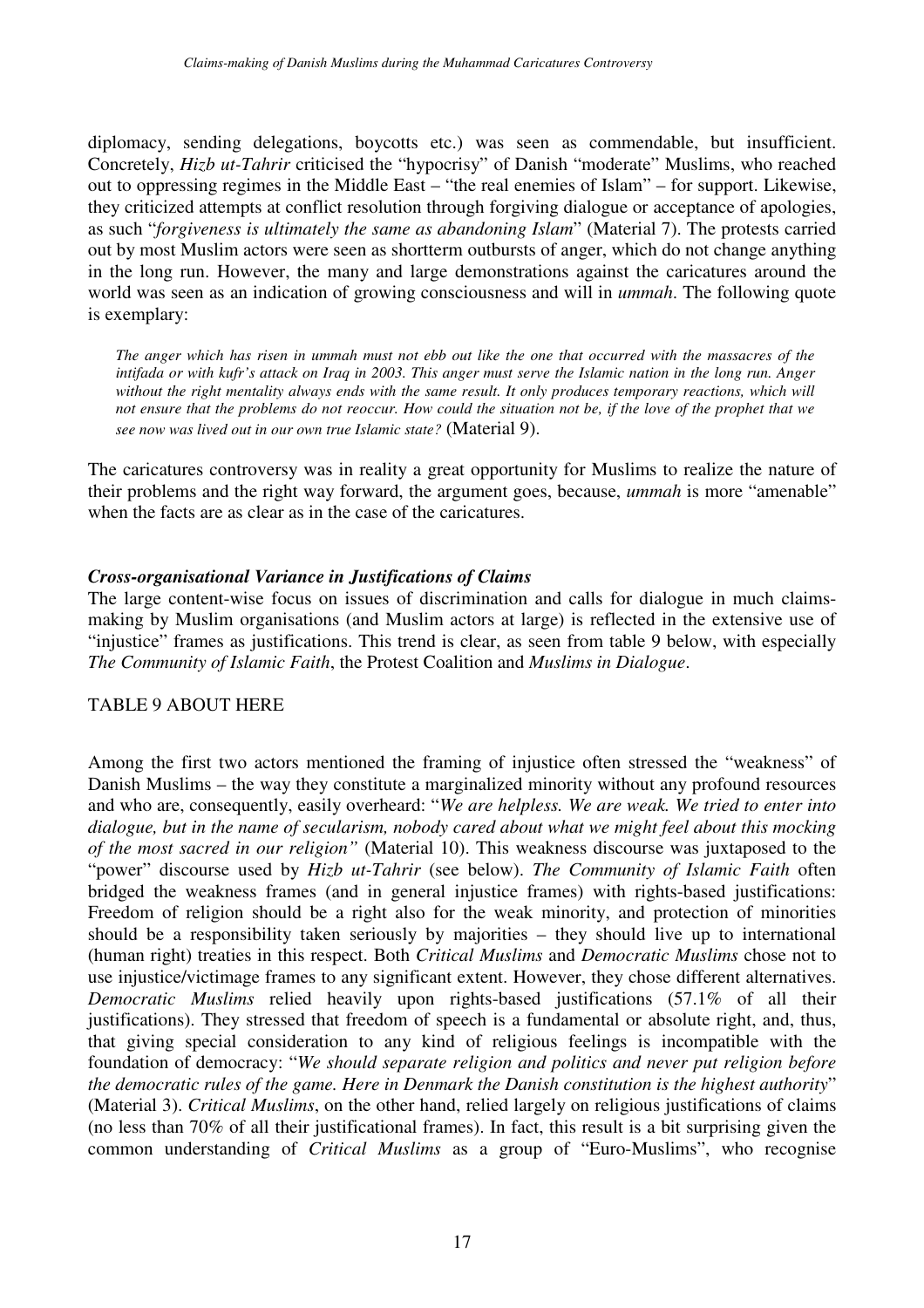diplomacy, sending delegations, boycotts etc.) was seen as commendable, but insufficient. Concretely, *Hizb ut-Tahrir* criticised the "hypocrisy" of Danish "moderate" Muslims, who reached out to oppressing regimes in the Middle East – "the real enemies of Islam" – for support. Likewise, they criticized attempts at conflict resolution through forgiving dialogue or acceptance of apologies, as such "*forgiveness is ultimately the same as abandoning Islam*" (Material 7). The protests carried out by most Muslim actors were seen as shortterm outbursts of anger, which do not change anything in the long run. However, the many and large demonstrations against the caricatures around the world was seen as an indication of growing consciousness and will in *ummah*. The following quote is exemplary:

> *The anger which has risen in ummah must not ebb out like the one that occurred with the massacres of the intifada or with kufr's attack on Iraq in 2003. This anger must serve the Islamic nation in the long run. Anger without the right mentality always ends with the same result. It only produces temporary reactions, which will not ensure that the problems do not reoccur. How could the situation not be, if the love of the prophet that we see now was lived out in our own true Islamic state?* (Material 9).

The caricatures controversy was in reality a great opportunity for Muslims to realize the nature of their problems and the right way forward, the argument goes, because, *ummah* is more "amenable" when the facts are as clear as in the case of the caricatures.

### *Cross-organisational Variance in Justifications of Claims*

The large content-wise focus on issues of discrimination and calls for dialogue in much claims-making by Muslim organisations (and Muslim actors at large) is reflected in the extensive use of "injustice" frames as justifications. This trend is clear, as seen from table 9 below, with especially *The Community of Islamic Faith*, the Protest Coalition and *Muslims in Dialogue*.

TABLE 9 ABOUT HERE

Among the first two actors mentioned the framing of injustice often stressed the "weakness" of Danish Muslims – the way they constitute a marginalized minority without any profound resources and who are, consequently, easily overheard: "*We are helpless. We are weak. We tried to enter into dialogue, but in the name of secularism, nobody cared about what we might feel about this mocking of the most sacred in our religion"* (Material 10). This weakness discourse was juxtaposed to the "power" discourse used by *Hizb ut-Tahrir* (see below). *The Community of Islamic Faith* often bridged the weakness frames (and in general injustice frames) with rights-based justifications: Freedom of religion should be a right also for the weak minority, and protection of minorities should be a responsibility taken seriously by majorities – they should live up to international (human right) treaties in this respect. Both *Critical Muslims* and *Democratic Muslims* chose not to use injustice/victimage frames to any significant extent. However, they chose different alternatives. *Democratic Muslims* relied heavily upon rights-based justifications (57.1% of all their justifications). They stressed that freedom of speech is a fundamental or absolute right, and, thus, that giving special consideration to any kind of religious feelings is incompatible with the foundation of democracy: "*We should separate religion and politics and never put religion before the democratic rules of the game. Here in Denmark the Danish constitution is the highest authority*" (Material 3). *Critical Muslims*, on the other hand, relied largely on religious justifications of claims (no less than 70% of all their justificational frames). In fact, this result is a bit surprising given the common understanding of *Critical Muslims* as a group of "Euro-Muslims", who recognise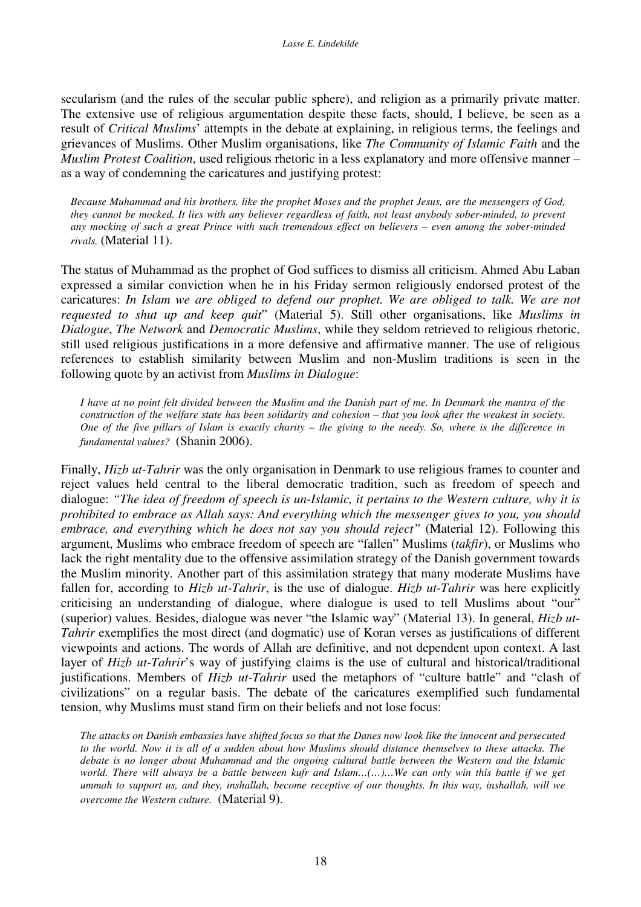secularism (and the rules of the secular public sphere), and religion as a primarily private matter. The extensive use of religious argumentation despite these facts, should, I believe, be seen as a result of *Critical Muslims*' attempts in the debate at explaining, in religious terms, the feelings and grievances of Muslims. Other Muslim organisations, like *The Community of Islamic Faith* and the *Muslim Protest Coalition*, used religious rhetoric in a less explanatory and more offensive manner – as a way of condemning the caricatures and justifying protest:

> *Because Muhammad and his brothers, like the prophet Moses and the prophet Jesus, are the messengers of God, they cannot be mocked. It lies with any believer regardless of faith, not least anybody sober-minded, to prevent any mocking of such a great Prince with such tremendous effect on believers – even among the sober-minded rivals.* (Material 11).

The status of Muhammad as the prophet of God suffices to dismiss all criticism. Ahmed Abu Laban expressed a similar conviction when he in his Friday sermon religiously endorsed protest of the caricatures: *In Islam we are obliged to defend our prophet. We are obliged to talk. We are not requested to shut up and keep quit*" (Material 5). Still other organisations, like *Muslims in Dialogue*, *The Network* and *Democratic Muslims*, while they seldom retrieved to religious rhetoric, still used religious justifications in a more defensive and affirmative manner. The use of religious references to establish similarity between Muslim and non-Muslim traditions is seen in the following quote by an activist from *Muslims in Dialogue*:

> *I have at no point felt divided between the Muslim and the Danish part of me. In Denmark the mantra of the construction of the welfare state has been solidarity and cohesion – that you look after the weakest in society. One of the five pillars of Islam is exactly charity – the giving to the needy. So, where is the difference in fundamental values?* (Shanin 2006).

Finally, *Hizb ut-Tahrir* was the only organisation in Denmark to use religious frames to counter and reject values held central to the liberal democratic tradition, such as freedom of speech and dialogue: *"The idea of freedom of speech is un-Islamic, it pertains to the Western culture, why it is prohibited to embrace as Allah says: And everything which the messenger gives to you, you should embrace, and everything which he does not say you should reject"* (Material 12). Following this argument, Muslims who embrace freedom of speech are "fallen" Muslims (*takfir*), or Muslims who lack the right mentality due to the offensive assimilation strategy of the Danish government towards the Muslim minority. Another part of this assimilation strategy that many moderate Muslims have fallen for, according to *Hizb ut-Tahrir*, is the use of dialogue. *Hizb ut-Tahrir* was here explicitly criticising an understanding of dialogue, where dialogue is used to tell Muslims about "our" (superior) values. Besides, dialogue was never "the Islamic way" (Material 13). In general, *Hizb ut-Tahrir* exemplifies the most direct (and dogmatic) use of Koran verses as justifications of different viewpoints and actions. The words of Allah are definitive, and not dependent upon context. A last layer of *Hizb ut-Tahrir*'s way of justifying claims is the use of cultural and historical/traditional justifications. Members of *Hizb ut-Tahrir* used the metaphors of "culture battle" and "clash of civilizations" on a regular basis. The debate of the caricatures exemplified such fundamental tension, why Muslims must stand firm on their beliefs and not lose focus:

> *The attacks on Danish embassies have shifted focus so that the Danes now look like the innocent and persecuted to the world. Now it is all of a sudden about how Muslims should distance themselves to these attacks. The debate is no longer about Muhammad and the ongoing cultural battle between the Western and the Islamic world. There will always be a battle between kufr and Islam…(…)…We can only win this battle if we get ummah to support us, and they, inshallah, become receptive of our thoughts. In this way, inshallah, will we overcome the Western culture.* (Material 9).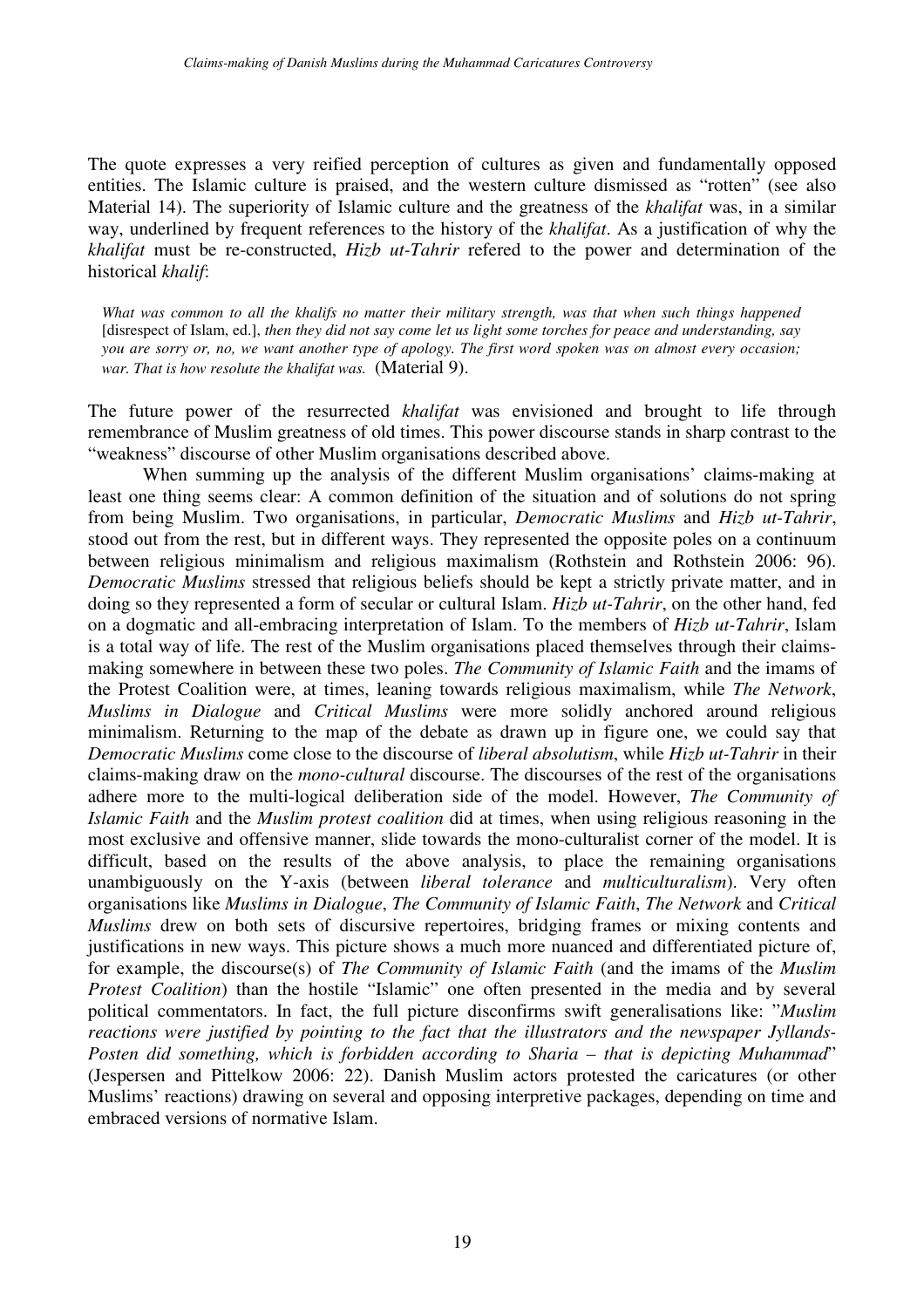The quote expresses a very reified perception of cultures as given and fundamentally opposed entities. The Islamic culture is praised, and the western culture dismissed as "rotten" (see also Material 14). The superiority of Islamic culture and the greatness of the *khalifat* was, in a similar way, underlined by frequent references to the history of the *khalifat*. As a justification of why the *khalifat* must be re-constructed, *Hizb ut-Tahrir* refered to the power and determination of the historical *khalif*:

> *What was common to all the khalifs no matter their military strength, was that when such things happened* [disrespect of Islam, ed.], *then they did not say come let us light some torches for peace and understanding, say you are sorry or, no, we want another type of apology. The first word spoken was on almost every occasion; war. That is how resolute the khalifat was.* (Material 9).

The future power of the resurrected *khalifat* was envisioned and brought to life through remembrance of Muslim greatness of old times. This power discourse stands in sharp contrast to the "weakness" discourse of other Muslim organisations described above.

When summing up the analysis of the different Muslim organisations' claims-making at least one thing seems clear: A common definition of the situation and of solutions do not spring from being Muslim. Two organisations, in particular, *Democratic Muslims* and *Hizb ut-Tahrir*, stood out from the rest, but in different ways. They represented the opposite poles on a continuum between religious minimalism and religious maximalism (Rothstein and Rothstein 2006: 96). *Democratic Muslims* stressed that religious beliefs should be kept a strictly private matter, and in doing so they represented a form of secular or cultural Islam. *Hizb ut-Tahrir*, on the other hand, fed on a dogmatic and all-embracing interpretation of Islam. To the members of *Hizb ut-Tahrir*, Islam is a total way of life. The rest of the Muslim organisations placed themselves through their claims-making somewhere in between these two poles. *The Community of Islamic Faith* and the imams of the Protest Coalition were, at times, leaning towards religious maximalism, while *The Network*, *Muslims in Dialogue* and *Critical Muslims* were more solidly anchored around religious minimalism. Returning to the map of the debate as drawn up in figure one, we could say that *Democratic Muslims* come close to the discourse of *liberal absolutism*, while *Hizb ut-Tahrir* in their claims-making draw on the *mono-cultural* discourse. The discourses of the rest of the organisations adhere more to the multi-logical deliberation side of the model. However, *The Community of Islamic Faith* and the *Muslim protest coalition* did at times, when using religious reasoning in the most exclusive and offensive manner, slide towards the mono-culturalist corner of the model. It is difficult, based on the results of the above analysis, to place the remaining organisations unambiguously on the Y-axis (between *liberal tolerance* and *multiculturalism*). Very often organisations like *Muslims in Dialogue*, *The Community of Islamic Faith*, *The Network* and *Critical Muslims* drew on both sets of discursive repertoires, bridging frames or mixing contents and justifications in new ways. This picture shows a much more nuanced and differentiated picture of, for example, the discourse(s) of *The Community of Islamic Faith* (and the imams of the *Muslim Protest Coalition*) than the hostile "Islamic" one often presented in the media and by several political commentators. In fact, the full picture disconfirms swift generalisations like: "*Muslim reactions were justified by pointing to the fact that the illustrators and the newspaper Jyllands-Posten did something, which is forbidden according to Sharia – that is depicting Muhammad*" (Jespersen and Pittelkow 2006: 22). Danish Muslim actors protested the caricatures (or other Muslims' reactions) drawing on several and opposing interpretive packages, depending on time and embraced versions of normative Islam.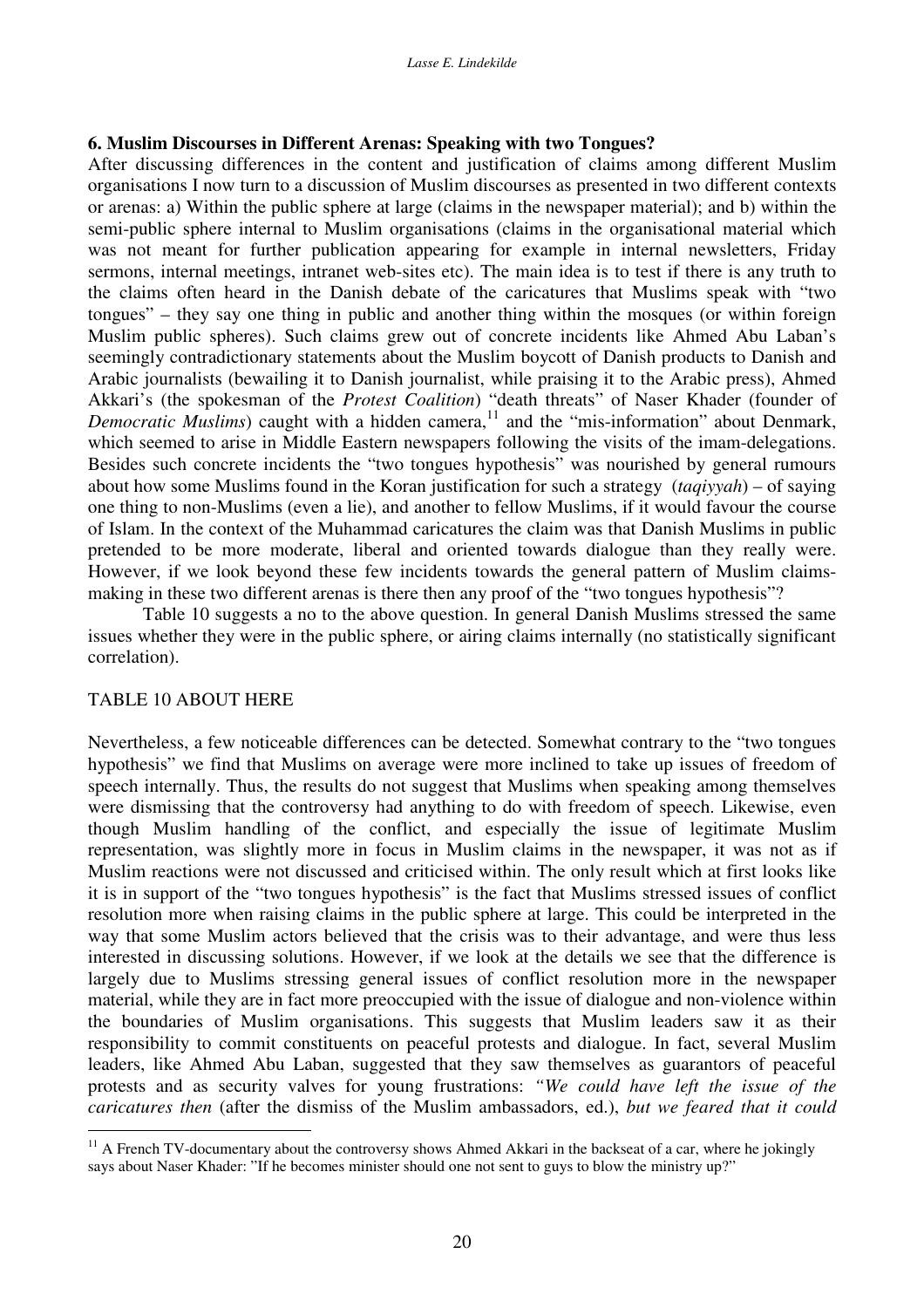### 6. Muslim Discourses in Different Arenas: Speaking with two Tongues?

After discussing differences in the content and justification of claims among different Muslim organisations I now turn to a discussion of Muslim discourses as presented in two different contexts or arenas: a) Within the public sphere at large (claims in the newspaper material); and b) within the semi-public sphere internal to Muslim organisations (claims in the organisational material which was not meant for further publication appearing for example in internal newsletters, Friday sermons, internal meetings, intranet web-sites etc). The main idea is to test if there is any truth to the claims often heard in the Danish debate of the caricatures that Muslims speak with "two tongues" – they say one thing in public and another thing within the mosques (or within foreign Muslim public spheres). Such claims grew out of concrete incidents like Ahmed Abu Laban's seemingly contradictionary statements about the Muslim boycott of Danish products to Danish and Arabic journalists (bewailing it to Danish journalist, while praising it to the Arabic press), Ahmed Akkari's (the spokesman of the *Protest Coalition*) "death threats" of Naser Khader (founder of *Democratic Muslims*) caught with a hidden camera,[11] and the "mis-information" about Denmark, which seemed to arise in Middle Eastern newspapers following the visits of the imam-delegations. Besides such concrete incidents the "two tongues hypothesis" was nourished by general rumours about how some Muslims found in the Koran justification for such a strategy (*taqiyyah*) – of saying one thing to non-Muslims (even a lie), and another to fellow Muslims, if it would favour the course of Islam. In the context of the Muhammad caricatures the claim was that Danish Muslims in public pretended to be more moderate, liberal and oriented towards dialogue than they really were. However, if we look beyond these few incidents towards the general pattern of Muslim claims-making in these two different arenas is there then any proof of the "two tongues hypothesis"?

Table 10 suggests a no to the above question. In general Danish Muslims stressed the same issues whether they were in the public sphere, or airing claims internally (no statistically significant correlation).

TABLE 10 ABOUT HERE

Nevertheless, a few noticeable differences can be detected. Somewhat contrary to the "two tongues hypothesis" we find that Muslims on average were more inclined to take up issues of freedom of speech internally. Thus, the results do not suggest that Muslims when speaking among themselves were dismissing that the controversy had anything to do with freedom of speech. Likewise, even though Muslim handling of the conflict, and especially the issue of legitimate Muslim representation, was slightly more in focus in Muslim claims in the newspaper, it was not as if Muslim reactions were not discussed and criticised within. The only result which at first looks like it is in support of the "two tongues hypothesis" is the fact that Muslims stressed issues of conflict resolution more when raising claims in the public sphere at large. This could be interpreted in the way that some Muslim actors believed that the crisis was to their advantage, and were thus less interested in discussing solutions. However, if we look at the details we see that the difference is largely due to Muslims stressing general issues of conflict resolution more in the newspaper material, while they are in fact more preoccupied with the issue of dialogue and non-violence within the boundaries of Muslim organisations. This suggests that Muslim leaders saw it as their responsibility to commit constituents on peaceful protests and dialogue. In fact, several Muslim leaders, like Ahmed Abu Laban, suggested that they saw themselves as guarantors of peaceful protests and as security valves for young frustrations: *"We could have left the issue of the caricatures then* (after the dismiss of the Muslim ambassadors, ed.), *but we feared that it could*

[11] A French TV-documentary about the controversy shows Ahmed Akkari in the backseat of a car, where he jokingly says about Naser Khader: "If he becomes minister should one not sent to guys to blow the ministry up?"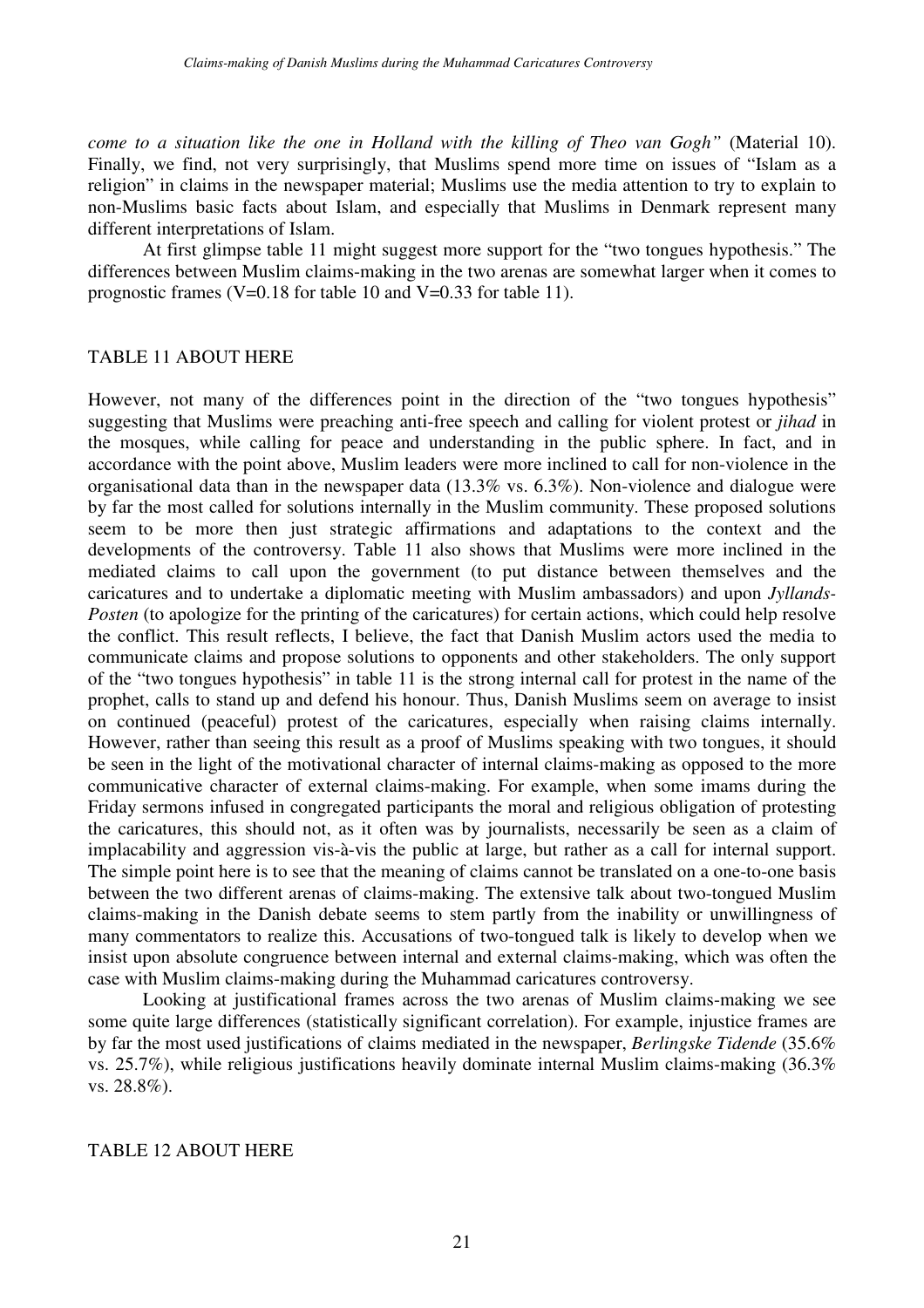*come to a situation like the one in Holland with the killing of Theo van Gogh"* (Material 10). Finally, we find, not very surprisingly, that Muslims spend more time on issues of "Islam as a religion" in claims in the newspaper material; Muslims use the media attention to try to explain to non-Muslims basic facts about Islam, and especially that Muslims in Denmark represent many different interpretations of Islam.

At first glimpse table 11 might suggest more support for the "two tongues hypothesis." The differences between Muslim claims-making in the two arenas are somewhat larger when it comes to prognostic frames (V=0.18 for table 10 and V=0.33 for table 11).

TABLE 11 ABOUT HERE

However, not many of the differences point in the direction of the "two tongues hypothesis" suggesting that Muslims were preaching anti-free speech and calling for violent protest or *jihad* in the mosques, while calling for peace and understanding in the public sphere. In fact, and in accordance with the point above, Muslim leaders were more inclined to call for non-violence in the organisational data than in the newspaper data (13.3% vs. 6.3%). Non-violence and dialogue were by far the most called for solutions internally in the Muslim community. These proposed solutions seem to be more then just strategic affirmations and adaptations to the context and the developments of the controversy. Table 11 also shows that Muslims were more inclined in the mediated claims to call upon the government (to put distance between themselves and the caricatures and to undertake a diplomatic meeting with Muslim ambassadors) and upon *Jyllands-Posten* (to apologize for the printing of the caricatures) for certain actions, which could help resolve the conflict. This result reflects, I believe, the fact that Danish Muslim actors used the media to communicate claims and propose solutions to opponents and other stakeholders. The only support of the "two tongues hypothesis" in table 11 is the strong internal call for protest in the name of the prophet, calls to stand up and defend his honour. Thus, Danish Muslims seem on average to insist on continued (peaceful) protest of the caricatures, especially when raising claims internally. However, rather than seeing this result as a proof of Muslims speaking with two tongues, it should be seen in the light of the motivational character of internal claims-making as opposed to the more communicative character of external claims-making. For example, when some imams during the Friday sermons infused in congregated participants the moral and religious obligation of protesting the caricatures, this should not, as it often was by journalists, necessarily be seen as a claim of implacability and aggression vis-à-vis the public at large, but rather as a call for internal support. The simple point here is to see that the meaning of claims cannot be translated on a one-to-one basis between the two different arenas of claims-making. The extensive talk about two-tongued Muslim claims-making in the Danish debate seems to stem partly from the inability or unwillingness of many commentators to realize this. Accusations of two-tongued talk is likely to develop when we insist upon absolute congruence between internal and external claims-making, which was often the case with Muslim claims-making during the Muhammad caricatures controversy.

Looking at justificational frames across the two arenas of Muslim claims-making we see some quite large differences (statistically significant correlation). For example, injustice frames are by far the most used justifications of claims mediated in the newspaper, *Berlingske Tidende* (35.6% vs. 25.7%), while religious justifications heavily dominate internal Muslim claims-making (36.3% vs. 28.8%).

TABLE 12 ABOUT HERE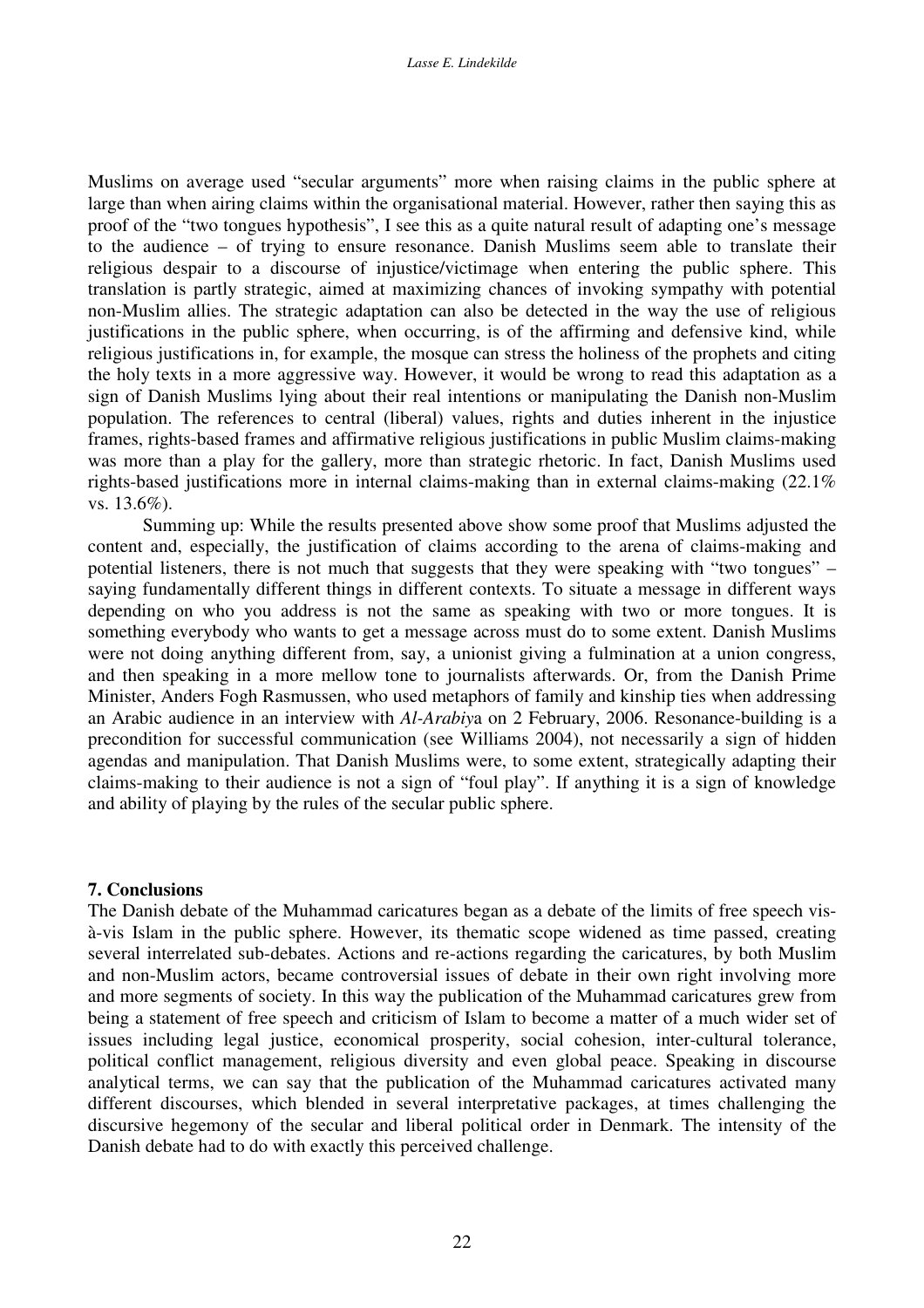Muslims on average used "secular arguments" more when raising claims in the public sphere at large than when airing claims within the organisational material. However, rather then saying this as proof of the "two tongues hypothesis", I see this as a quite natural result of adapting one's message to the audience – of trying to ensure resonance. Danish Muslims seem able to translate their religious despair to a discourse of injustice/victimage when entering the public sphere. This translation is partly strategic, aimed at maximizing chances of invoking sympathy with potential non-Muslim allies. The strategic adaptation can also be detected in the way the use of religious justifications in the public sphere, when occurring, is of the affirming and defensive kind, while religious justifications in, for example, the mosque can stress the holiness of the prophets and citing the holy texts in a more aggressive way. However, it would be wrong to read this adaptation as a sign of Danish Muslims lying about their real intentions or manipulating the Danish non-Muslim population. The references to central (liberal) values, rights and duties inherent in the injustice frames, rights-based frames and affirmative religious justifications in public Muslim claims-making was more than a play for the gallery, more than strategic rhetoric. In fact, Danish Muslims used rights-based justifications more in internal claims-making than in external claims-making (22.1% vs. 13.6%).

Summing up: While the results presented above show some proof that Muslims adjusted the content and, especially, the justification of claims according to the arena of claims-making and potential listeners, there is not much that suggests that they were speaking with "two tongues" – saying fundamentally different things in different contexts. To situate a message in different ways depending on who you address is not the same as speaking with two or more tongues. It is something everybody who wants to get a message across must do to some extent. Danish Muslims were not doing anything different from, say, a unionist giving a fulmination at a union congress, and then speaking in a more mellow tone to journalists afterwards. Or, from the Danish Prime Minister, Anders Fogh Rasmussen, who used metaphors of family and kinship ties when addressing an Arabic audience in an interview with *Al-Arabiya* on 2 February, 2006. Resonance-building is a precondition for successful communication (see Williams 2004), not necessarily a sign of hidden agendas and manipulation. That Danish Muslims were, to some extent, strategically adapting their claims-making to their audience is not a sign of "foul play". If anything it is a sign of knowledge and ability of playing by the rules of the secular public sphere.

## 7. Conclusions

The Danish debate of the Muhammad caricatures began as a debate of the limits of free speech vis-à-vis Islam in the public sphere. However, its thematic scope widened as time passed, creating several interrelated sub-debates. Actions and re-actions regarding the caricatures, by both Muslim and non-Muslim actors, became controversial issues of debate in their own right involving more and more segments of society. In this way the publication of the Muhammad caricatures grew from being a statement of free speech and criticism of Islam to become a matter of a much wider set of issues including legal justice, economical prosperity, social cohesion, inter-cultural tolerance, political conflict management, religious diversity and even global peace. Speaking in discourse analytical terms, we can say that the publication of the Muhammad caricatures activated many different discourses, which blended in several interpretative packages, at times challenging the discursive hegemony of the secular and liberal political order in Denmark. The intensity of the Danish debate had to do with exactly this perceived challenge.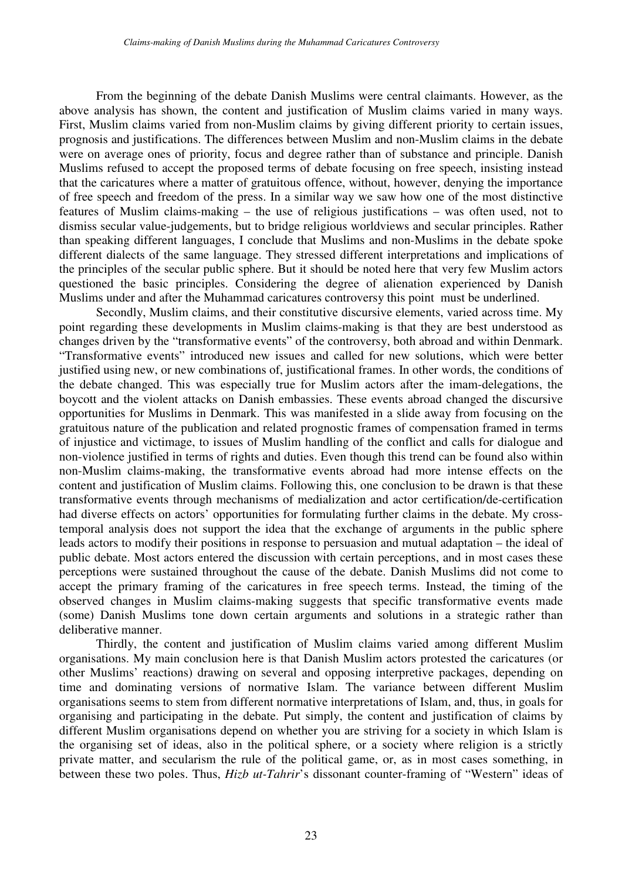From the beginning of the debate Danish Muslims were central claimants. However, as the above analysis has shown, the content and justification of Muslim claims varied in many ways. First, Muslim claims varied from non-Muslim claims by giving different priority to certain issues, prognosis and justifications. The differences between Muslim and non-Muslim claims in the debate were on average ones of priority, focus and degree rather than of substance and principle. Danish Muslims refused to accept the proposed terms of debate focusing on free speech, insisting instead that the caricatures where a matter of gratuitous offence, without, however, denying the importance of free speech and freedom of the press. In a similar way we saw how one of the most distinctive features of Muslim claims-making – the use of religious justifications – was often used, not to dismiss secular value-judgements, but to bridge religious worldviews and secular principles. Rather than speaking different languages, I conclude that Muslims and non-Muslims in the debate spoke different dialects of the same language. They stressed different interpretations and implications of the principles of the secular public sphere. But it should be noted here that very few Muslim actors questioned the basic principles. Considering the degree of alienation experienced by Danish Muslims under and after the Muhammad caricatures controversy this point must be underlined.

Secondly, Muslim claims, and their constitutive discursive elements, varied across time. My point regarding these developments in Muslim claims-making is that they are best understood as changes driven by the "transformative events" of the controversy, both abroad and within Denmark. "Transformative events" introduced new issues and called for new solutions, which were better justified using new, or new combinations of, justificational frames. In other words, the conditions of the debate changed. This was especially true for Muslim actors after the imam-delegations, the boycott and the violent attacks on Danish embassies. These events abroad changed the discursive opportunities for Muslims in Denmark. This was manifested in a slide away from focusing on the gratuitous nature of the publication and related prognostic frames of compensation framed in terms of injustice and victimage, to issues of Muslim handling of the conflict and calls for dialogue and non-violence justified in terms of rights and duties. Even though this trend can be found also within non-Muslim claims-making, the transformative events abroad had more intense effects on the content and justification of Muslim claims. Following this, one conclusion to be drawn is that these transformative events through mechanisms of medialization and actor certification/de-certification had diverse effects on actors' opportunities for formulating further claims in the debate. My cross-temporal analysis does not support the idea that the exchange of arguments in the public sphere leads actors to modify their positions in response to persuasion and mutual adaptation – the ideal of public debate. Most actors entered the discussion with certain perceptions, and in most cases these perceptions were sustained throughout the cause of the debate. Danish Muslims did not come to accept the primary framing of the caricatures in free speech terms. Instead, the timing of the observed changes in Muslim claims-making suggests that specific transformative events made (some) Danish Muslims tone down certain arguments and solutions in a strategic rather than deliberative manner.

Thirdly, the content and justification of Muslim claims varied among different Muslim organisations. My main conclusion here is that Danish Muslim actors protested the caricatures (or other Muslims' reactions) drawing on several and opposing interpretive packages, depending on time and dominating versions of normative Islam. The variance between different Muslim organisations seems to stem from different normative interpretations of Islam, and, thus, in goals for organising and participating in the debate. Put simply, the content and justification of claims by different Muslim organisations depend on whether you are striving for a society in which Islam is the organising set of ideas, also in the political sphere, or a society where religion is a strictly private matter, and secularism the rule of the political game, or, as in most cases something, in between these two poles. Thus, *Hizb ut-Tahrir*'s dissonant counter-framing of "Western" ideas of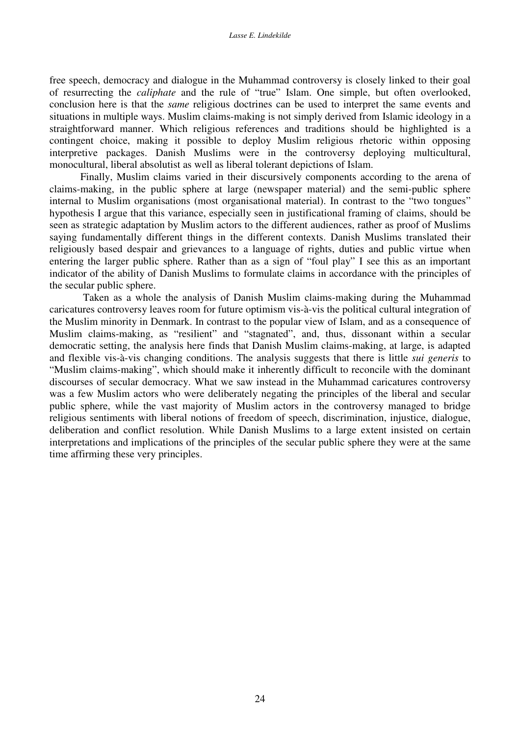free speech, democracy and dialogue in the Muhammad controversy is closely linked to their goal of resurrecting the *caliphate* and the rule of "true" Islam. One simple, but often overlooked, conclusion here is that the *same* religious doctrines can be used to interpret the same events and situations in multiple ways. Muslim claims-making is not simply derived from Islamic ideology in a straightforward manner. Which religious references and traditions should be highlighted is a contingent choice, making it possible to deploy Muslim religious rhetoric within opposing interpretive packages. Danish Muslims were in the controversy deploying multicultural, monocultural, liberal absolutist as well as liberal tolerant depictions of Islam.

Finally, Muslim claims varied in their discursively components according to the arena of claims-making, in the public sphere at large (newspaper material) and the semi-public sphere internal to Muslim organisations (most organisational material). In contrast to the "two tongues" hypothesis I argue that this variance, especially seen in justificational framing of claims, should be seen as strategic adaptation by Muslim actors to the different audiences, rather as proof of Muslims saying fundamentally different things in the different contexts. Danish Muslims translated their religiously based despair and grievances to a language of rights, duties and public virtue when entering the larger public sphere. Rather than as a sign of "foul play" I see this as an important indicator of the ability of Danish Muslims to formulate claims in accordance with the principles of the secular public sphere.

Taken as a whole the analysis of Danish Muslim claims-making during the Muhammad caricatures controversy leaves room for future optimism vis-à-vis the political cultural integration of the Muslim minority in Denmark. In contrast to the popular view of Islam, and as a consequence of Muslim claims-making, as "resilient" and "stagnated", and, thus, dissonant within a secular democratic setting, the analysis here finds that Danish Muslim claims-making, at large, is adapted and flexible vis-à-vis changing conditions. The analysis suggests that there is little *sui generis* to "Muslim claims-making", which should make it inherently difficult to reconcile with the dominant discourses of secular democracy. What we saw instead in the Muhammad caricatures controversy was a few Muslim actors who were deliberately negating the principles of the liberal and secular public sphere, while the vast majority of Muslim actors in the controversy managed to bridge religious sentiments with liberal notions of freedom of speech, discrimination, injustice, dialogue, deliberation and conflict resolution. While Danish Muslims to a large extent insisted on certain interpretations and implications of the principles of the secular public sphere they were at the same time affirming these very principles.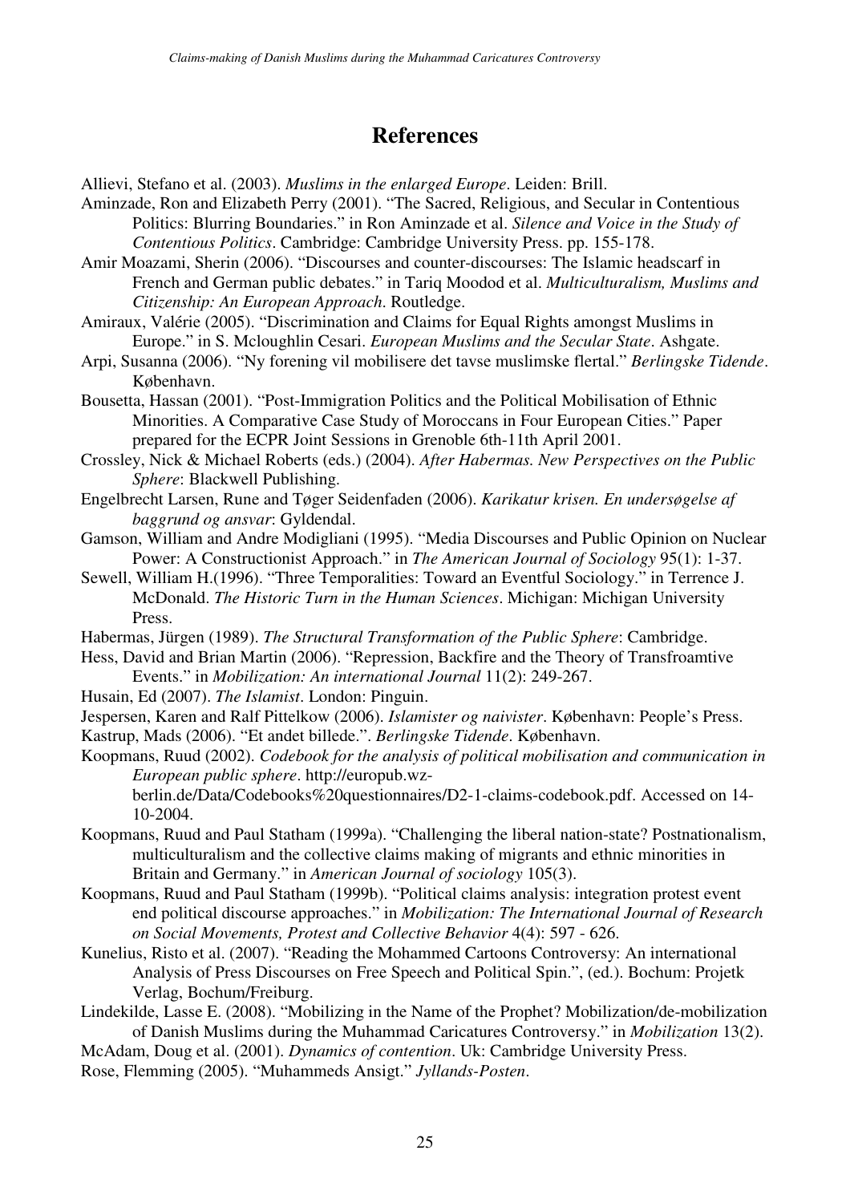## References

Allievi, Stefano et al. (2003). *Muslims in the enlarged Europe*. Leiden: Brill.

Aminzade, Ron and Elizabeth Perry (2001). "The Sacred, Religious, and Secular in Contentious Politics: Blurring Boundaries." in Ron Aminzade et al. *Silence and Voice in the Study of Contentious Politics*. Cambridge: Cambridge University Press. pp. 155-178.

Amir Moazami, Sherin (2006). "Discourses and counter-discourses: The Islamic headscarf in French and German public debates." in Tariq Moodod et al. *Multiculturalism, Muslims and Citizenship: An European Approach*. Routledge.

Amiraux, Valérie (2005). "Discrimination and Claims for Equal Rights amongst Muslims in Europe." in S. Mcloughlin Cesari. *European Muslims and the Secular State*. Ashgate.

Arpi, Susanna (2006). "Ny forening vil mobilisere det tavse muslimske flertal." *Berlingske Tidende*. København.

Bousetta, Hassan (2001). "Post-Immigration Politics and the Political Mobilisation of Ethnic Minorities. A Comparative Case Study of Moroccans in Four European Cities." Paper prepared for the ECPR Joint Sessions in Grenoble 6th-11th April 2001.

Crossley, Nick & Michael Roberts (eds.) (2004). *After Habermas. New Perspectives on the Public Sphere*: Blackwell Publishing.

Engelbrecht Larsen, Rune and Tøger Seidenfaden (2006). *Karikatur krisen. En undersøgelse af baggrund og ansvar*: Gyldendal.

Gamson, William and Andre Modigliani (1995). "Media Discourses and Public Opinion on Nuclear Power: A Constructionist Approach." in *The American Journal of Sociology* 95(1): 1-37.

Sewell, William H.(1996). "Three Temporalities: Toward an Eventful Sociology." in Terrence J. McDonald. *The Historic Turn in the Human Sciences*. Michigan: Michigan University Press.

Habermas, Jürgen (1989). *The Structural Transformation of the Public Sphere*: Cambridge.

Hess, David and Brian Martin (2006). "Repression, Backfire and the Theory of Transfroamtive Events." in *Mobilization: An international Journal* 11(2): 249-267.

Husain, Ed (2007). *The Islamist*. London: Pinguin.

Jespersen, Karen and Ralf Pittelkow (2006). *Islamister og naivister*. København: People's Press.

Kastrup, Mads (2006). "Et andet billede.". *Berlingske Tidende*. København.

Koopmans, Ruud (2002). *Codebook for the analysis of political mobilisation and communication in European public sphere*. http://europub.wz-berlin.de/Data/Codebooks%20questionnaires/D2-1-claims-codebook.pdf. Accessed on 14-10-2004.

Koopmans, Ruud and Paul Statham (1999a). "Challenging the liberal nation-state? Postnationalism, multiculturalism and the collective claims making of migrants and ethnic minorities in Britain and Germany." in *American Journal of sociology* 105(3).

Koopmans, Ruud and Paul Statham (1999b). "Political claims analysis: integration protest event end political discourse approaches." in *Mobilization: The International Journal of Research on Social Movements, Protest and Collective Behavior* 4(4): 597 - 626.

Kunelius, Risto et al. (2007). "Reading the Mohammed Cartoons Controversy: An international Analysis of Press Discourses on Free Speech and Political Spin.", (ed.). Bochum: Projetk Verlag, Bochum/Freiburg.

Lindekilde, Lasse E. (2008). "Mobilizing in the Name of the Prophet? Mobilization/de-mobilization of Danish Muslims during the Muhammad Caricatures Controversy." in *Mobilization* 13(2).

McAdam, Doug et al. (2001). *Dynamics of contention*. Uk: Cambridge University Press.

Rose, Flemming (2005). "Muhammeds Ansigt." *Jyllands-Posten*.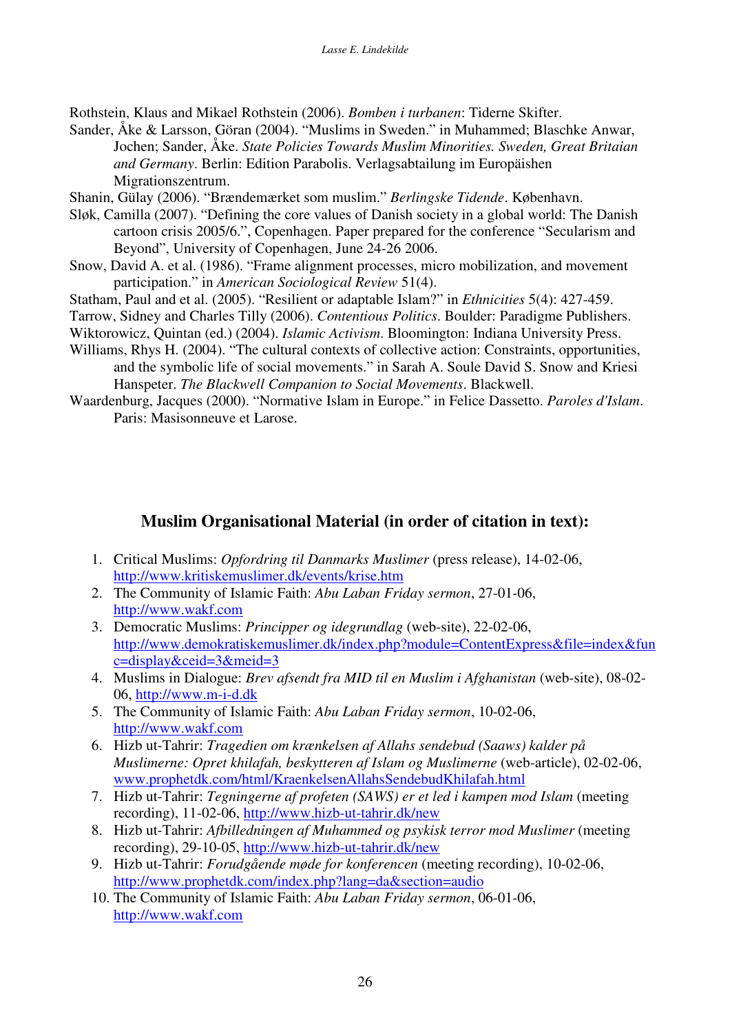Rothstein, Klaus and Mikael Rothstein (2006). *Bomben i turbanen*: Tiderne Skifter.

Sander, Åke & Larsson, Göran (2004). "Muslims in Sweden." in Muhammed; Blaschke Anwar, Jochen; Sander, Åke. *State Policies Towards Muslim Minorities. Sweden, Great Britaian and Germany*. Berlin: Edition Parabolis. Verlagsabtailung im Europäishen Migrationszentrum.

Shanin, Gülay (2006). "Brændemærket som muslim." *Berlingske Tidende*. København.

Sløk, Camilla (2007). "Defining the core values of Danish society in a global world: The Danish cartoon crisis 2005/6.", Copenhagen. Paper prepared for the conference "Secularism and Beyond", University of Copenhagen, June 24-26 2006.

Snow, David A. et al. (1986). "Frame alignment processes, micro mobilization, and movement participation." in *American Sociological Review* 51(4).

Statham, Paul and et al. (2005). "Resilient or adaptable Islam?" in *Ethnicities* 5(4): 427-459.

Tarrow, Sidney and Charles Tilly (2006). *Contentious Politics*. Boulder: Paradigme Publishers.

Wiktorowicz, Quintan (ed.) (2004). *Islamic Activism*. Bloomington: Indiana University Press.

Williams, Rhys H. (2004). "The cultural contexts of collective action: Constraints, opportunities, and the symbolic life of social movements." in Sarah A. Soule David S. Snow and Kriesi Hanspeter. *The Blackwell Companion to Social Movements*. Blackwell.

Waardenburg, Jacques (2000). "Normative Islam in Europe." in Felice Dassetto. *Paroles d'Islam*. Paris: Masisonneuve et Larose.

## Muslim Organisational Material (in order of citation in text):

1. Critical Muslims: *Opfordring til Danmarks Muslimer* (press release), 14-02-06, http://www.kritiskemuslimer.dk/events/krise.htm
2. The Community of Islamic Faith: *Abu Laban Friday sermon*, 27-01-06, http://www.wakf.com
3. Democratic Muslims: *Principper og idegrundlag* (web-site), 22-02-06, http://www.demokratiskemuslimer.dk/index.php?module=ContentExpress&file=index&func=display&ceid=3&meid=3
4. Muslims in Dialogue: *Brev afsendt fra MID til en Muslim i Afghanistan* (web-site), 08-02-06, http://www.m-i-d.dk
5. The Community of Islamic Faith: *Abu Laban Friday sermon*, 10-02-06, http://www.wakf.com
6. Hizb ut-Tahrir: *Tragedien om krænkelsen af Allahs sendebud (Saaws) kalder på Muslimerne: Opret khilafah, beskytteren af Islam og Muslimerne* (web-article), 02-02-06, www.prophetdk.com/html/KraenkelsenAllahsSendebudKhilafah.html
7. Hizb ut-Tahrir: *Tegningerne af profeten (SAWS) er et led i kampen mod Islam* (meeting recording), 11-02-06, http://www.hizb-ut-tahrir.dk/new
8. Hizb ut-Tahrir: *Afbilledningen af Muhammed og psykisk terror mod Muslimer* (meeting recording), 29-10-05, http://www.hizb-ut-tahrir.dk/new
9. Hizb ut-Tahrir: *Forudgående møde for konferencen* (meeting recording), 10-02-06, http://www.prophetdk.com/index.php?lang=da&section=audio
10. The Community of Islamic Faith: *Abu Laban Friday sermon*, 06-01-06, http://www.wakf.com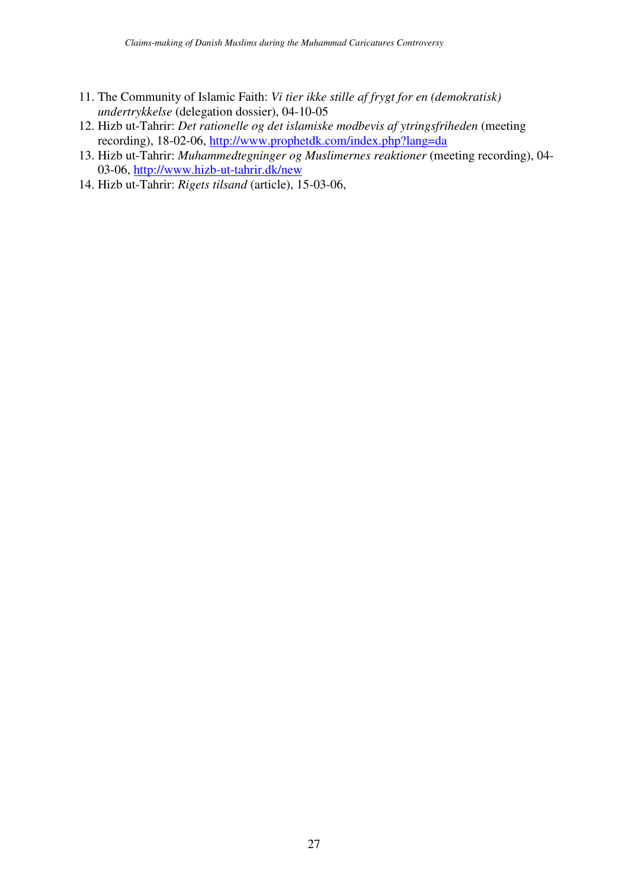11. The Community of Islamic Faith: *Vi tier ikke stille af frygt for en (demokratisk) undertrykkelse* (delegation dossier), 04-10-05
12. Hizb ut-Tahrir: *Det rationelle og det islamiske modbevis af ytringsfriheden* (meeting recording), 18-02-06, http://www.prophetdk.com/index.php?lang=da
13. Hizb ut-Tahrir: *Muhammedtegninger og Muslimernes reaktioner* (meeting recording), 04-03-06, http://www.hizb-ut-tahrir.dk/new
14. Hizb ut-Tahrir: *Rigets tilsand* (article), 15-03-06,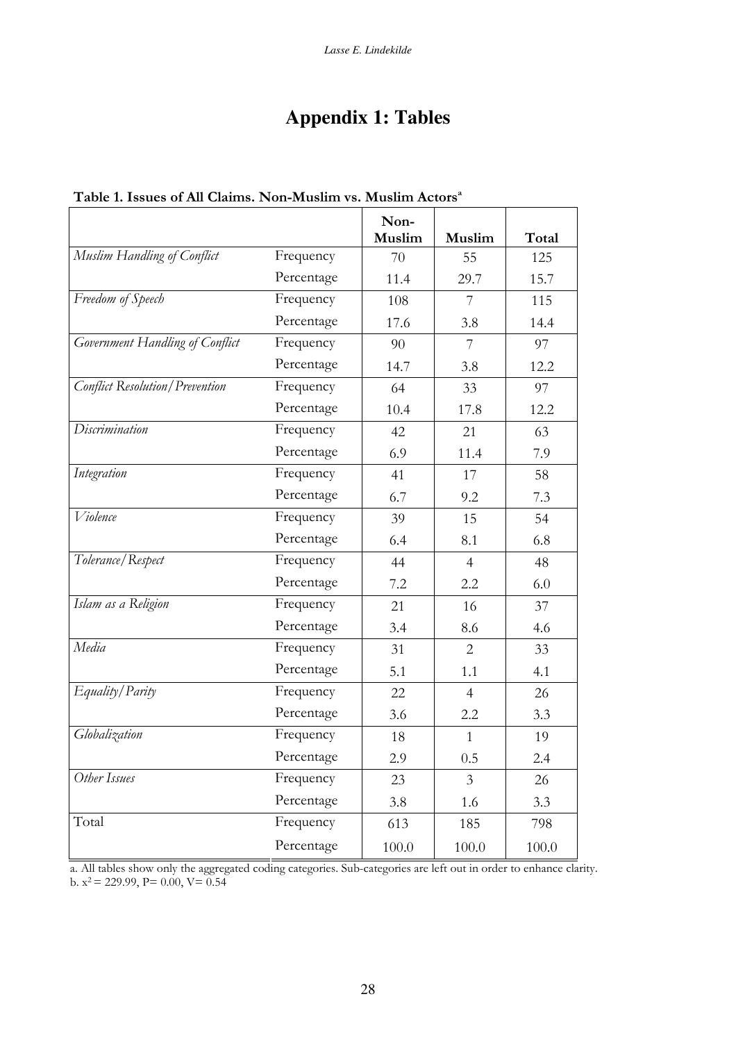# Appendix 1: Tables

**Table 1. Issues of All Claims. Non-Muslim vs. Muslim Actors**[a]

| | | Non-Muslim | Muslim | Total |
|---|---|---|---|---|
| *Muslim Handling of Conflict* | Frequency | 70 | 55 | 125 |
| | Percentage | 11.4 | 29.7 | 15.7 |
| *Freedom of Speech* | Frequency | 108 | 7 | 115 |
| | Percentage | 17.6 | 3.8 | 14.4 |
| *Government Handling of Conflict* | Frequency | 90 | 7 | 97 |
| | Percentage | 14.7 | 3.8 | 12.2 |
| *Conflict Resolution/Prevention* | Frequency | 64 | 33 | 97 |
| | Percentage | 10.4 | 17.8 | 12.2 |
| *Discrimination* | Frequency | 42 | 21 | 63 |
| | Percentage | 6.9 | 11.4 | 7.9 |
| *Integration* | Frequency | 41 | 17 | 58 |
| | Percentage | 6.7 | 9.2 | 7.3 |
| *Violence* | Frequency | 39 | 15 | 54 |
| | Percentage | 6.4 | 8.1 | 6.8 |
| *Tolerance/Respect* | Frequency | 44 | 4 | 48 |
| | Percentage | 7.2 | 2.2 | 6.0 |
| *Islam as a Religion* | Frequency | 21 | 16 | 37 |
| | Percentage | 3.4 | 8.6 | 4.6 |
| *Media* | Frequency | 31 | 2 | 33 |
| | Percentage | 5.1 | 1.1 | 4.1 |
| *Equality/Parity* | Frequency | 22 | 4 | 26 |
| | Percentage | 3.6 | 2.2 | 3.3 |
| *Globalization* | Frequency | 18 | 1 | 19 |
| | Percentage | 2.9 | 0.5 | 2.4 |
| *Other Issues* | Frequency | 23 | 3 | 26 |
| | Percentage | 3.8 | 1.6 | 3.3 |
| Total | Frequency | 613 | 185 | 798 |
| | Percentage | 100.0 | 100.0 | 100.0 |

a. All tables show only the aggregated coding categories. Sub-categories are left out in order to enhance clarity.
b. $x^2 = 229.99$, $P = 0.00$, $V = 0.54$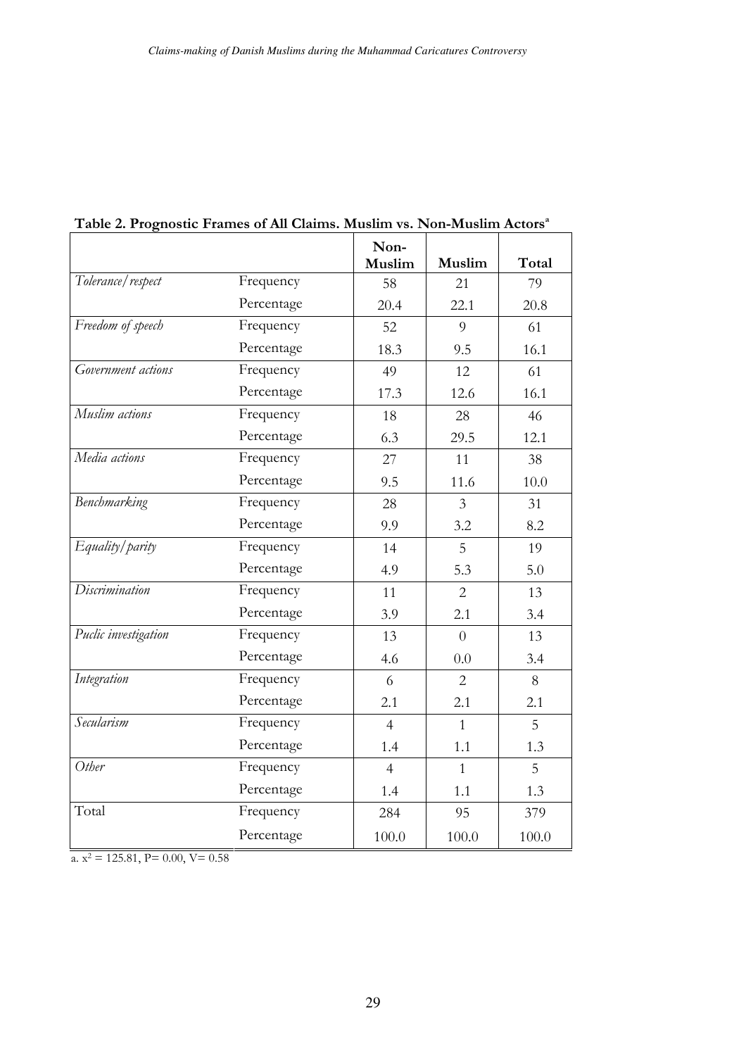**Table 2. Prognostic Frames of All Claims. Muslim vs. Non-Muslim Actors[a]**

| | | Non-Muslim | Muslim | Total |
|---|---|---|---|---|
| *Tolerance/respect* | Frequency | 58 | 21 | 79 |
| | Percentage | 20.4 | 22.1 | 20.8 |
| *Freedom of speech* | Frequency | 52 | 9 | 61 |
| | Percentage | 18.3 | 9.5 | 16.1 |
| *Government actions* | Frequency | 49 | 12 | 61 |
| | Percentage | 17.3 | 12.6 | 16.1 |
| *Muslim actions* | Frequency | 18 | 28 | 46 |
| | Percentage | 6.3 | 29.5 | 12.1 |
| *Media actions* | Frequency | 27 | 11 | 38 |
| | Percentage | 9.5 | 11.6 | 10.0 |
| *Benchmarking* | Frequency | 28 | 3 | 31 |
| | Percentage | 9.9 | 3.2 | 8.2 |
| *Equality/parity* | Frequency | 14 | 5 | 19 |
| | Percentage | 4.9 | 5.3 | 5.0 |
| *Discrimination* | Frequency | 11 | 2 | 13 |
| | Percentage | 3.9 | 2.1 | 3.4 |
| *Puclic investigation* | Frequency | 13 | 0 | 13 |
| | Percentage | 4.6 | 0.0 | 3.4 |
| *Integration* | Frequency | 6 | 2 | 8 |
| | Percentage | 2.1 | 2.1 | 2.1 |
| *Secularism* | Frequency | 4 | 1 | 5 |
| | Percentage | 1.4 | 1.1 | 1.3 |
| *Other* | Frequency | 4 | 1 | 5 |
| | Percentage | 1.4 | 1.1 | 1.3 |
| Total | Frequency | 284 | 95 | 379 |
| | Percentage | 100.0 | 100.0 | 100.0 |

a. $x^2 = 125.81$, $P = 0.00$, $V = 0.58$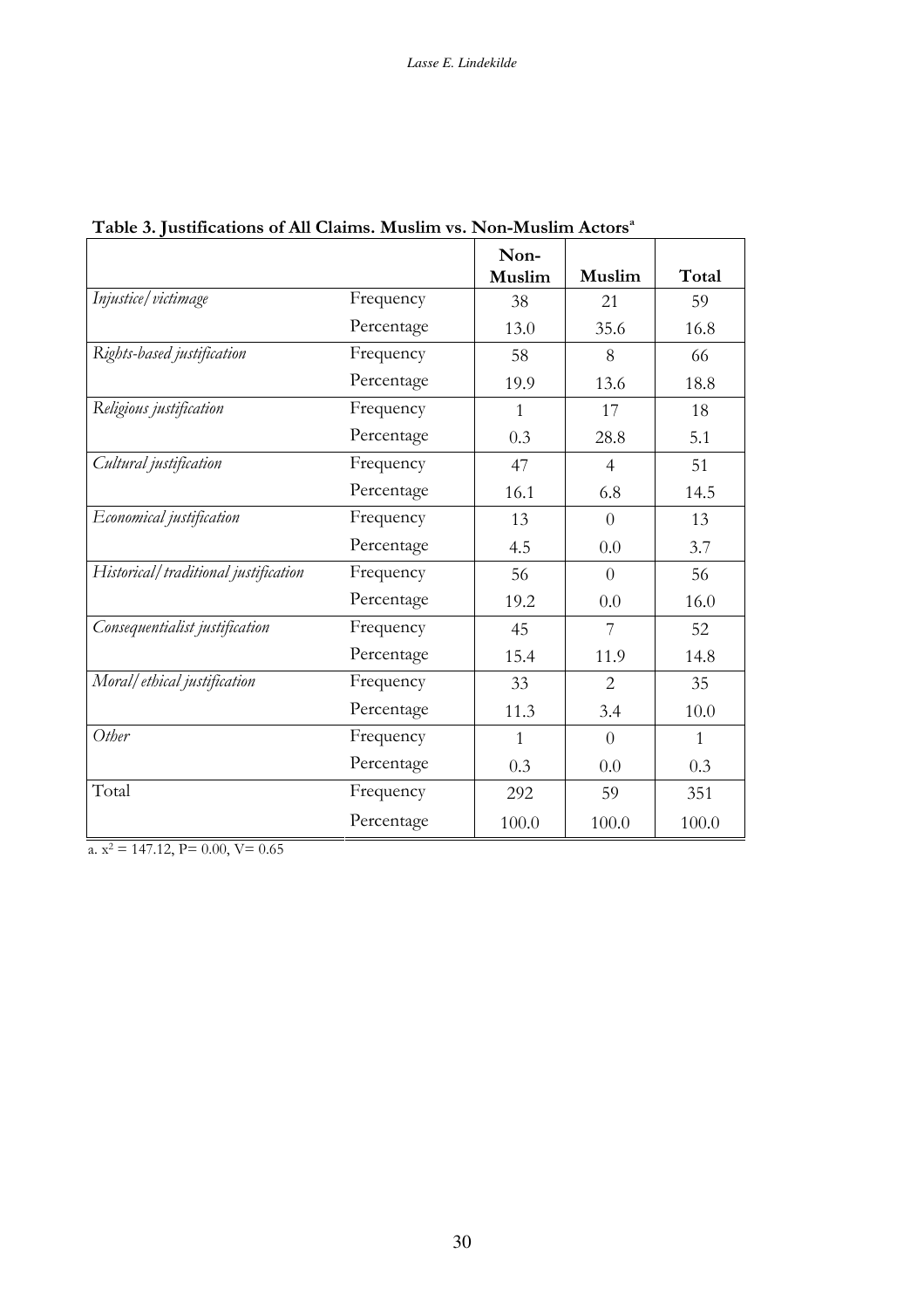**Table 3. Justifications of All Claims. Muslim vs. Non-Muslim Actors**[a]

| | | Non-Muslim | Muslim | Total |
|---|---|---|---|---|
| *Injustice/victimage* | Frequency | 38 | 21 | 59 |
| | Percentage | 13.0 | 35.6 | 16.8 |
| *Rights-based justification* | Frequency | 58 | 8 | 66 |
| | Percentage | 19.9 | 13.6 | 18.8 |
| *Religious justification* | Frequency | 1 | 17 | 18 |
| | Percentage | 0.3 | 28.8 | 5.1 |
| *Cultural justification* | Frequency | 47 | 4 | 51 |
| | Percentage | 16.1 | 6.8 | 14.5 |
| *Economical justification* | Frequency | 13 | 0 | 13 |
| | Percentage | 4.5 | 0.0 | 3.7 |
| *Historical/traditional justification* | Frequency | 56 | 0 | 56 |
| | Percentage | 19.2 | 0.0 | 16.0 |
| *Consequentialist justification* | Frequency | 45 | 7 | 52 |
| | Percentage | 15.4 | 11.9 | 14.8 |
| *Moral/ethical justification* | Frequency | 33 | 2 | 35 |
| | Percentage | 11.3 | 3.4 | 10.0 |
| *Other* | Frequency | 1 | 0 | 1 |
| | Percentage | 0.3 | 0.0 | 0.3 |
| Total | Frequency | 292 | 59 | 351 |
| | Percentage | 100.0 | 100.0 | 100.0 |

a. $x^2 = 147.12$, P= 0.00, V= 0.65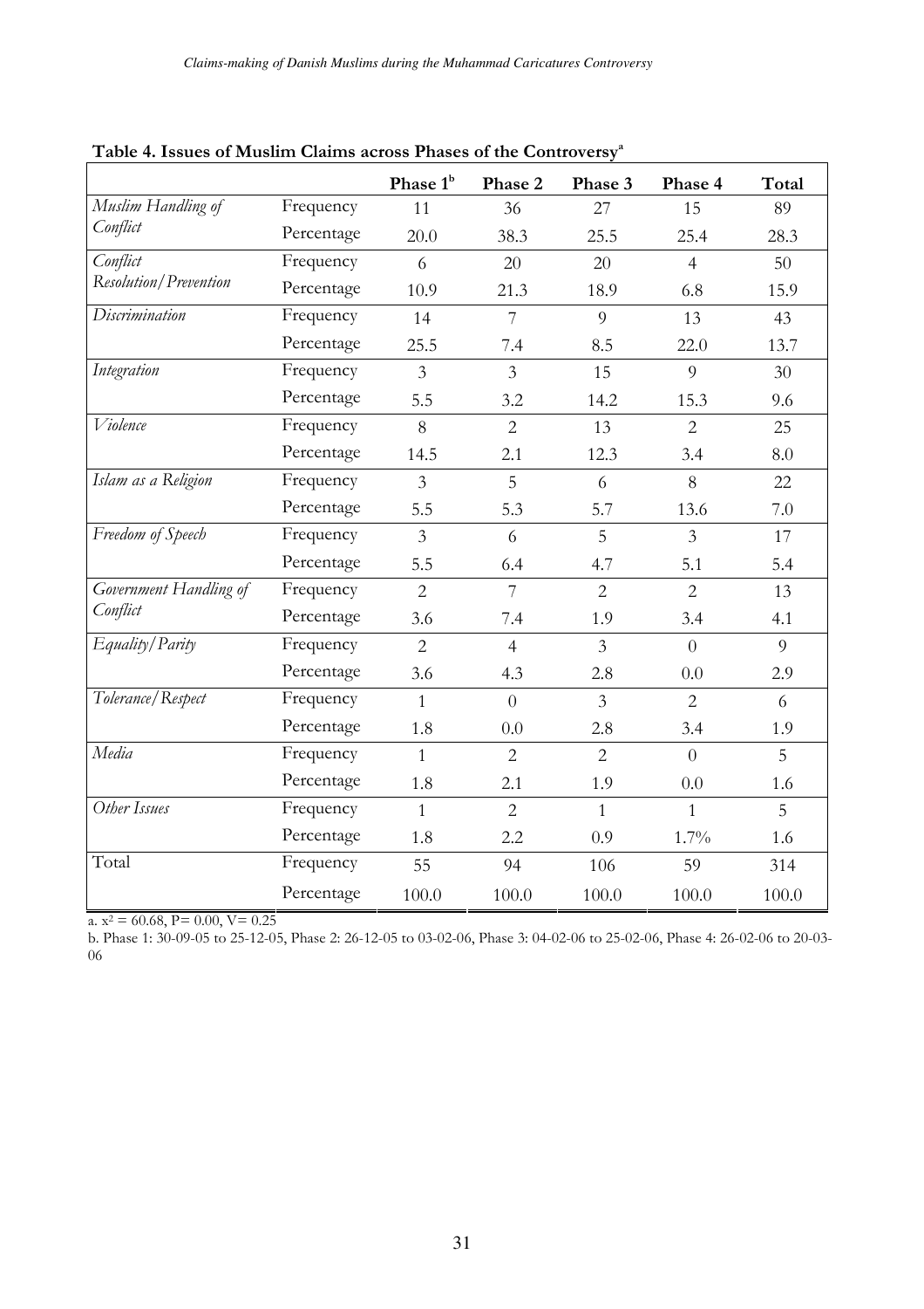**Table 4. Issues of Muslim Claims across Phases of the Controversy**[a]

| | | Phase 1[b] | Phase 2 | Phase 3 | Phase 4 | Total |
|---|---|---|---|---|---|---|
| *Muslim Handling of Conflict* | Frequency | 11 | 36 | 27 | 15 | 89 |
| | Percentage | 20.0 | 38.3 | 25.5 | 25.4 | 28.3 |
| *Conflict Resolution/Prevention* | Frequency | 6 | 20 | 20 | 4 | 50 |
| | Percentage | 10.9 | 21.3 | 18.9 | 6.8 | 15.9 |
| *Discrimination* | Frequency | 14 | 7 | 9 | 13 | 43 |
| | Percentage | 25.5 | 7.4 | 8.5 | 22.0 | 13.7 |
| *Integration* | Frequency | 3 | 3 | 15 | 9 | 30 |
| | Percentage | 5.5 | 3.2 | 14.2 | 15.3 | 9.6 |
| *Violence* | Frequency | 8 | 2 | 13 | 2 | 25 |
| | Percentage | 14.5 | 2.1 | 12.3 | 3.4 | 8.0 |
| *Islam as a Religion* | Frequency | 3 | 5 | 6 | 8 | 22 |
| | Percentage | 5.5 | 5.3 | 5.7 | 13.6 | 7.0 |
| *Freedom of Speech* | Frequency | 3 | 6 | 5 | 3 | 17 |
| | Percentage | 5.5 | 6.4 | 4.7 | 5.1 | 5.4 |
| *Government Handling of Conflict* | Frequency | 2 | 7 | 2 | 2 | 13 |
| | Percentage | 3.6 | 7.4 | 1.9 | 3.4 | 4.1 |
| *Equality/Parity* | Frequency | 2 | 4 | 3 | 0 | 9 |
| | Percentage | 3.6 | 4.3 | 2.8 | 0.0 | 2.9 |
| *Tolerance/Respect* | Frequency | 1 | 0 | 3 | 2 | 6 |
| | Percentage | 1.8 | 0.0 | 2.8 | 3.4 | 1.9 |
| *Media* | Frequency | 1 | 2 | 2 | 0 | 5 |
| | Percentage | 1.8 | 2.1 | 1.9 | 0.0 | 1.6 |
| *Other Issues* | Frequency | 1 | 2 | 1 | 1 | 5 |
| | Percentage | 1.8 | 2.2 | 0.9 | 1.7% | 1.6 |
| Total | Frequency | 55 | 94 | 106 | 59 | 314 |
| | Percentage | 100.0 | 100.0 | 100.0 | 100.0 | 100.0 |

a. $x^2 = 60.68$, P= 0.00, V= 0.25

b. Phase 1: 30-09-05 to 25-12-05, Phase 2: 26-12-05 to 03-02-06, Phase 3: 04-02-06 to 25-02-06, Phase 4: 26-02-06 to 20-03-06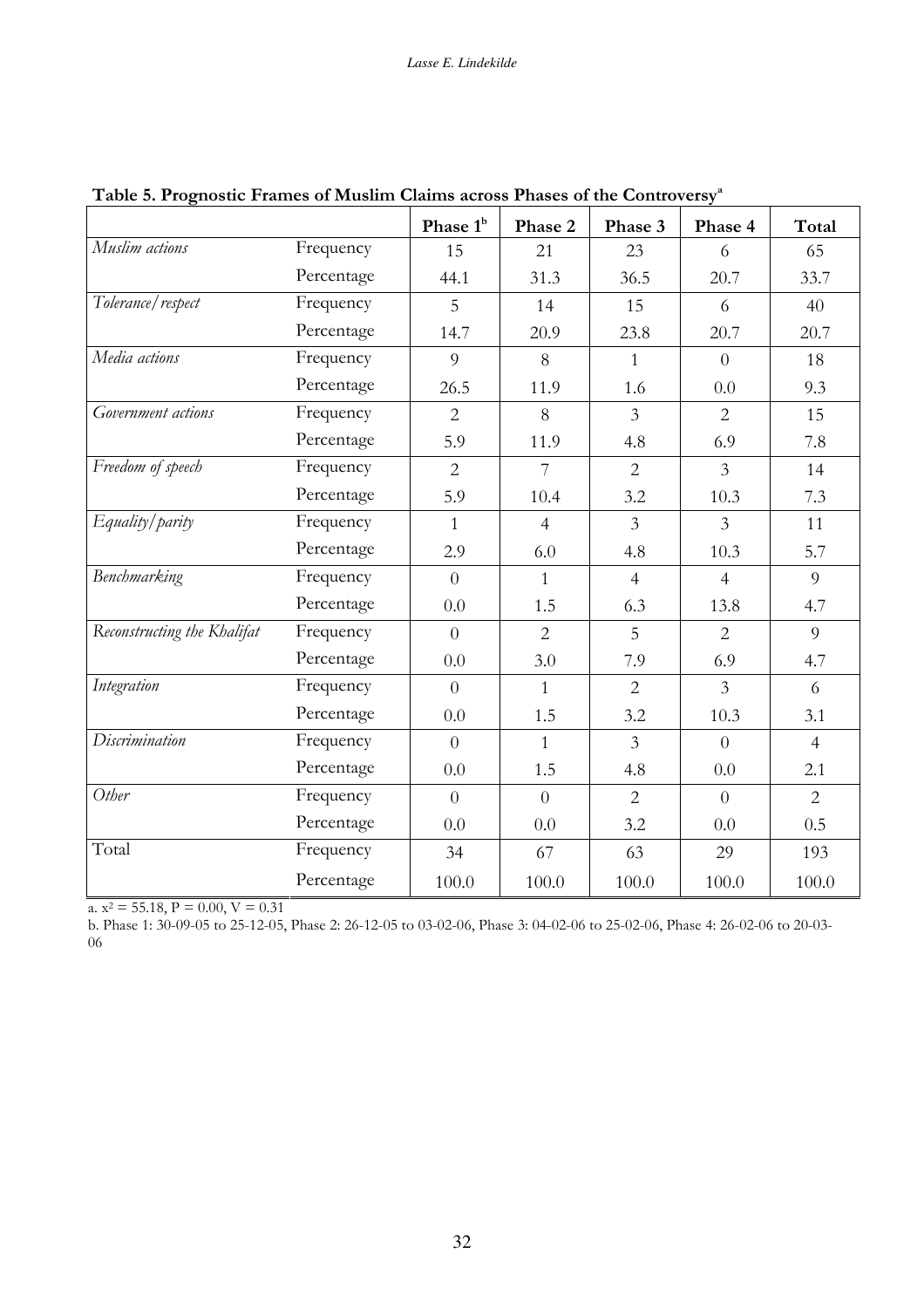**Table 5. Prognostic Frames of Muslim Claims across Phases of the Controversy[a]**

| | | Phase 1[b] | Phase 2 | Phase 3 | Phase 4 | Total |
|---|---|---|---|---|---|---|
| *Muslim actions* | Frequency | 15 | 21 | 23 | 6 | 65 |
| | Percentage | 44.1 | 31.3 | 36.5 | 20.7 | 33.7 |
| *Tolerance/respect* | Frequency | 5 | 14 | 15 | 6 | 40 |
| | Percentage | 14.7 | 20.9 | 23.8 | 20.7 | 20.7 |
| *Media actions* | Frequency | 9 | 8 | 1 | 0 | 18 |
| | Percentage | 26.5 | 11.9 | 1.6 | 0.0 | 9.3 |
| *Government actions* | Frequency | 2 | 8 | 3 | 2 | 15 |
| | Percentage | 5.9 | 11.9 | 4.8 | 6.9 | 7.8 |
| *Freedom of speech* | Frequency | 2 | 7 | 2 | 3 | 14 |
| | Percentage | 5.9 | 10.4 | 3.2 | 10.3 | 7.3 |
| *Equality/parity* | Frequency | 1 | 4 | 3 | 3 | 11 |
| | Percentage | 2.9 | 6.0 | 4.8 | 10.3 | 5.7 |
| *Benchmarking* | Frequency | 0 | 1 | 4 | 4 | 9 |
| | Percentage | 0.0 | 1.5 | 6.3 | 13.8 | 4.7 |
| *Reconstructing the Khalifat* | Frequency | 0 | 2 | 5 | 2 | 9 |
| | Percentage | 0.0 | 3.0 | 7.9 | 6.9 | 4.7 |
| *Integration* | Frequency | 0 | 1 | 2 | 3 | 6 |
| | Percentage | 0.0 | 1.5 | 3.2 | 10.3 | 3.1 |
| *Discrimination* | Frequency | 0 | 1 | 3 | 0 | 4 |
| | Percentage | 0.0 | 1.5 | 4.8 | 0.0 | 2.1 |
| *Other* | Frequency | 0 | 0 | 2 | 0 | 2 |
| | Percentage | 0.0 | 0.0 | 3.2 | 0.0 | 0.5 |
| Total | Frequency | 34 | 67 | 63 | 29 | 193 |
| | Percentage | 100.0 | 100.0 | 100.0 | 100.0 | 100.0 |

a. $x^2 = 55.18$, $P = 0.00$, $V = 0.31$

b. Phase 1: 30-09-05 to 25-12-05, Phase 2: 26-12-05 to 03-02-06, Phase 3: 04-02-06 to 25-02-06, Phase 4: 26-02-06 to 20-03-06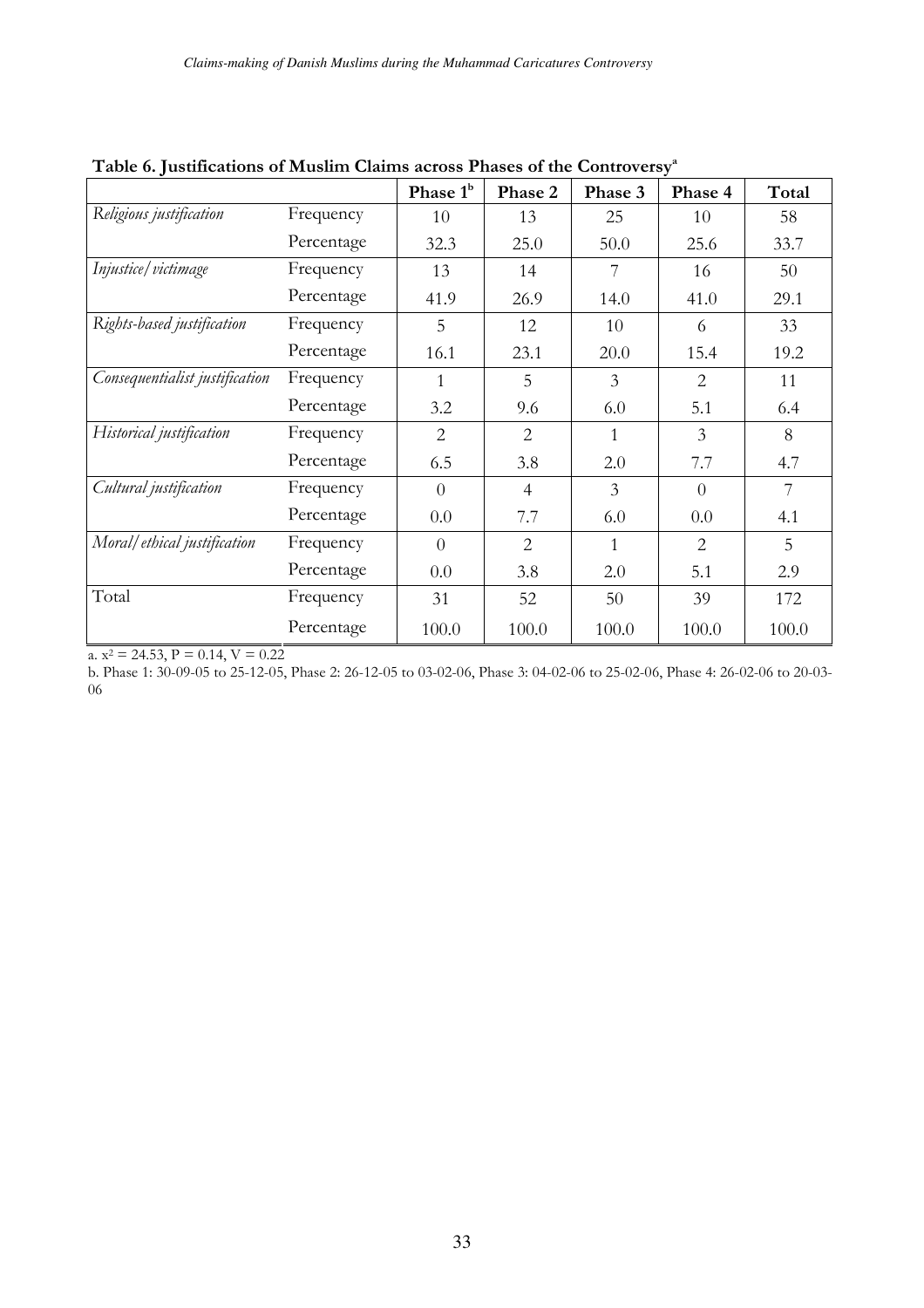**Table 6. Justifications of Muslim Claims across Phases of the Controversy**[a]

| | | Phase 1[b] | Phase 2 | Phase 3 | Phase 4 | Total |
|---|---|---|---|---|---|---|
| *Religious justification* | Frequency | 10 | 13 | 25 | 10 | 58 |
| | Percentage | 32.3 | 25.0 | 50.0 | 25.6 | 33.7 |
| *Injustice/victimage* | Frequency | 13 | 14 | 7 | 16 | 50 |
| | Percentage | 41.9 | 26.9 | 14.0 | 41.0 | 29.1 |
| *Rights-based justification* | Frequency | 5 | 12 | 10 | 6 | 33 |
| | Percentage | 16.1 | 23.1 | 20.0 | 15.4 | 19.2 |
| *Consequentialist justification* | Frequency | 1 | 5 | 3 | 2 | 11 |
| | Percentage | 3.2 | 9.6 | 6.0 | 5.1 | 6.4 |
| *Historical justification* | Frequency | 2 | 2 | 1 | 3 | 8 |
| | Percentage | 6.5 | 3.8 | 2.0 | 7.7 | 4.7 |
| *Cultural justification* | Frequency | 0 | 4 | 3 | 0 | 7 |
| | Percentage | 0.0 | 7.7 | 6.0 | 0.0 | 4.1 |
| *Moral/ethical justification* | Frequency | 0 | 2 | 1 | 2 | 5 |
| | Percentage | 0.0 | 3.8 | 2.0 | 5.1 | 2.9 |
| Total | Frequency | 31 | 52 | 50 | 39 | 172 |
| | Percentage | 100.0 | 100.0 | 100.0 | 100.0 | 100.0 |

a. $x^2 = 24.53$, $P = 0.14$, $V = 0.22$

b. Phase 1: 30-09-05 to 25-12-05, Phase 2: 26-12-05 to 03-02-06, Phase 3: 04-02-06 to 25-02-06, Phase 4: 26-02-06 to 20-03-06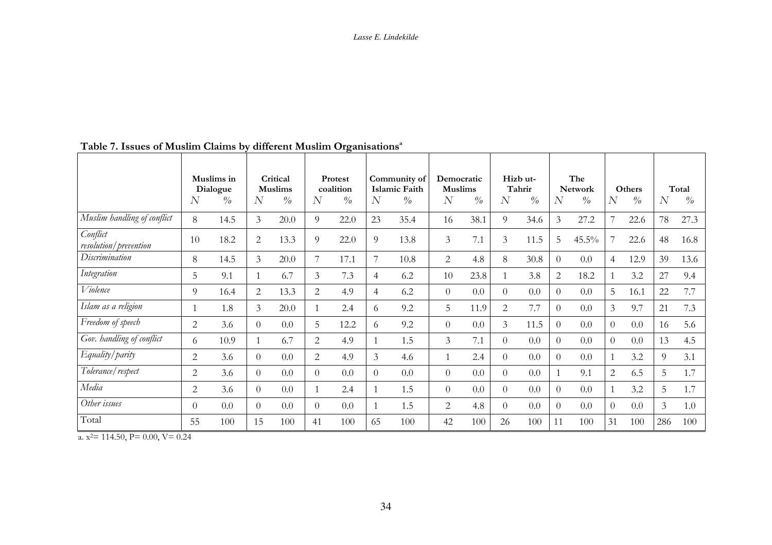**Table 7. Issues of Muslim Claims by different Muslim Organisations**[a]

| | Muslims in Dialogue | | Critical Muslims | | Protest coalition | | Community of Islamic Faith | | Democratic Muslims | | Hizb ut-Tahrir | | The Network | | Others | | Total | |
|---|---|---|---|---|---|---|---|---|---|---|---|---|---|---|---|---|---|---|
| | *N* | *%* | *N* | *%* | *N* | *%* | *N* | *%* | *N* | *%* | *N* | *%* | *N* | *%* | *N* | *%* | *N* | *%* |
| *Muslim handling of conflict* | 8 | 14.5 | 3 | 20.0 | 9 | 22.0 | 23 | 35.4 | 16 | 38.1 | 9 | 34.6 | 3 | 27.2 | 7 | 22.6 | 78 | 27.3 |
| *Conflict resolution/prevention* | 10 | 18.2 | 2 | 13.3 | 9 | 22.0 | 9 | 13.8 | 3 | 7.1 | 3 | 11.5 | 5 | 45.5% | 7 | 22.6 | 48 | 16.8 |
| *Discrimination* | 8 | 14.5 | 3 | 20.0 | 7 | 17.1 | 7 | 10.8 | 2 | 4.8 | 8 | 30.8 | 0 | 0.0 | 4 | 12.9 | 39 | 13.6 |
| *Integration* | 5 | 9.1 | 1 | 6.7 | 3 | 7.3 | 4 | 6.2 | 10 | 23.8 | 1 | 3.8 | 2 | 18.2 | 1 | 3.2 | 27 | 9.4 |
| *Violence* | 9 | 16.4 | 2 | 13.3 | 2 | 4.9 | 4 | 6.2 | 0 | 0.0 | 0 | 0.0 | 0 | 0.0 | 5 | 16.1 | 22 | 7.7 |
| *Islam as a religion* | 1 | 1.8 | 3 | 20.0 | 1 | 2.4 | 6 | 9.2 | 5 | 11.9 | 2 | 7.7 | 0 | 0.0 | 3 | 9.7 | 21 | 7.3 |
| *Freedom of speech* | 2 | 3.6 | 0 | 0.0 | 5 | 12.2 | 6 | 9.2 | 0 | 0.0 | 3 | 11.5 | 0 | 0.0 | 0 | 0.0 | 16 | 5.6 |
| *Gov. handling of conflict* | 6 | 10.9 | 1 | 6.7 | 2 | 4.9 | 1 | 1.5 | 3 | 7.1 | 0 | 0.0 | 0 | 0.0 | 0 | 0.0 | 13 | 4.5 |
| *Equality/parity* | 2 | 3.6 | 0 | 0.0 | 2 | 4.9 | 3 | 4.6 | 1 | 2.4 | 0 | 0.0 | 0 | 0.0 | 1 | 3.2 | 9 | 3.1 |
| *Tolerance/respect* | 2 | 3.6 | 0 | 0.0 | 0 | 0.0 | 0 | 0.0 | 0 | 0.0 | 0 | 0.0 | 1 | 9.1 | 2 | 6.5 | 5 | 1.7 |
| *Media* | 2 | 3.6 | 0 | 0.0 | 1 | 2.4 | 1 | 1.5 | 0 | 0.0 | 0 | 0.0 | 0 | 0.0 | 1 | 3.2 | 5 | 1.7 |
| *Other issues* | 0 | 0.0 | 0 | 0.0 | 0 | 0.0 | 1 | 1.5 | 2 | 4.8 | 0 | 0.0 | 0 | 0.0 | 0 | 0.0 | 3 | 1.0 |
| Total | 55 | 100 | 15 | 100 | 41 | 100 | 65 | 100 | 42 | 100 | 26 | 100 | 11 | 100 | 31 | 100 | 286 | 100 |

a. $x^2$= 114.50, P= 0.00, V= 0.24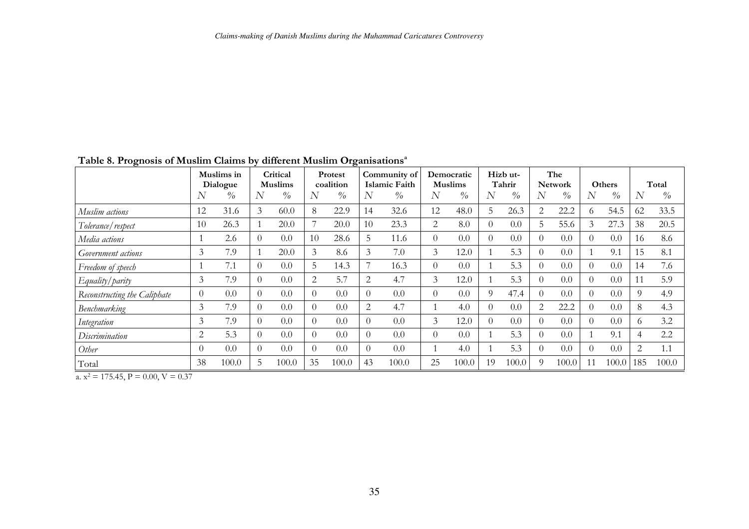**Table 8. Prognosis of Muslim Claims by different Muslim Organisations**[a]

| | Muslims in Dialogue | | Critical Muslims | | Protest coalition | | Community of Islamic Faith | | Democratic Muslims | | Hizb ut-Tahrir | | The Network | | Others | | Total | |
|---|---|---|---|---|---|---|---|---|---|---|---|---|---|---|---|---|---|---|
| | *N* | *%* | *N* | *%* | *N* | *%* | *N* | *%* | *N* | *%* | *N* | *%* | *N* | *%* | *N* | *%* | *N* | *%* |
| *Muslim actions* | 12 | 31.6 | 3 | 60.0 | 8 | 22.9 | 14 | 32.6 | 12 | 48.0 | 5 | 26.3 | 2 | 22.2 | 6 | 54.5 | 62 | 33.5 |
| *Tolerance/respect* | 10 | 26.3 | 1 | 20.0 | 7 | 20.0 | 10 | 23.3 | 2 | 8.0 | 0 | 0.0 | 5 | 55.6 | 3 | 27.3 | 38 | 20.5 |
| *Media actions* | 1 | 2.6 | 0 | 0.0 | 10 | 28.6 | 5 | 11.6 | 0 | 0.0 | 0 | 0.0 | 0 | 0.0 | 0 | 0.0 | 16 | 8.6 |
| *Government actions* | 3 | 7.9 | 1 | 20.0 | 3 | 8.6 | 3 | 7.0 | 3 | 12.0 | 1 | 5.3 | 0 | 0.0 | 1 | 9.1 | 15 | 8.1 |
| *Freedom of speech* | 1 | 7.1 | 0 | 0.0 | 5 | 14.3 | 7 | 16.3 | 0 | 0.0 | 1 | 5.3 | 0 | 0.0 | 0 | 0.0 | 14 | 7.6 |
| *Equality/parity* | 3 | 7.9 | 0 | 0.0 | 2 | 5.7 | 2 | 4.7 | 3 | 12.0 | 1 | 5.3 | 0 | 0.0 | 0 | 0.0 | 11 | 5.9 |
| *Reconstructing the Caliphate* | 0 | 0.0 | 0 | 0.0 | 0 | 0.0 | 0 | 0.0 | 0 | 0.0 | 9 | 47.4 | 0 | 0.0 | 0 | 0.0 | 9 | 4.9 |
| *Benchmarking* | 3 | 7.9 | 0 | 0.0 | 0 | 0.0 | 2 | 4.7 | 1 | 4.0 | 0 | 0.0 | 2 | 22.2 | 0 | 0.0 | 8 | 4.3 |
| *Integration* | 3 | 7.9 | 0 | 0.0 | 0 | 0.0 | 0 | 0.0 | 3 | 12.0 | 0 | 0.0 | 0 | 0.0 | 0 | 0.0 | 6 | 3.2 |
| *Discrimination* | 2 | 5.3 | 0 | 0.0 | 0 | 0.0 | 0 | 0.0 | 0 | 0.0 | 1 | 5.3 | 0 | 0.0 | 1 | 9.1 | 4 | 2.2 |
| *Other* | 0 | 0.0 | 0 | 0.0 | 0 | 0.0 | 0 | 0.0 | 1 | 4.0 | 1 | 5.3 | 0 | 0.0 | 0 | 0.0 | 2 | 1.1 |
| Total | 38 | 100.0 | 5 | 100.0 | 35 | 100.0 | 43 | 100.0 | 25 | 100.0 | 19 | 100.0 | 9 | 100.0 | 11 | 100.0 | 185 | 100.0 |

a. $x^2 = 175.45$, $P = 0.00$, $V = 0.37$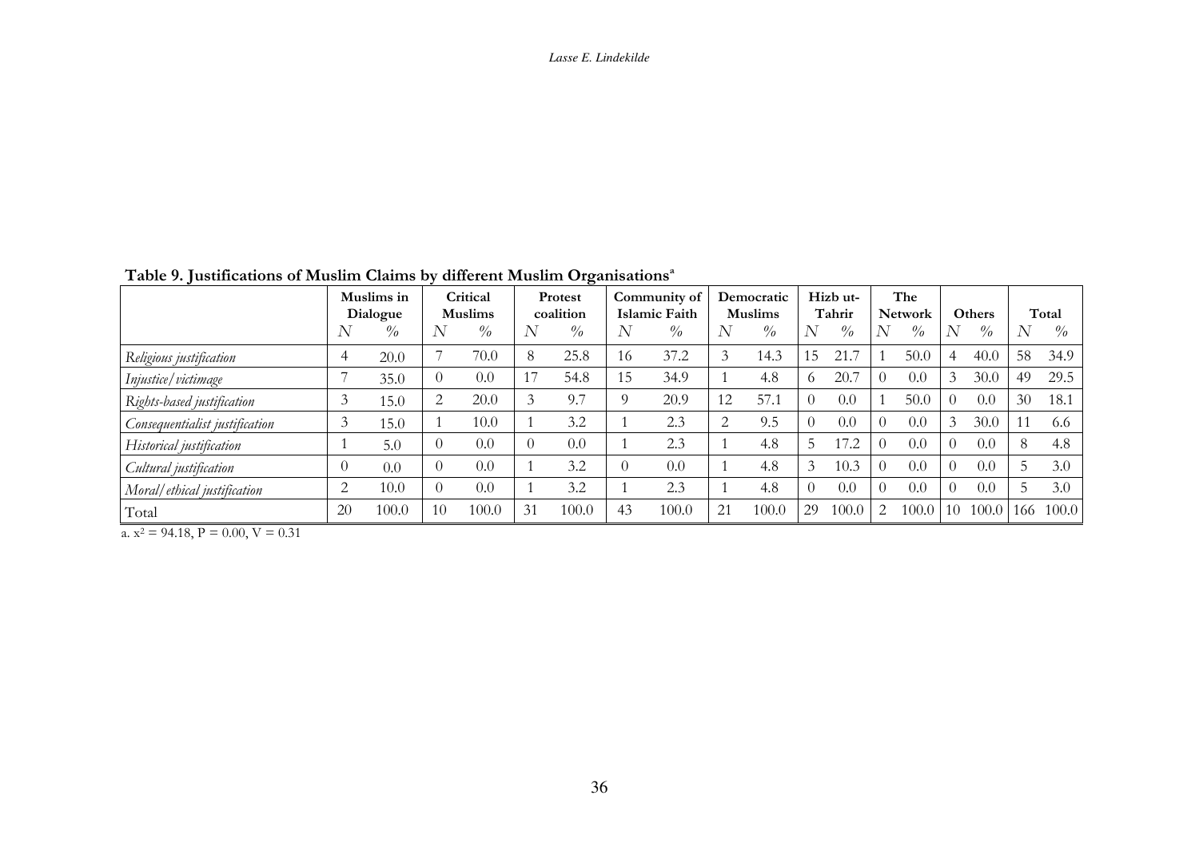**Table 9. Justifications of Muslim Claims by different Muslim Organisations**[a]

| | Muslims in Dialogue | | Critical Muslims | | Protest coalition | | Community of Islamic Faith | | Democratic Muslims | | Hizb ut-Tahrir | | The Network | | Others | | Total | |
|---|---|---|---|---|---|---|---|---|---|---|---|---|---|---|---|---|---|---|
| | *N* | % | *N* | % | *N* | % | *N* | % | *N* | % | *N* | % | *N* | % | *N* | % | *N* | % |
| *Religious justification* | 4 | 20.0 | 7 | 70.0 | 8 | 25.8 | 16 | 37.2 | 3 | 14.3 | 15 | 21.7 | 1 | 50.0 | 4 | 40.0 | 58 | 34.9 |
| *Injustice/victimage* | 7 | 35.0 | 0 | 0.0 | 17 | 54.8 | 15 | 34.9 | 1 | 4.8 | 6 | 20.7 | 0 | 0.0 | 3 | 30.0 | 49 | 29.5 |
| *Rights-based justification* | 3 | 15.0 | 2 | 20.0 | 3 | 9.7 | 9 | 20.9 | 12 | 57.1 | 0 | 0.0 | 1 | 50.0 | 0 | 0.0 | 30 | 18.1 |
| *Consequentialist justification* | 3 | 15.0 | 1 | 10.0 | 1 | 3.2 | 1 | 2.3 | 2 | 9.5 | 0 | 0.0 | 0 | 0.0 | 3 | 30.0 | 11 | 6.6 |
| *Historical justification* | 1 | 5.0 | 0 | 0.0 | 0 | 0.0 | 1 | 2.3 | 1 | 4.8 | 5 | 17.2 | 0 | 0.0 | 0 | 0.0 | 8 | 4.8 |
| *Cultural justification* | 0 | 0.0 | 0 | 0.0 | 1 | 3.2 | 0 | 0.0 | 1 | 4.8 | 3 | 10.3 | 0 | 0.0 | 0 | 0.0 | 5 | 3.0 |
| *Moral/ethical justification* | 2 | 10.0 | 0 | 0.0 | 1 | 3.2 | 1 | 2.3 | 1 | 4.8 | 0 | 0.0 | 0 | 0.0 | 0 | 0.0 | 5 | 3.0 |
| Total | 20 | 100.0 | 10 | 100.0 | 31 | 100.0 | 43 | 100.0 | 21 | 100.0 | 29 | 100.0 | 2 | 100.0 | 10 | 100.0 | 166 | 100.0 |

a. $x^2 = 94.18$, $P = 0.00$, $V = 0.31$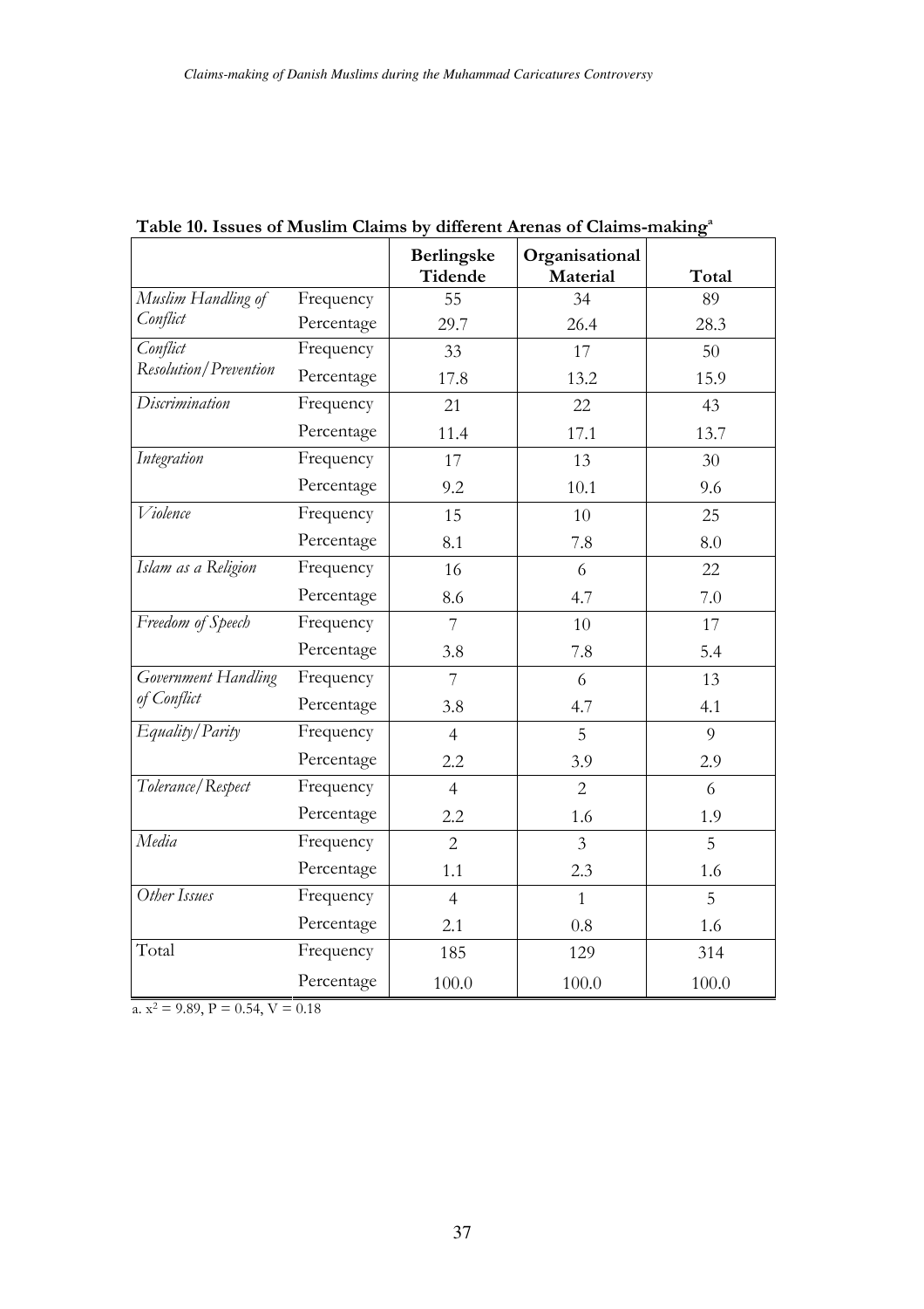**Table 10. Issues of Muslim Claims by different Arenas of Claims-making**[a]

| | | Berlingske Tidende | Organisational Material | Total |
|---|---|---|---|---|
| *Muslim Handling of Conflict* | Frequency | 55 | 34 | 89 |
| | Percentage | 29.7 | 26.4 | 28.3 |
| *Conflict Resolution/Prevention* | Frequency | 33 | 17 | 50 |
| | Percentage | 17.8 | 13.2 | 15.9 |
| *Discrimination* | Frequency | 21 | 22 | 43 |
| | Percentage | 11.4 | 17.1 | 13.7 |
| *Integration* | Frequency | 17 | 13 | 30 |
| | Percentage | 9.2 | 10.1 | 9.6 |
| *Violence* | Frequency | 15 | 10 | 25 |
| | Percentage | 8.1 | 7.8 | 8.0 |
| *Islam as a Religion* | Frequency | 16 | 6 | 22 |
| | Percentage | 8.6 | 4.7 | 7.0 |
| *Freedom of Speech* | Frequency | 7 | 10 | 17 |
| | Percentage | 3.8 | 7.8 | 5.4 |
| *Government Handling of Conflict* | Frequency | 7 | 6 | 13 |
| | Percentage | 3.8 | 4.7 | 4.1 |
| *Equality/Parity* | Frequency | 4 | 5 | 9 |
| | Percentage | 2.2 | 3.9 | 2.9 |
| *Tolerance/Respect* | Frequency | 4 | 2 | 6 |
| | Percentage | 2.2 | 1.6 | 1.9 |
| *Media* | Frequency | 2 | 3 | 5 |
| | Percentage | 1.1 | 2.3 | 1.6 |
| *Other Issues* | Frequency | 4 | 1 | 5 |
| | Percentage | 2.1 | 0.8 | 1.6 |
| Total | Frequency | 185 | 129 | 314 |
| | Percentage | 100.0 | 100.0 | 100.0 |

a. $x^2 = 9.89$, $P = 0.54$, $V = 0.18$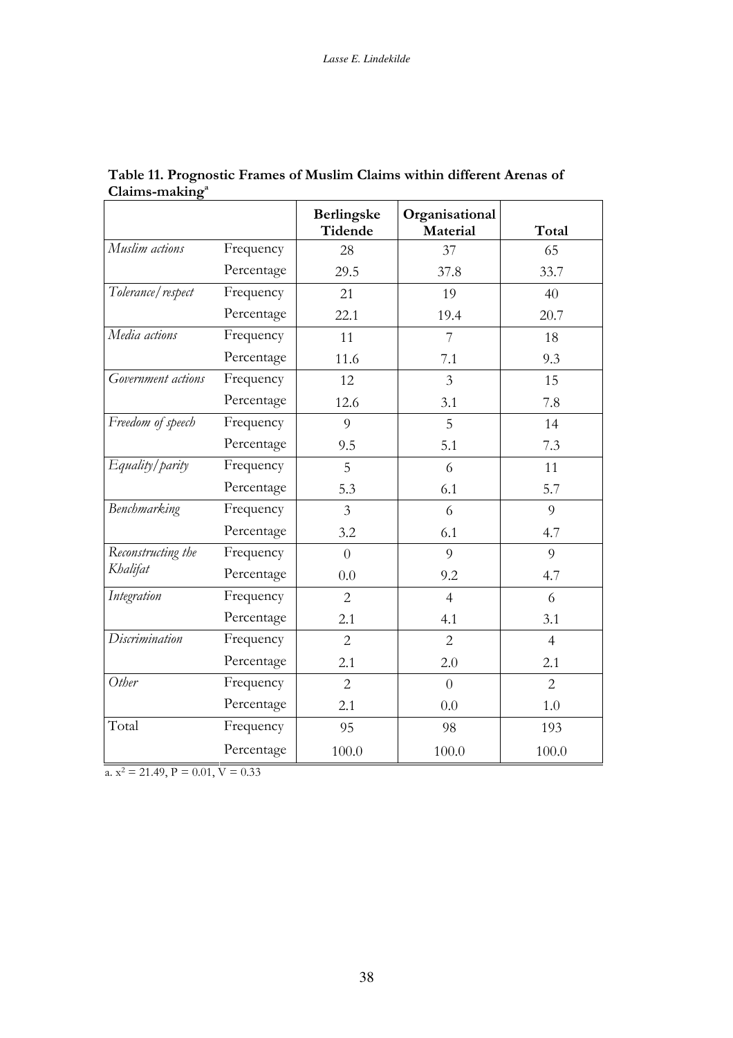**Table 11. Prognostic Frames of Muslim Claims within different Arenas of Claims-making**[a]

| | | Berlingske Tidende | Organisational Material | Total |
|---|---|---|---|---|
| *Muslim actions* | Frequency | 28 | 37 | 65 |
| | Percentage | 29.5 | 37.8 | 33.7 |
| *Tolerance/respect* | Frequency | 21 | 19 | 40 |
| | Percentage | 22.1 | 19.4 | 20.7 |
| *Media actions* | Frequency | 11 | 7 | 18 |
| | Percentage | 11.6 | 7.1 | 9.3 |
| *Government actions* | Frequency | 12 | 3 | 15 |
| | Percentage | 12.6 | 3.1 | 7.8 |
| *Freedom of speech* | Frequency | 9 | 5 | 14 |
| | Percentage | 9.5 | 5.1 | 7.3 |
| *Equality/parity* | Frequency | 5 | 6 | 11 |
| | Percentage | 5.3 | 6.1 | 5.7 |
| *Benchmarking* | Frequency | 3 | 6 | 9 |
| | Percentage | 3.2 | 6.1 | 4.7 |
| *Reconstructing the Khalifat* | Frequency | 0 | 9 | 9 |
| | Percentage | 0.0 | 9.2 | 4.7 |
| *Integration* | Frequency | 2 | 4 | 6 |
| | Percentage | 2.1 | 4.1 | 3.1 |
| *Discrimination* | Frequency | 2 | 2 | 4 |
| | Percentage | 2.1 | 2.0 | 2.1 |
| *Other* | Frequency | 2 | 0 | 2 |
| | Percentage | 2.1 | 0.0 | 1.0 |
| Total | Frequency | 95 | 98 | 193 |
| | Percentage | 100.0 | 100.0 | 100.0 |

a. $x^2 = 21.49$, $P = 0.01$, $V = 0.33$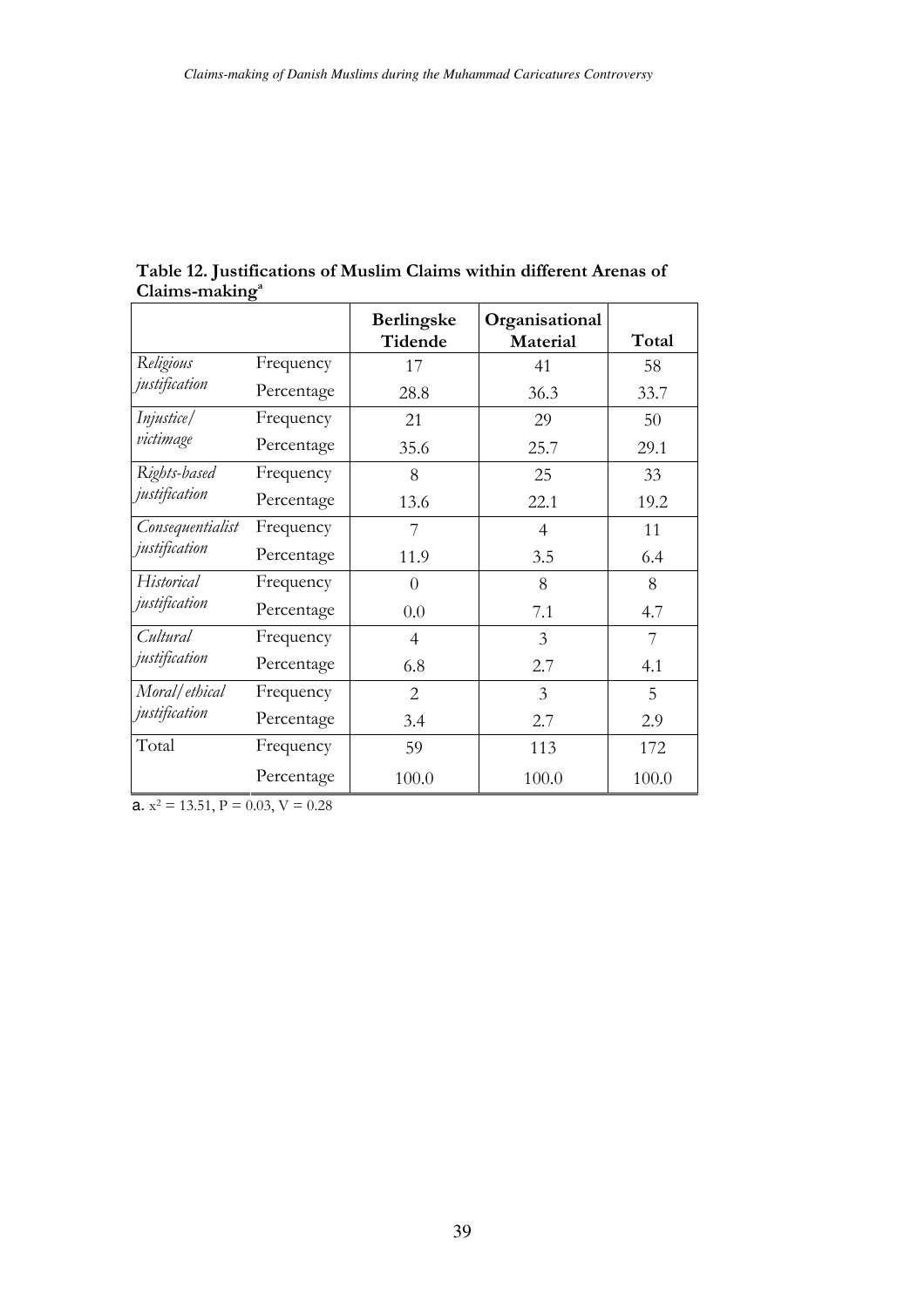**Table 12. Justifications of Muslim Claims within different Arenas of Claims-making[a]**

| | | Berlingske Tidende | Organisational Material | Total |
|---|---|---|---|---|
| *Religious justification* | Frequency | 17 | 41 | 58 |
| | Percentage | 28.8 | 36.3 | 33.7 |
| *Injustice/ victimage* | Frequency | 21 | 29 | 50 |
| | Percentage | 35.6 | 25.7 | 29.1 |
| *Rights-based justification* | Frequency | 8 | 25 | 33 |
| | Percentage | 13.6 | 22.1 | 19.2 |
| *Consequentialist justification* | Frequency | 7 | 4 | 11 |
| | Percentage | 11.9 | 3.5 | 6.4 |
| *Historical justification* | Frequency | 0 | 8 | 8 |
| | Percentage | 0.0 | 7.1 | 4.7 |
| *Cultural justification* | Frequency | 4 | 3 | 7 |
| | Percentage | 6.8 | 2.7 | 4.1 |
| *Moral/ethical justification* | Frequency | 2 | 3 | 5 |
| | Percentage | 3.4 | 2.7 | 2.9 |
| Total | Frequency | 59 | 113 | 172 |
| | Percentage | 100.0 | 100.0 | 100.0 |

a. $x^2 = 13.51$, $P = 0.03$, $V = 0.28$